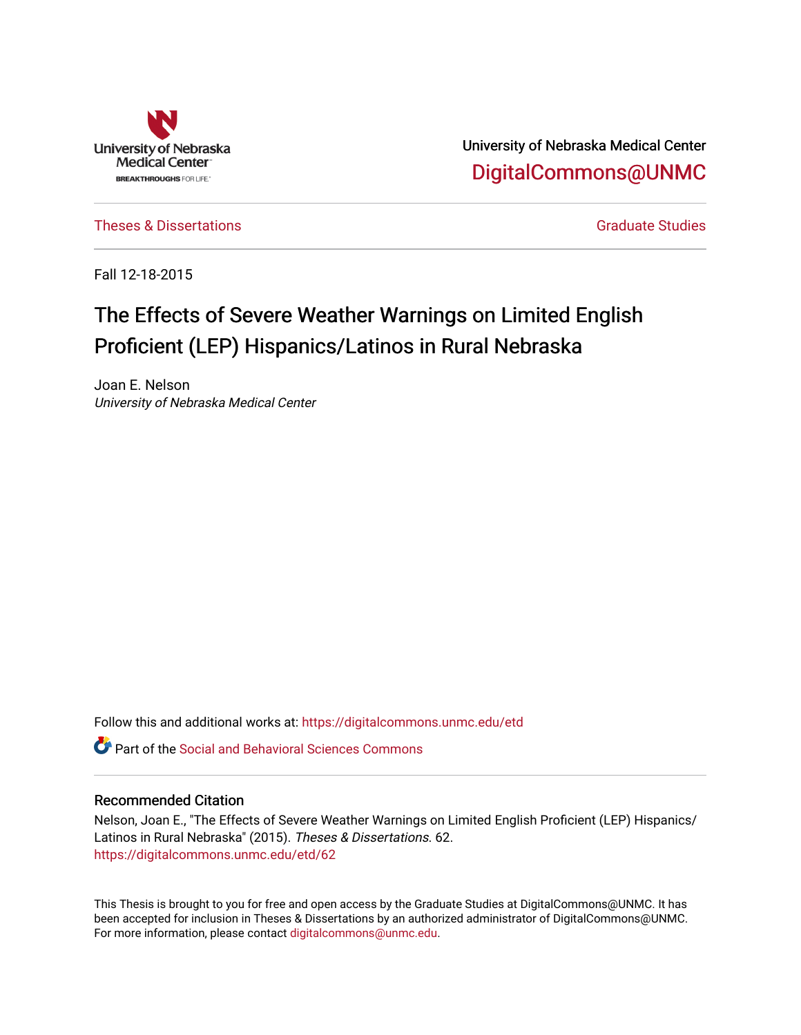University of Nebraska Medical Center

DigitalCommons@UNMC

Theses & Dissertations

Graduate Studies

Fall 12-18-2015

# The Effects of Severe Weather Warnings on Limited English Proficient (LEP) Hispanics/Latinos in Rural Nebraska

Joan E. Nelson
*University of Nebraska Medical Center*

Follow this and additional works at: https://digitalcommons.unmc.edu/etd

Part of the Social and Behavioral Sciences Commons

## Recommended Citation

Nelson, Joan E., "The Effects of Severe Weather Warnings on Limited English Proficient (LEP) Hispanics/Latinos in Rural Nebraska" (2015). *Theses & Dissertations*. 62.
https://digitalcommons.unmc.edu/etd/62

This Thesis is brought to you for free and open access by the Graduate Studies at DigitalCommons@UNMC. It has been accepted for inclusion in Theses & Dissertations by an authorized administrator of DigitalCommons@UNMC. For more information, please contact digitalcommons@unmc.edu.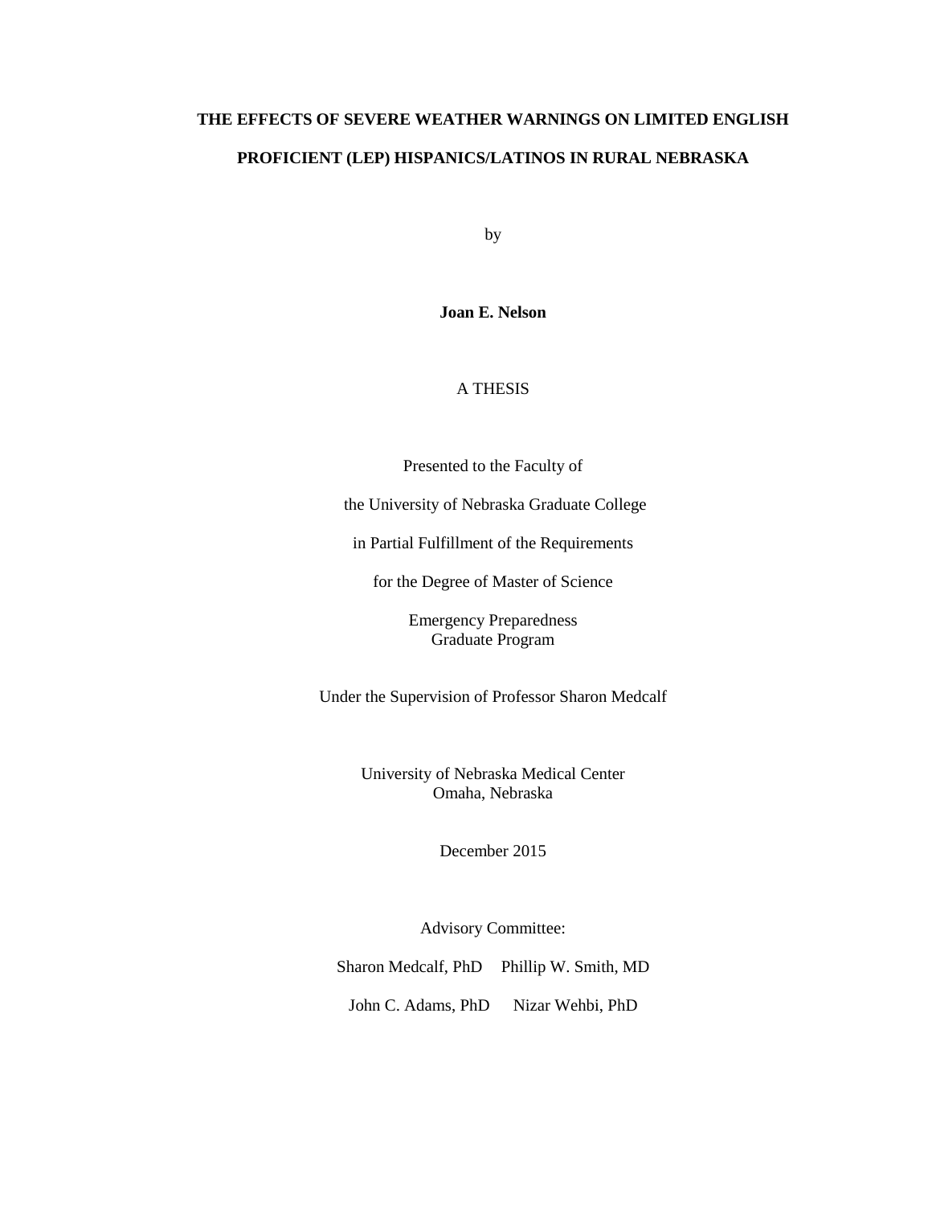# THE EFFECTS OF SEVERE WEATHER WARNINGS ON LIMITED ENGLISH PROFICIENT (LEP) HISPANICS/LATINOS IN RURAL NEBRASKA

by

**Joan E. Nelson**

A THESIS

Presented to the Faculty of

the University of Nebraska Graduate College

in Partial Fulfillment of the Requirements

for the Degree of Master of Science

Emergency Preparedness
Graduate Program

Under the Supervision of Professor Sharon Medcalf

University of Nebraska Medical Center
Omaha, Nebraska

December 2015

Advisory Committee:

Sharon Medcalf, PhD    Phillip W. Smith, MD

John C. Adams, PhD    Nizar Wehbi, PhD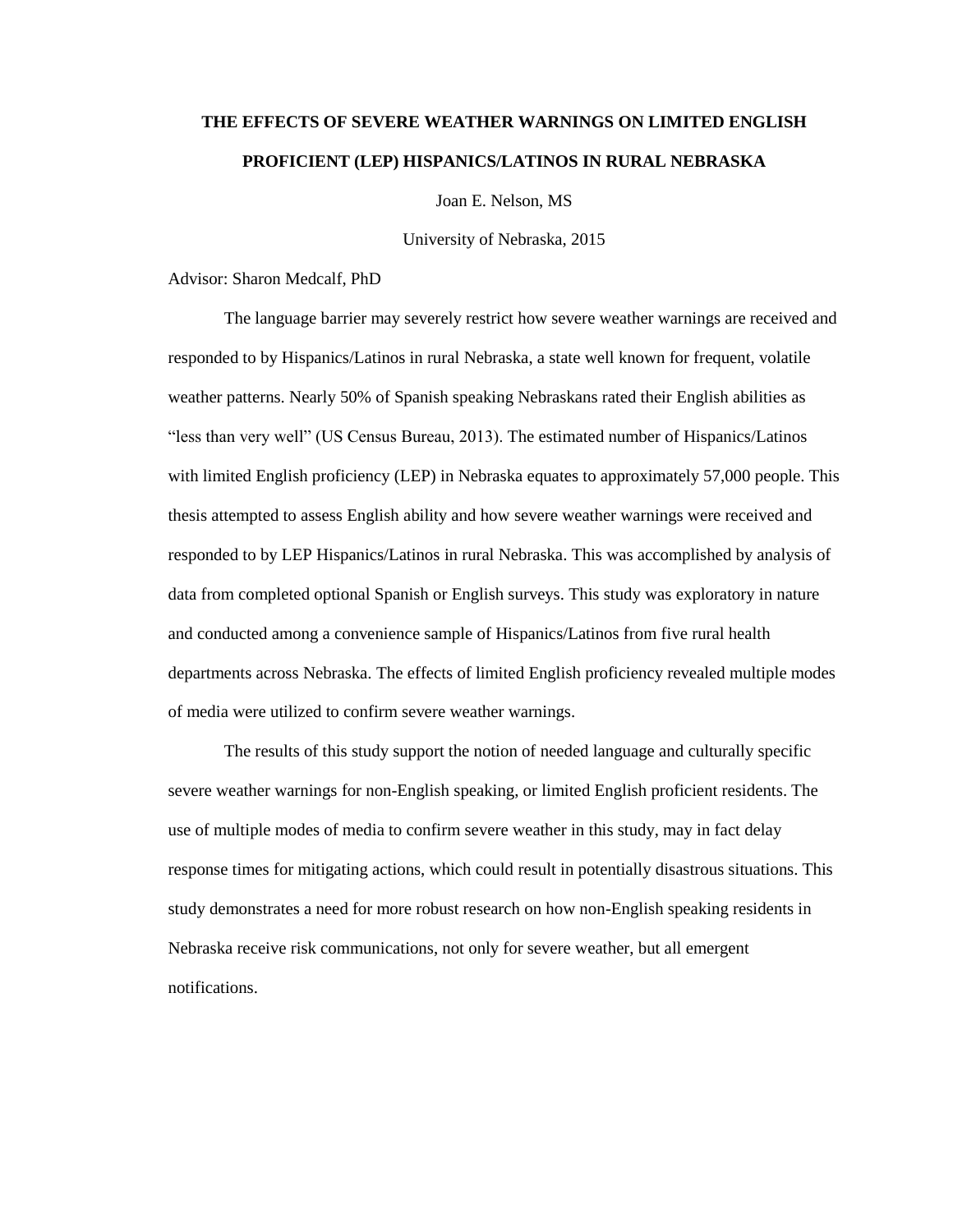**THE EFFECTS OF SEVERE WEATHER WARNINGS ON LIMITED ENGLISH PROFICIENT (LEP) HISPANICS/LATINOS IN RURAL NEBRASKA**

Joan E. Nelson, MS

University of Nebraska, 2015

Advisor: Sharon Medcalf, PhD

The language barrier may severely restrict how severe weather warnings are received and responded to by Hispanics/Latinos in rural Nebraska, a state well known for frequent, volatile weather patterns. Nearly 50% of Spanish speaking Nebraskans rated their English abilities as "less than very well" (US Census Bureau, 2013). The estimated number of Hispanics/Latinos with limited English proficiency (LEP) in Nebraska equates to approximately 57,000 people. This thesis attempted to assess English ability and how severe weather warnings were received and responded to by LEP Hispanics/Latinos in rural Nebraska. This was accomplished by analysis of data from completed optional Spanish or English surveys. This study was exploratory in nature and conducted among a convenience sample of Hispanics/Latinos from five rural health departments across Nebraska. The effects of limited English proficiency revealed multiple modes of media were utilized to confirm severe weather warnings.

The results of this study support the notion of needed language and culturally specific severe weather warnings for non-English speaking, or limited English proficient residents. The use of multiple modes of media to confirm severe weather in this study, may in fact delay response times for mitigating actions, which could result in potentially disastrous situations. This study demonstrates a need for more robust research on how non-English speaking residents in Nebraska receive risk communications, not only for severe weather, but all emergent notifications.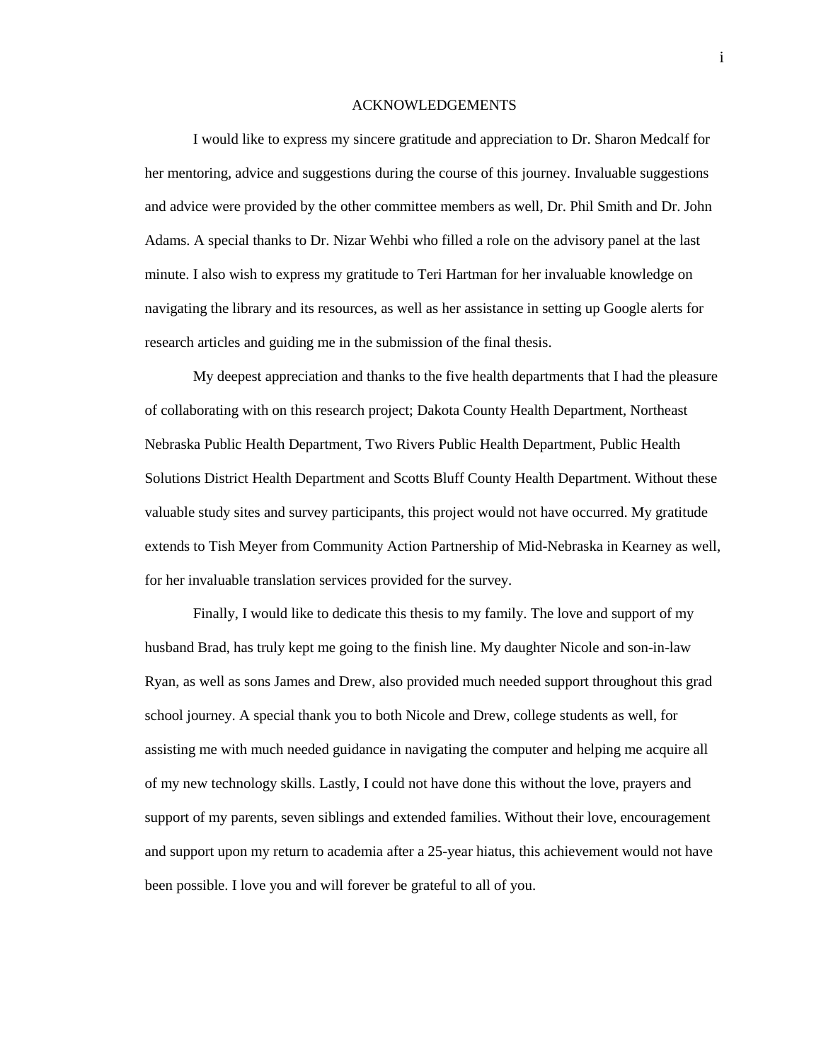# ACKNOWLEDGEMENTS

I would like to express my sincere gratitude and appreciation to Dr. Sharon Medcalf for her mentoring, advice and suggestions during the course of this journey. Invaluable suggestions and advice were provided by the other committee members as well, Dr. Phil Smith and Dr. John Adams. A special thanks to Dr. Nizar Wehbi who filled a role on the advisory panel at the last minute. I also wish to express my gratitude to Teri Hartman for her invaluable knowledge on navigating the library and its resources, as well as her assistance in setting up Google alerts for research articles and guiding me in the submission of the final thesis.

My deepest appreciation and thanks to the five health departments that I had the pleasure of collaborating with on this research project; Dakota County Health Department, Northeast Nebraska Public Health Department, Two Rivers Public Health Department, Public Health Solutions District Health Department and Scotts Bluff County Health Department. Without these valuable study sites and survey participants, this project would not have occurred. My gratitude extends to Tish Meyer from Community Action Partnership of Mid-Nebraska in Kearney as well, for her invaluable translation services provided for the survey.

Finally, I would like to dedicate this thesis to my family. The love and support of my husband Brad, has truly kept me going to the finish line. My daughter Nicole and son-in-law Ryan, as well as sons James and Drew, also provided much needed support throughout this grad school journey. A special thank you to both Nicole and Drew, college students as well, for assisting me with much needed guidance in navigating the computer and helping me acquire all of my new technology skills. Lastly, I could not have done this without the love, prayers and support of my parents, seven siblings and extended families. Without their love, encouragement and support upon my return to academia after a 25-year hiatus, this achievement would not have been possible. I love you and will forever be grateful to all of you.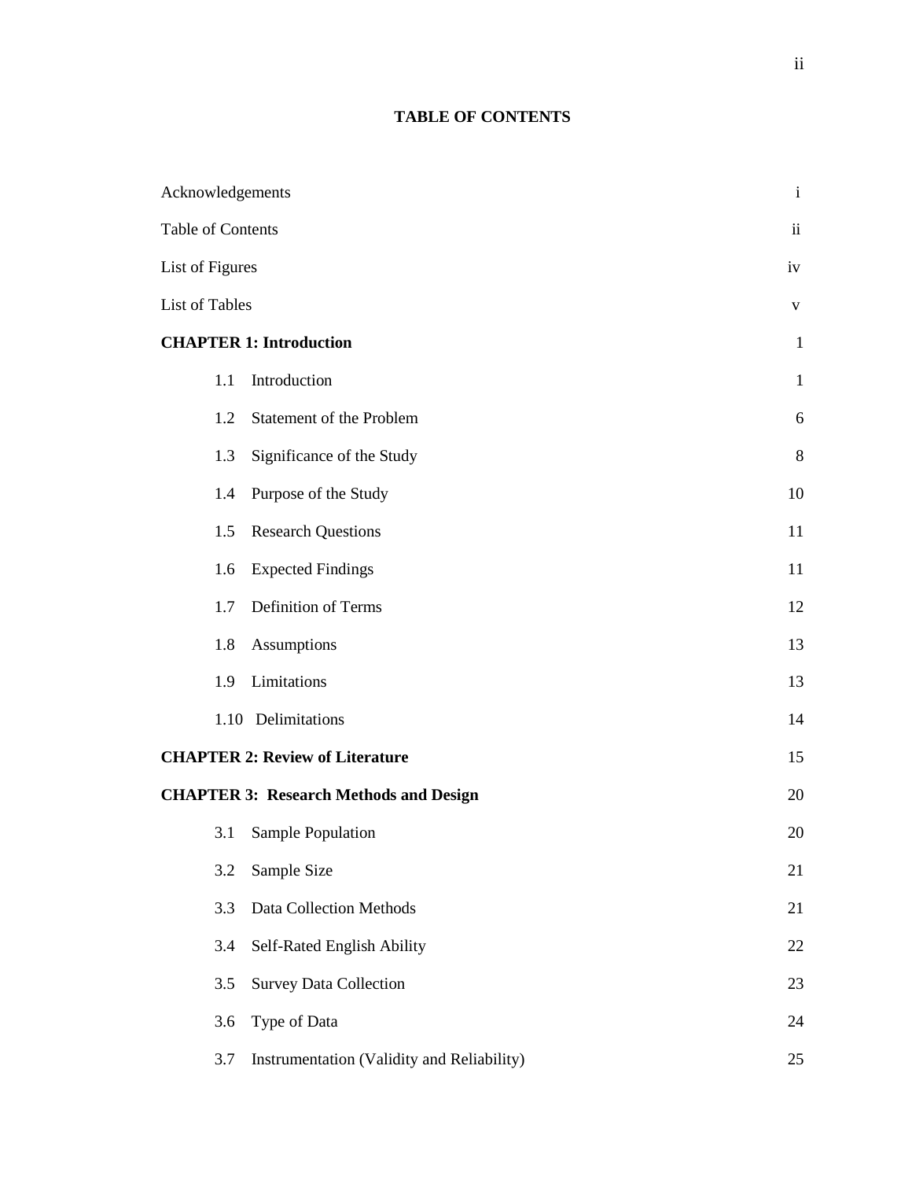# TABLE OF CONTENTS

| | |
|---|---|
| Acknowledgements | i |
| Table of Contents | ii |
| List of Figures | iv |
| List of Tables | v |
| **CHAPTER 1: Introduction** | 1 |
| 1.1 Introduction | 1 |
| 1.2 Statement of the Problem | 6 |
| 1.3 Significance of the Study | 8 |
| 1.4 Purpose of the Study | 10 |
| 1.5 Research Questions | 11 |
| 1.6 Expected Findings | 11 |
| 1.7 Definition of Terms | 12 |
| 1.8 Assumptions | 13 |
| 1.9 Limitations | 13 |
| 1.10 Delimitations | 14 |
| **CHAPTER 2: Review of Literature** | 15 |
| **CHAPTER 3: Research Methods and Design** | 20 |
| 3.1 Sample Population | 20 |
| 3.2 Sample Size | 21 |
| 3.3 Data Collection Methods | 21 |
| 3.4 Self-Rated English Ability | 22 |
| 3.5 Survey Data Collection | 23 |
| 3.6 Type of Data | 24 |
| 3.7 Instrumentation (Validity and Reliability) | 25 |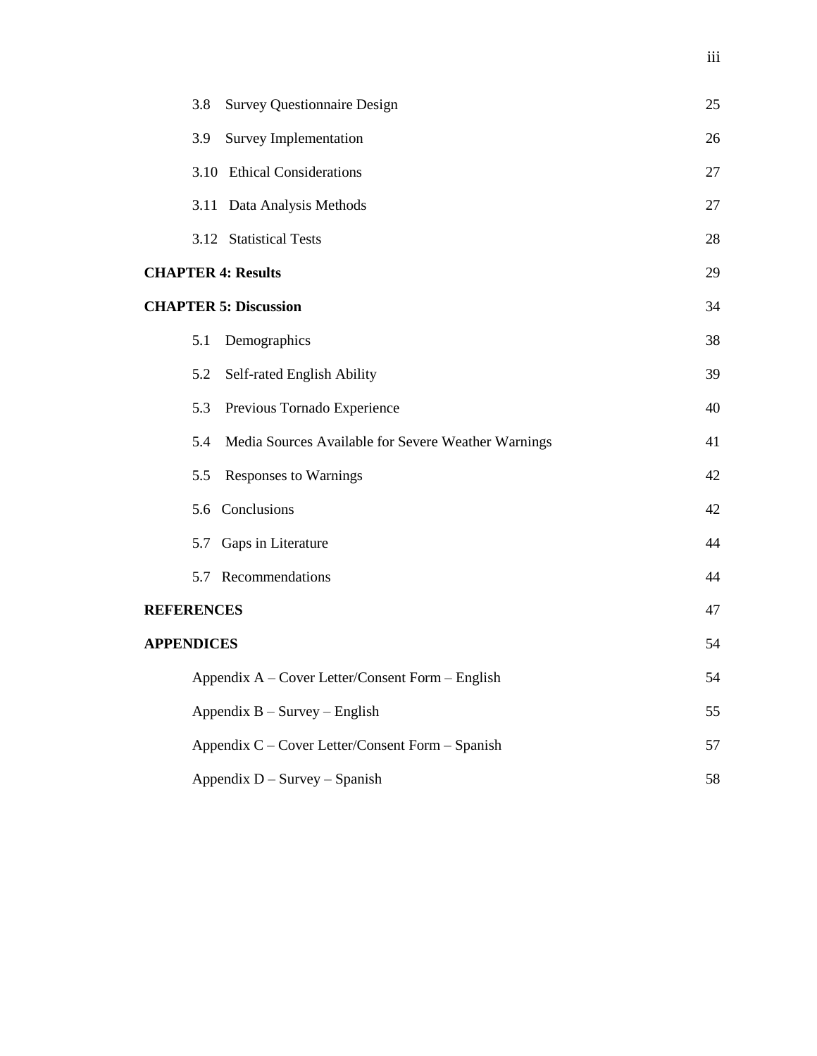| | |
|---|---|
| 3.8 Survey Questionnaire Design | 25 |
| 3.9 Survey Implementation | 26 |
| 3.10 Ethical Considerations | 27 |
| 3.11 Data Analysis Methods | 27 |
| 3.12 Statistical Tests | 28 |
| **CHAPTER 4: Results** | 29 |
| **CHAPTER 5: Discussion** | 34 |
| 5.1 Demographics | 38 |
| 5.2 Self-rated English Ability | 39 |
| 5.3 Previous Tornado Experience | 40 |
| 5.4 Media Sources Available for Severe Weather Warnings | 41 |
| 5.5 Responses to Warnings | 42 |
| 5.6 Conclusions | 42 |
| 5.7 Gaps in Literature | 44 |
| 5.7 Recommendations | 44 |
| **REFERENCES** | 47 |
| **APPENDICES** | 54 |
| Appendix A – Cover Letter/Consent Form – English | 54 |
| Appendix B – Survey – English | 55 |
| Appendix C – Cover Letter/Consent Form – Spanish | 57 |
| Appendix D – Survey – Spanish | 58 |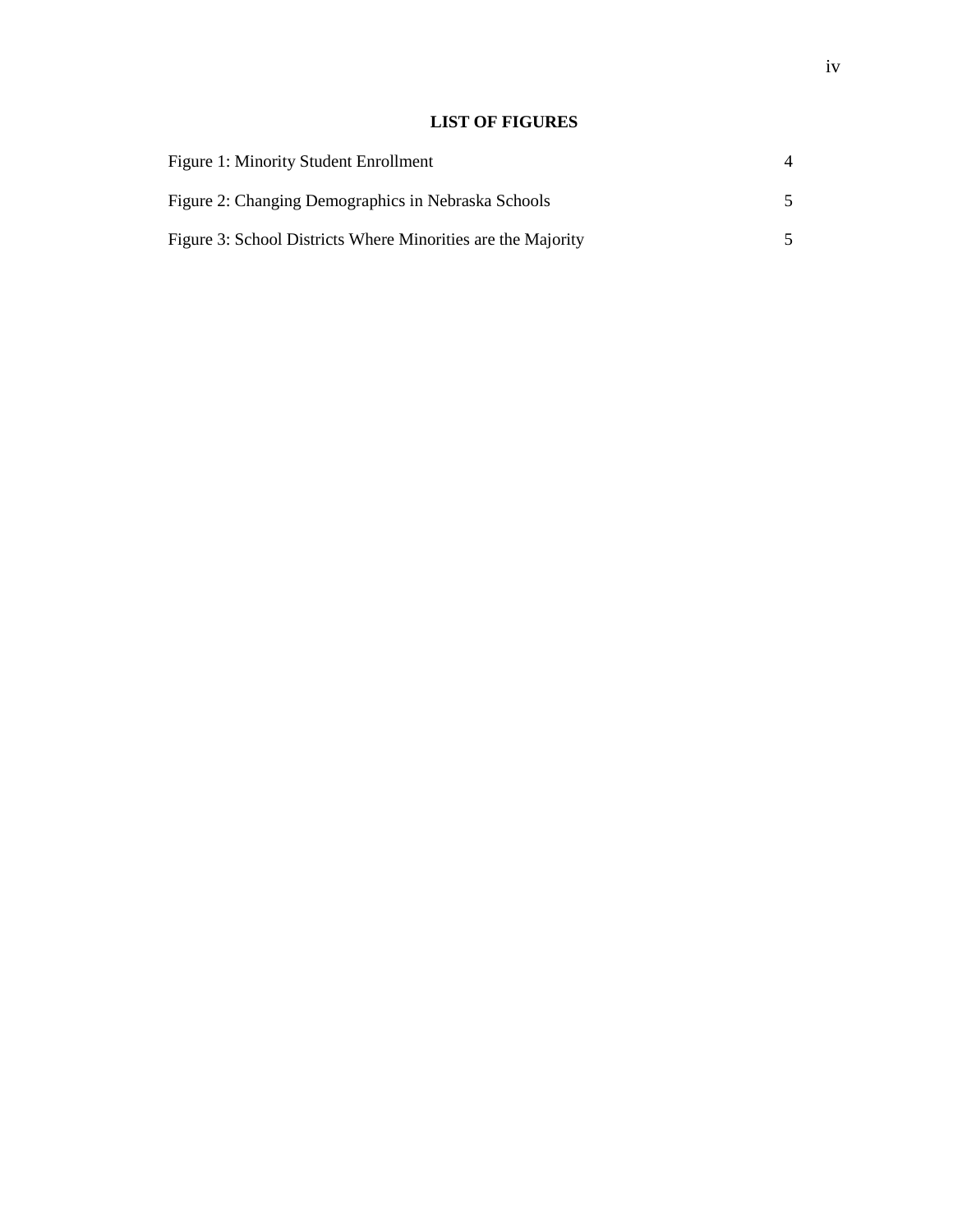## LIST OF FIGURES

| | |
|---|---|
| Figure 1: Minority Student Enrollment | 4 |
| Figure 2: Changing Demographics in Nebraska Schools | 5 |
| Figure 3: School Districts Where Minorities are the Majority | 5 |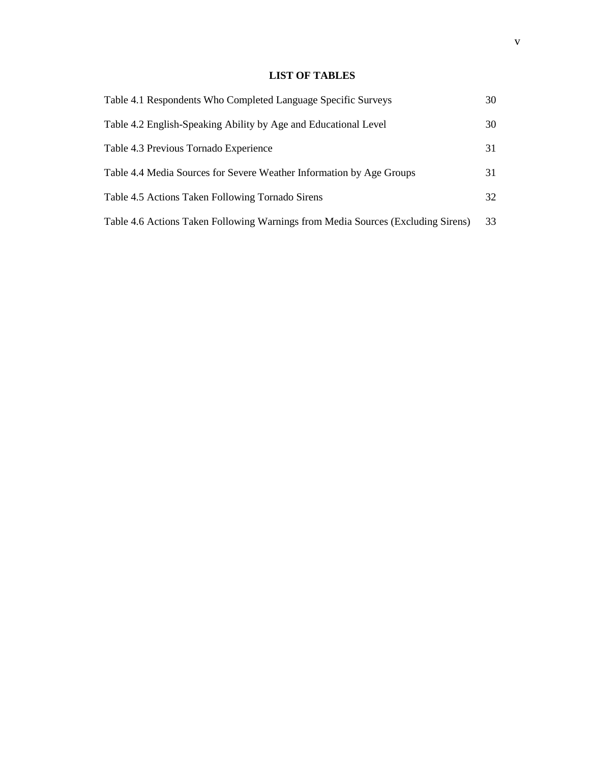## LIST OF TABLES

| | |
|---|---|
| Table 4.1 Respondents Who Completed Language Specific Surveys | 30 |
| Table 4.2 English-Speaking Ability by Age and Educational Level | 30 |
| Table 4.3 Previous Tornado Experience | 31 |
| Table 4.4 Media Sources for Severe Weather Information by Age Groups | 31 |
| Table 4.5 Actions Taken Following Tornado Sirens | 32 |
| Table 4.6 Actions Taken Following Warnings from Media Sources (Excluding Sirens) | 33 |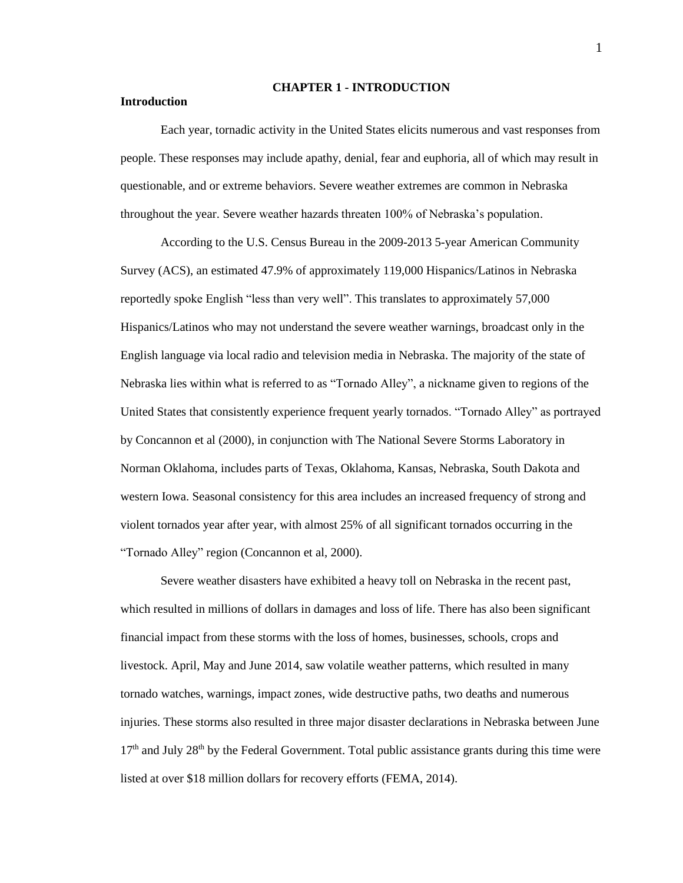# CHAPTER 1 - INTRODUCTION

## Introduction

Each year, tornadic activity in the United States elicits numerous and vast responses from people. These responses may include apathy, denial, fear and euphoria, all of which may result in questionable, and or extreme behaviors. Severe weather extremes are common in Nebraska throughout the year. Severe weather hazards threaten 100% of Nebraska's population.

According to the U.S. Census Bureau in the 2009-2013 5-year American Community Survey (ACS), an estimated 47.9% of approximately 119,000 Hispanics/Latinos in Nebraska reportedly spoke English "less than very well". This translates to approximately 57,000 Hispanics/Latinos who may not understand the severe weather warnings, broadcast only in the English language via local radio and television media in Nebraska. The majority of the state of Nebraska lies within what is referred to as "Tornado Alley", a nickname given to regions of the United States that consistently experience frequent yearly tornados. "Tornado Alley" as portrayed by Concannon et al (2000), in conjunction with The National Severe Storms Laboratory in Norman Oklahoma, includes parts of Texas, Oklahoma, Kansas, Nebraska, South Dakota and western Iowa. Seasonal consistency for this area includes an increased frequency of strong and violent tornados year after year, with almost 25% of all significant tornados occurring in the "Tornado Alley" region (Concannon et al, 2000).

Severe weather disasters have exhibited a heavy toll on Nebraska in the recent past, which resulted in millions of dollars in damages and loss of life. There has also been significant financial impact from these storms with the loss of homes, businesses, schools, crops and livestock. April, May and June 2014, saw volatile weather patterns, which resulted in many tornado watches, warnings, impact zones, wide destructive paths, two deaths and numerous injuries. These storms also resulted in three major disaster declarations in Nebraska between June 17th and July 28th by the Federal Government. Total public assistance grants during this time were listed at over $18 million dollars for recovery efforts (FEMA, 2014).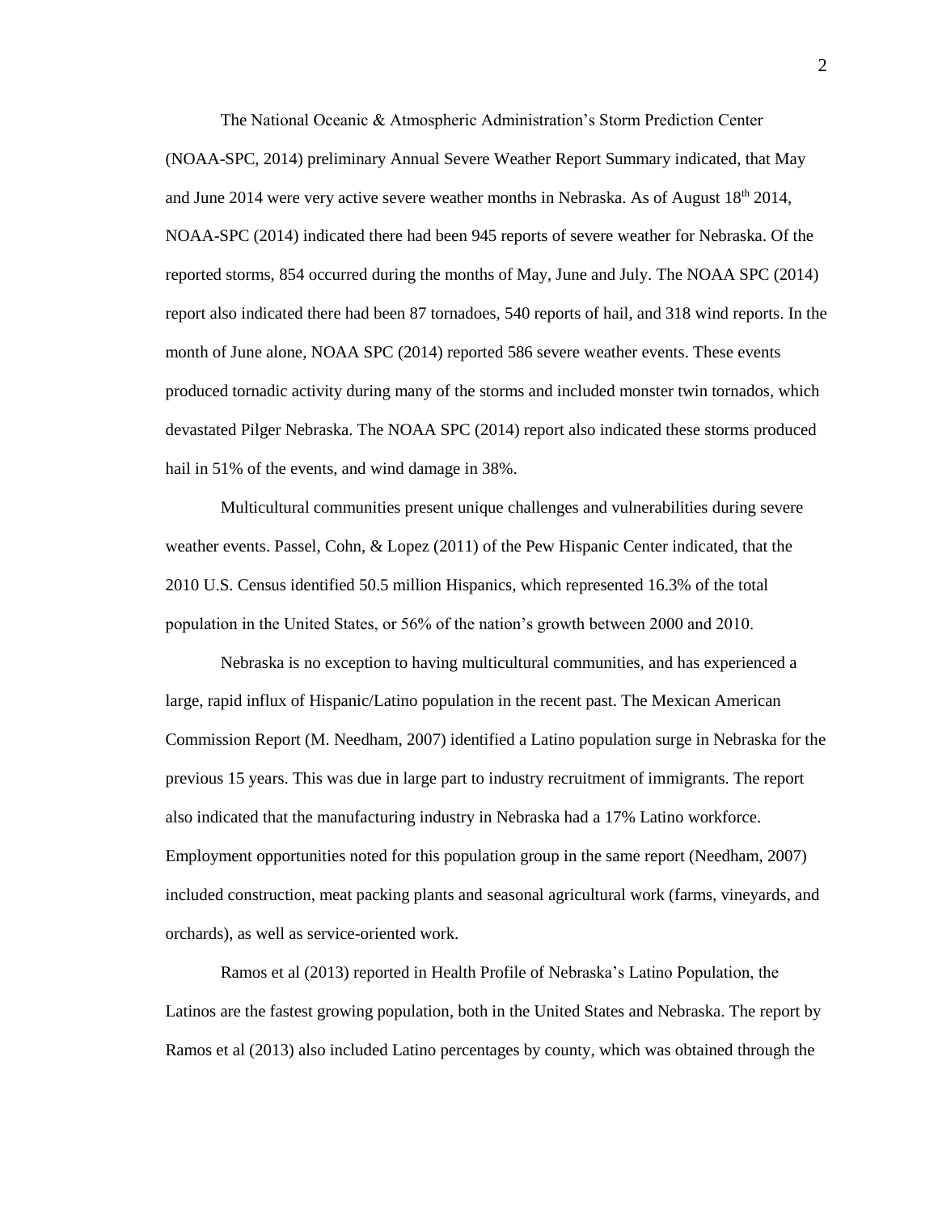The National Oceanic & Atmospheric Administration's Storm Prediction Center (NOAA-SPC, 2014) preliminary Annual Severe Weather Report Summary indicated, that May and June 2014 were very active severe weather months in Nebraska. As of August 18th 2014, NOAA-SPC (2014) indicated there had been 945 reports of severe weather for Nebraska. Of the reported storms, 854 occurred during the months of May, June and July. The NOAA SPC (2014) report also indicated there had been 87 tornadoes, 540 reports of hail, and 318 wind reports. In the month of June alone, NOAA SPC (2014) reported 586 severe weather events. These events produced tornadic activity during many of the storms and included monster twin tornados, which devastated Pilger Nebraska. The NOAA SPC (2014) report also indicated these storms produced hail in 51% of the events, and wind damage in 38%.

Multicultural communities present unique challenges and vulnerabilities during severe weather events. Passel, Cohn, & Lopez (2011) of the Pew Hispanic Center indicated, that the 2010 U.S. Census identified 50.5 million Hispanics, which represented 16.3% of the total population in the United States, or 56% of the nation's growth between 2000 and 2010.

Nebraska is no exception to having multicultural communities, and has experienced a large, rapid influx of Hispanic/Latino population in the recent past. The Mexican American Commission Report (M. Needham, 2007) identified a Latino population surge in Nebraska for the previous 15 years. This was due in large part to industry recruitment of immigrants. The report also indicated that the manufacturing industry in Nebraska had a 17% Latino workforce. Employment opportunities noted for this population group in the same report (Needham, 2007) included construction, meat packing plants and seasonal agricultural work (farms, vineyards, and orchards), as well as service-oriented work.

Ramos et al (2013) reported in Health Profile of Nebraska's Latino Population, the Latinos are the fastest growing population, both in the United States and Nebraska. The report by Ramos et al (2013) also included Latino percentages by county, which was obtained through the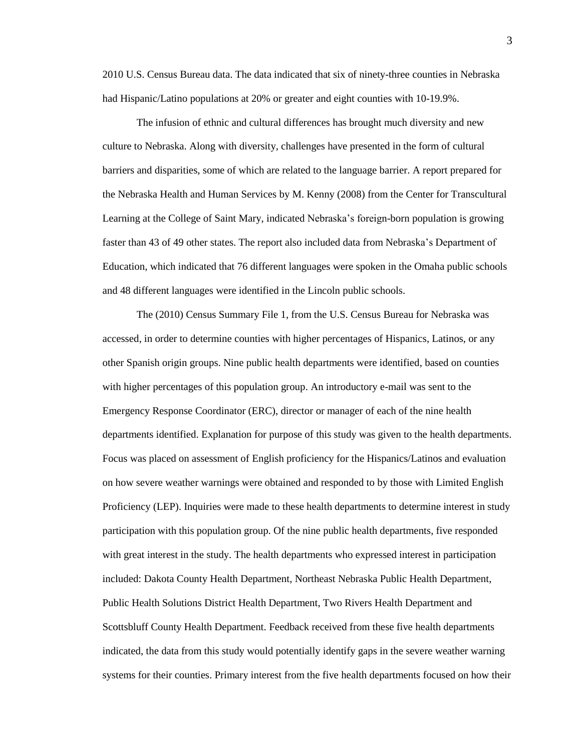2010 U.S. Census Bureau data. The data indicated that six of ninety-three counties in Nebraska had Hispanic/Latino populations at 20% or greater and eight counties with 10-19.9%.

The infusion of ethnic and cultural differences has brought much diversity and new culture to Nebraska. Along with diversity, challenges have presented in the form of cultural barriers and disparities, some of which are related to the language barrier. A report prepared for the Nebraska Health and Human Services by M. Kenny (2008) from the Center for Transcultural Learning at the College of Saint Mary, indicated Nebraska's foreign-born population is growing faster than 43 of 49 other states. The report also included data from Nebraska's Department of Education, which indicated that 76 different languages were spoken in the Omaha public schools and 48 different languages were identified in the Lincoln public schools.

The (2010) Census Summary File 1, from the U.S. Census Bureau for Nebraska was accessed, in order to determine counties with higher percentages of Hispanics, Latinos, or any other Spanish origin groups. Nine public health departments were identified, based on counties with higher percentages of this population group. An introductory e-mail was sent to the Emergency Response Coordinator (ERC), director or manager of each of the nine health departments identified. Explanation for purpose of this study was given to the health departments. Focus was placed on assessment of English proficiency for the Hispanics/Latinos and evaluation on how severe weather warnings were obtained and responded to by those with Limited English Proficiency (LEP). Inquiries were made to these health departments to determine interest in study participation with this population group. Of the nine public health departments, five responded with great interest in the study. The health departments who expressed interest in participation included: Dakota County Health Department, Northeast Nebraska Public Health Department, Public Health Solutions District Health Department, Two Rivers Health Department and Scottsbluff County Health Department. Feedback received from these five health departments indicated, the data from this study would potentially identify gaps in the severe weather warning systems for their counties. Primary interest from the five health departments focused on how their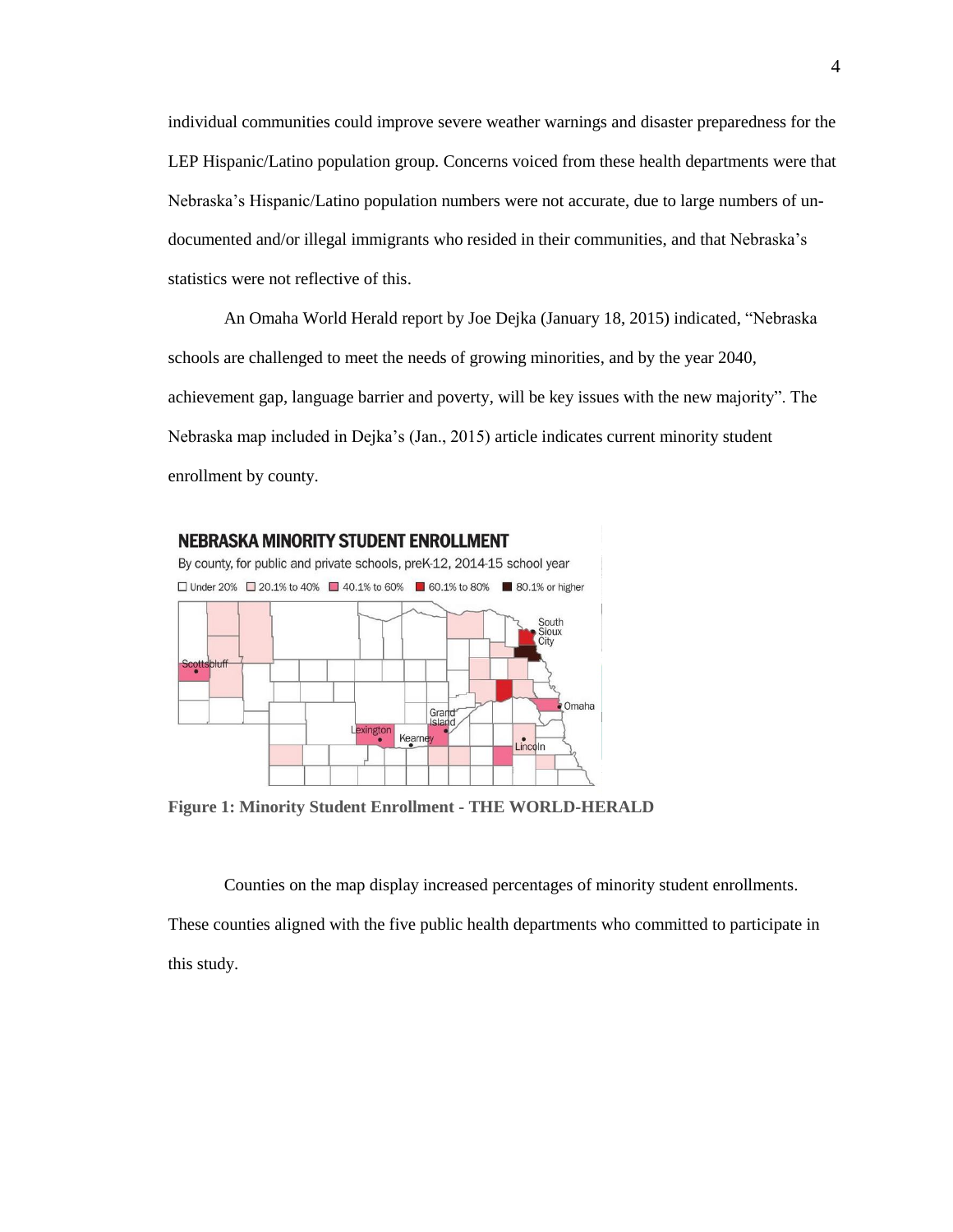individual communities could improve severe weather warnings and disaster preparedness for the LEP Hispanic/Latino population group. Concerns voiced from these health departments were that Nebraska's Hispanic/Latino population numbers were not accurate, due to large numbers of un-documented and/or illegal immigrants who resided in their communities, and that Nebraska's statistics were not reflective of this.

An Omaha World Herald report by Joe Dejka (January 18, 2015) indicated, "Nebraska schools are challenged to meet the needs of growing minorities, and by the year 2040, achievement gap, language barrier and poverty, will be key issues with the new majority". The Nebraska map included in Dejka's (Jan., 2015) article indicates current minority student enrollment by county.

**Figure 1: Minority Student Enrollment - THE WORLD-HERALD**

Counties on the map display increased percentages of minority student enrollments. These counties aligned with the five public health departments who committed to participate in this study.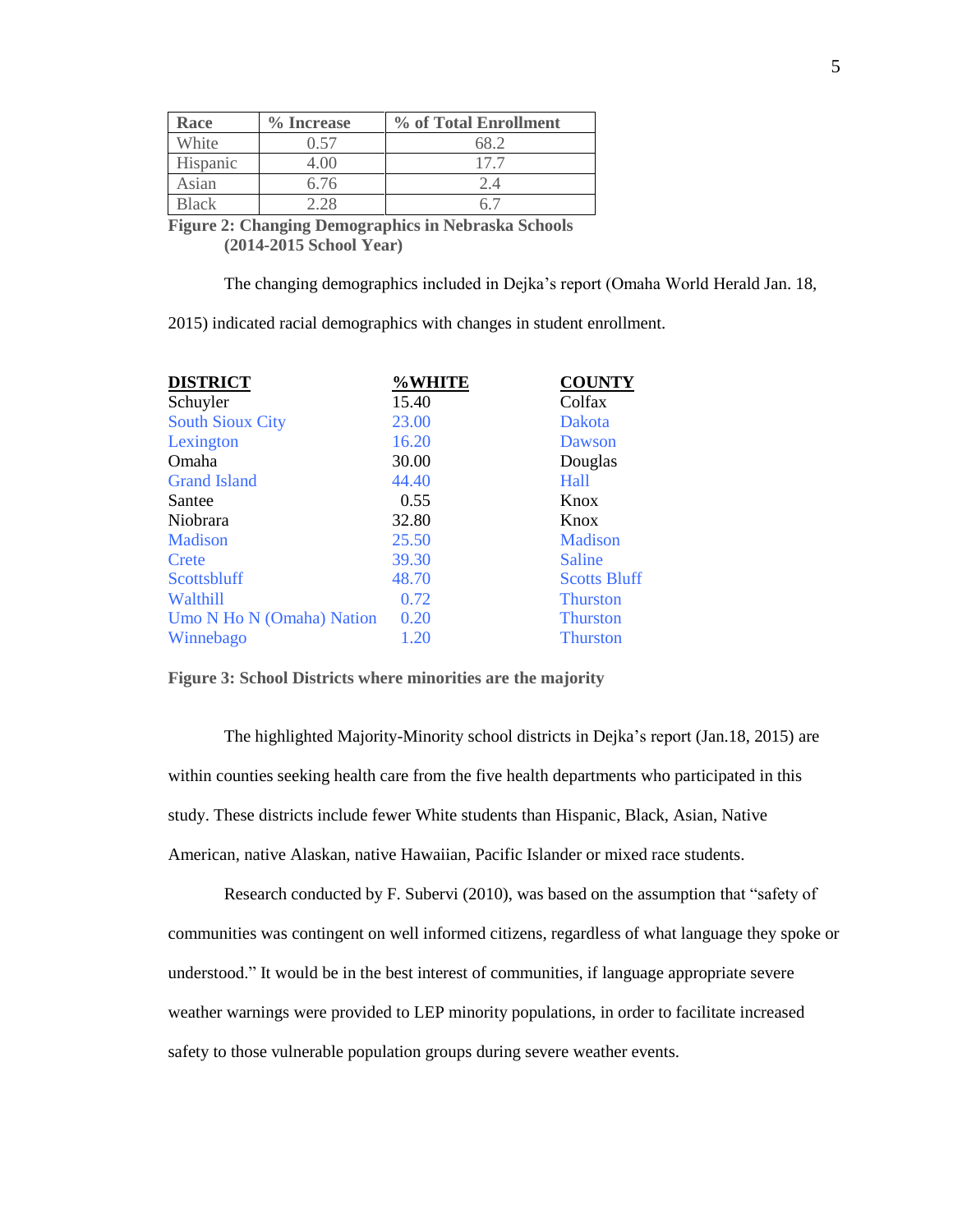| Race | % Increase | % of Total Enrollment |
|---|---|---|
| White | 0.57 | 68.2 |
| Hispanic | 4.00 | 17.7 |
| Asian | 6.76 | 2.4 |
| Black | 2.28 | 6.7 |

**Figure 2: Changing Demographics in Nebraska Schools (2014-2015 School Year)**

The changing demographics included in Dejka's report (Omaha World Herald Jan. 18, 2015) indicated racial demographics with changes in student enrollment.

| DISTRICT | %WHITE | COUNTY |
|---|---|---|
| Schuyler | 15.40 | Colfax |
| South Sioux City | 23.00 | Dakota |
| Lexington | 16.20 | Dawson |
| Omaha | 30.00 | Douglas |
| Grand Island | 44.40 | Hall |
| Santee | 0.55 | Knox |
| Niobrara | 32.80 | Knox |
| Madison | 25.50 | Madison |
| Crete | 39.30 | Saline |
| Scottsbluff | 48.70 | Scotts Bluff |
| Walthill | 0.72 | Thurston |
| Umo N Ho N (Omaha) Nation | 0.20 | Thurston |
| Winnebago | 1.20 | Thurston |

**Figure 3: School Districts where minorities are the majority**

The highlighted Majority-Minority school districts in Dejka's report (Jan.18, 2015) are within counties seeking health care from the five health departments who participated in this study. These districts include fewer White students than Hispanic, Black, Asian, Native American, native Alaskan, native Hawaiian, Pacific Islander or mixed race students.

Research conducted by F. Subervi (2010), was based on the assumption that "safety of communities was contingent on well informed citizens, regardless of what language they spoke or understood." It would be in the best interest of communities, if language appropriate severe weather warnings were provided to LEP minority populations, in order to facilitate increased safety to those vulnerable population groups during severe weather events.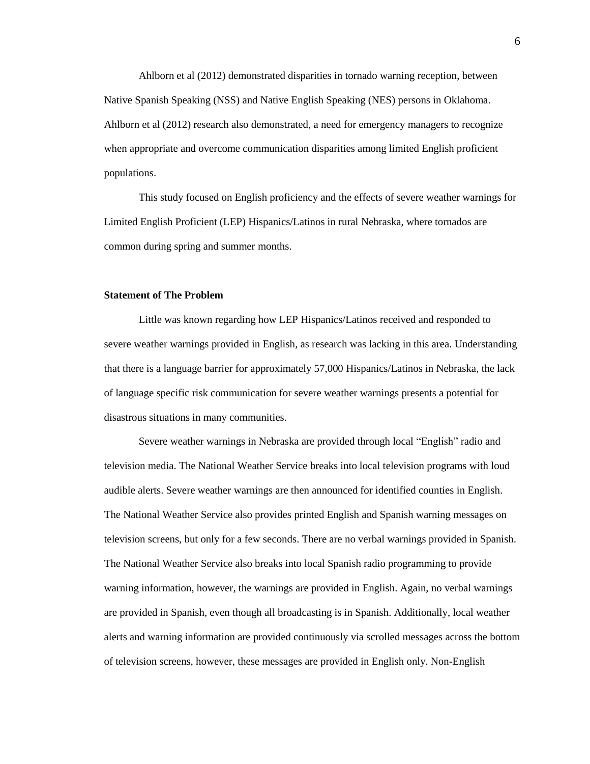Ahlborn et al (2012) demonstrated disparities in tornado warning reception, between Native Spanish Speaking (NSS) and Native English Speaking (NES) persons in Oklahoma. Ahlborn et al (2012) research also demonstrated, a need for emergency managers to recognize when appropriate and overcome communication disparities among limited English proficient populations.

This study focused on English proficiency and the effects of severe weather warnings for Limited English Proficient (LEP) Hispanics/Latinos in rural Nebraska, where tornados are common during spring and summer months.

**Statement of The Problem**

Little was known regarding how LEP Hispanics/Latinos received and responded to severe weather warnings provided in English, as research was lacking in this area. Understanding that there is a language barrier for approximately 57,000 Hispanics/Latinos in Nebraska, the lack of language specific risk communication for severe weather warnings presents a potential for disastrous situations in many communities.

Severe weather warnings in Nebraska are provided through local "English" radio and television media. The National Weather Service breaks into local television programs with loud audible alerts. Severe weather warnings are then announced for identified counties in English. The National Weather Service also provides printed English and Spanish warning messages on television screens, but only for a few seconds. There are no verbal warnings provided in Spanish. The National Weather Service also breaks into local Spanish radio programming to provide warning information, however, the warnings are provided in English. Again, no verbal warnings are provided in Spanish, even though all broadcasting is in Spanish. Additionally, local weather alerts and warning information are provided continuously via scrolled messages across the bottom of television screens, however, these messages are provided in English only. Non-English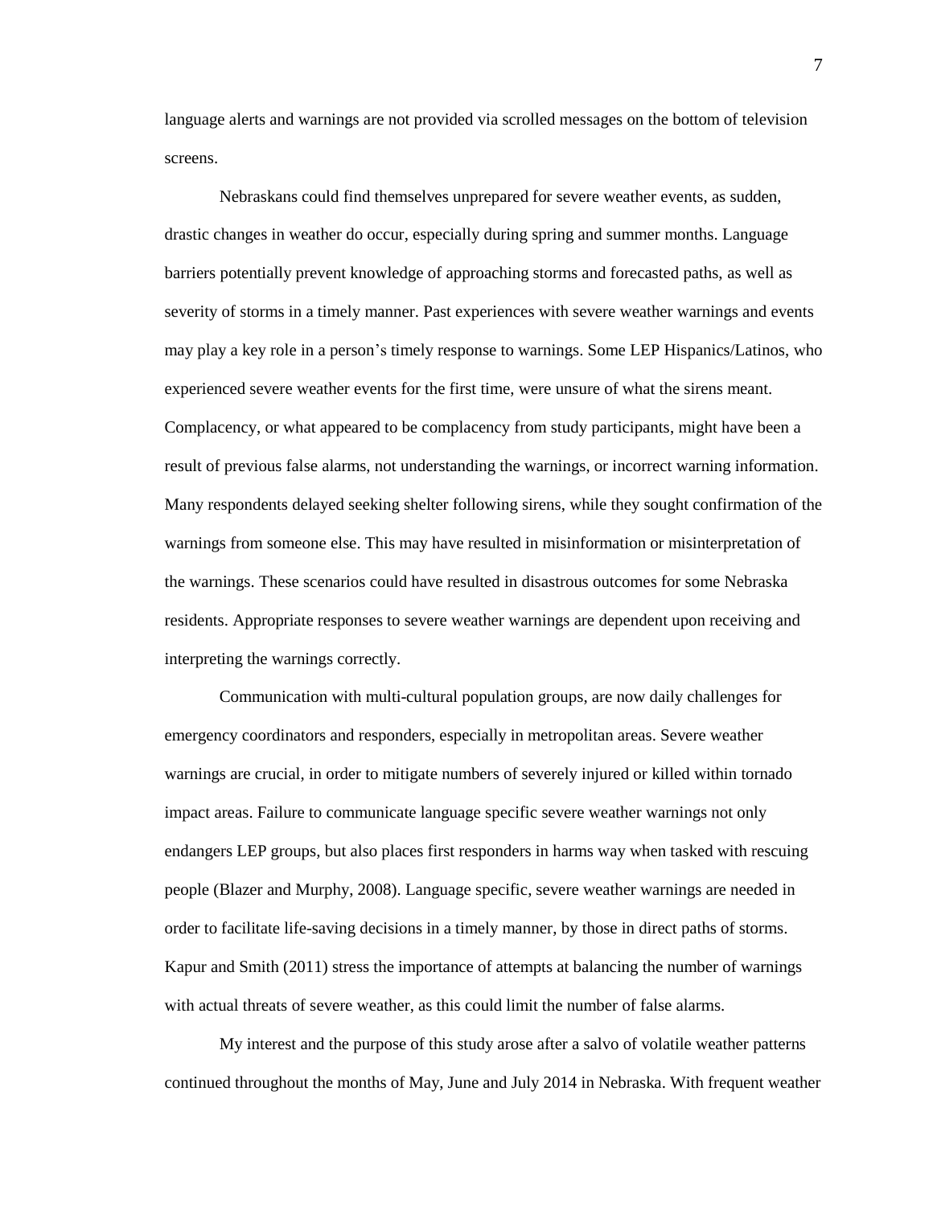language alerts and warnings are not provided via scrolled messages on the bottom of television screens.

Nebraskans could find themselves unprepared for severe weather events, as sudden, drastic changes in weather do occur, especially during spring and summer months. Language barriers potentially prevent knowledge of approaching storms and forecasted paths, as well as severity of storms in a timely manner. Past experiences with severe weather warnings and events may play a key role in a person's timely response to warnings. Some LEP Hispanics/Latinos, who experienced severe weather events for the first time, were unsure of what the sirens meant. Complacency, or what appeared to be complacency from study participants, might have been a result of previous false alarms, not understanding the warnings, or incorrect warning information. Many respondents delayed seeking shelter following sirens, while they sought confirmation of the warnings from someone else. This may have resulted in misinformation or misinterpretation of the warnings. These scenarios could have resulted in disastrous outcomes for some Nebraska residents. Appropriate responses to severe weather warnings are dependent upon receiving and interpreting the warnings correctly.

Communication with multi-cultural population groups, are now daily challenges for emergency coordinators and responders, especially in metropolitan areas. Severe weather warnings are crucial, in order to mitigate numbers of severely injured or killed within tornado impact areas. Failure to communicate language specific severe weather warnings not only endangers LEP groups, but also places first responders in harms way when tasked with rescuing people (Blazer and Murphy, 2008). Language specific, severe weather warnings are needed in order to facilitate life-saving decisions in a timely manner, by those in direct paths of storms. Kapur and Smith (2011) stress the importance of attempts at balancing the number of warnings with actual threats of severe weather, as this could limit the number of false alarms.

My interest and the purpose of this study arose after a salvo of volatile weather patterns continued throughout the months of May, June and July 2014 in Nebraska. With frequent weather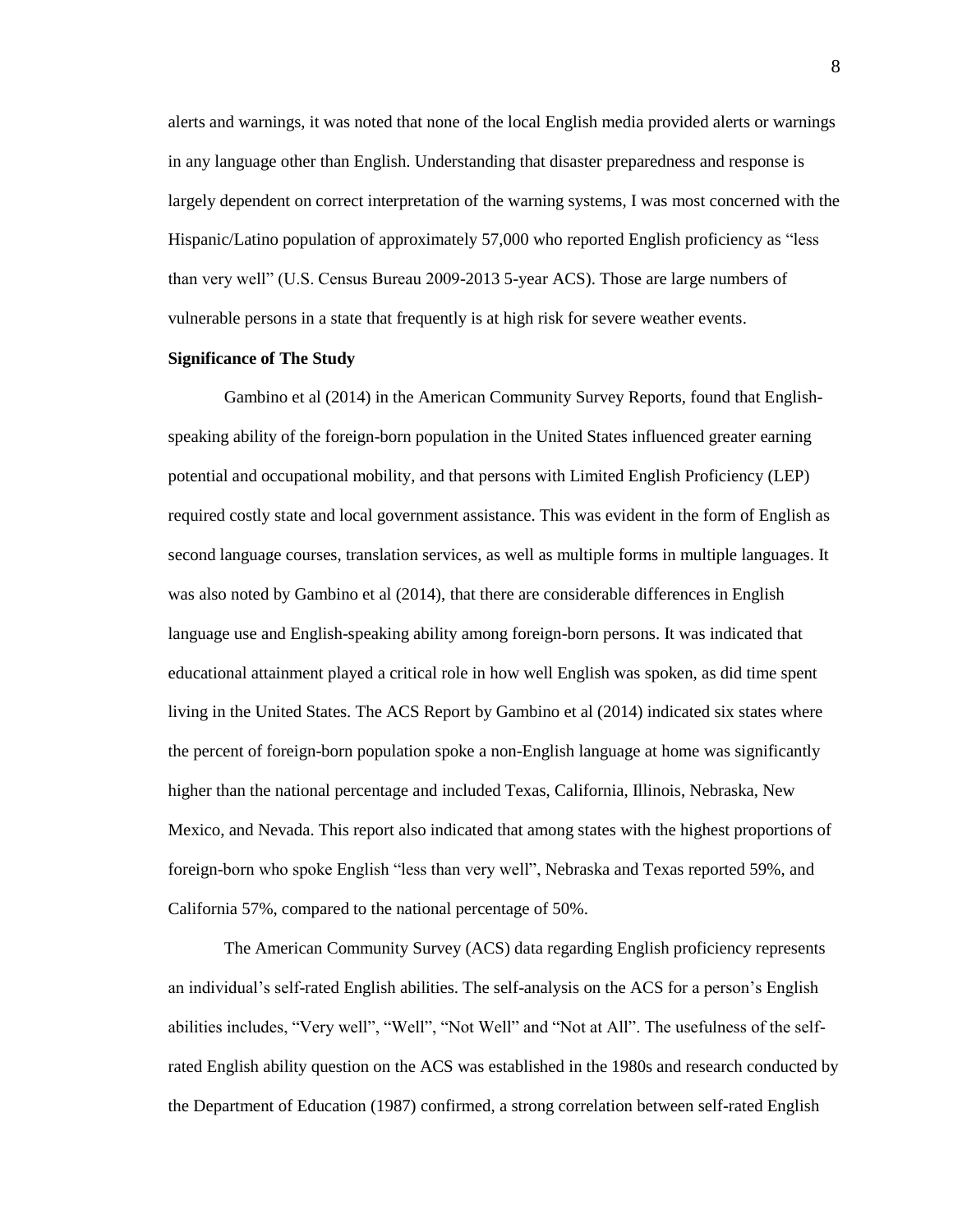alerts and warnings, it was noted that none of the local English media provided alerts or warnings in any language other than English. Understanding that disaster preparedness and response is largely dependent on correct interpretation of the warning systems, I was most concerned with the Hispanic/Latino population of approximately 57,000 who reported English proficiency as "less than very well" (U.S. Census Bureau 2009-2013 5-year ACS). Those are large numbers of vulnerable persons in a state that frequently is at high risk for severe weather events.

**Significance of The Study**

Gambino et al (2014) in the American Community Survey Reports, found that English-speaking ability of the foreign-born population in the United States influenced greater earning potential and occupational mobility, and that persons with Limited English Proficiency (LEP) required costly state and local government assistance. This was evident in the form of English as second language courses, translation services, as well as multiple forms in multiple languages. It was also noted by Gambino et al (2014), that there are considerable differences in English language use and English-speaking ability among foreign-born persons. It was indicated that educational attainment played a critical role in how well English was spoken, as did time spent living in the United States. The ACS Report by Gambino et al (2014) indicated six states where the percent of foreign-born population spoke a non-English language at home was significantly higher than the national percentage and included Texas, California, Illinois, Nebraska, New Mexico, and Nevada. This report also indicated that among states with the highest proportions of foreign-born who spoke English "less than very well", Nebraska and Texas reported 59%, and California 57%, compared to the national percentage of 50%.

The American Community Survey (ACS) data regarding English proficiency represents an individual's self-rated English abilities. The self-analysis on the ACS for a person's English abilities includes, "Very well", "Well", "Not Well" and "Not at All". The usefulness of the self-rated English ability question on the ACS was established in the 1980s and research conducted by the Department of Education (1987) confirmed, a strong correlation between self-rated English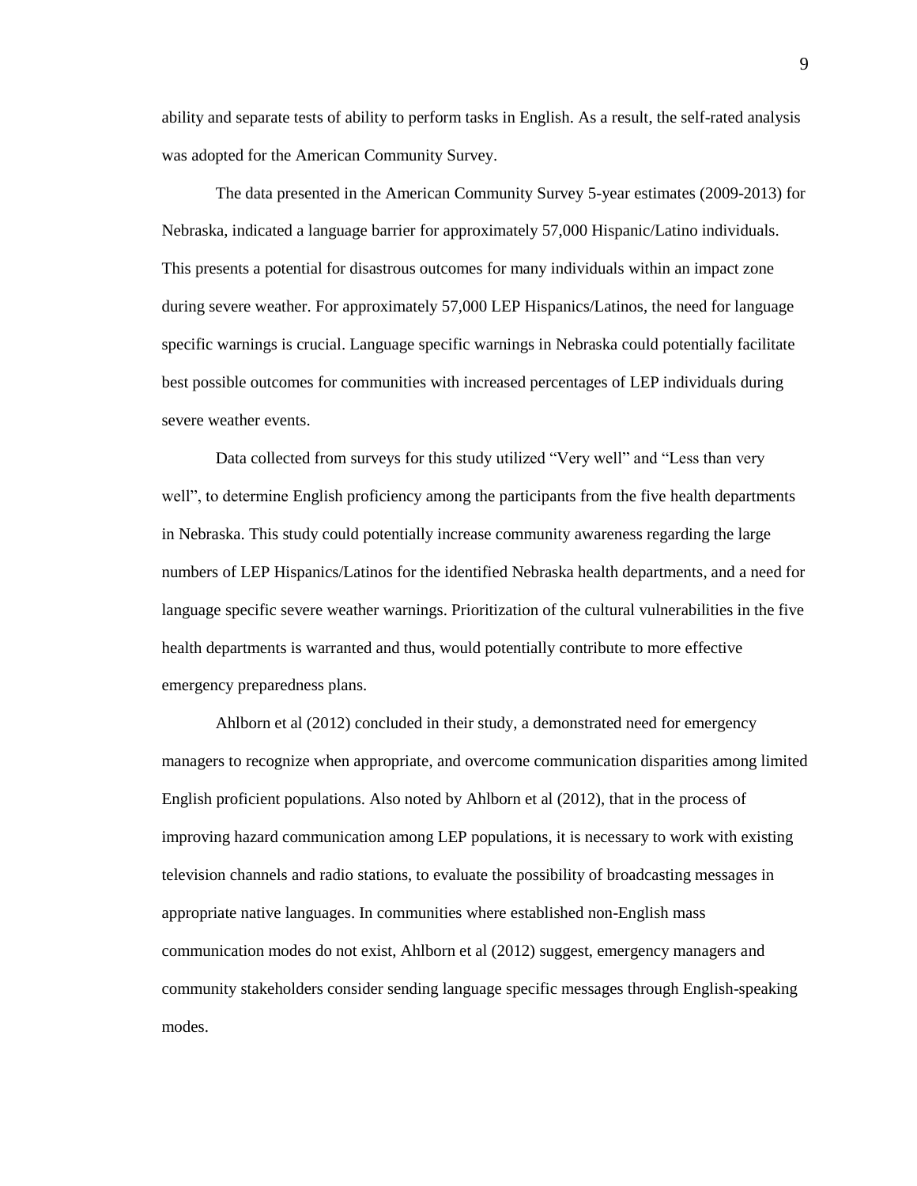ability and separate tests of ability to perform tasks in English. As a result, the self-rated analysis was adopted for the American Community Survey.

The data presented in the American Community Survey 5-year estimates (2009-2013) for Nebraska, indicated a language barrier for approximately 57,000 Hispanic/Latino individuals. This presents a potential for disastrous outcomes for many individuals within an impact zone during severe weather. For approximately 57,000 LEP Hispanics/Latinos, the need for language specific warnings is crucial. Language specific warnings in Nebraska could potentially facilitate best possible outcomes for communities with increased percentages of LEP individuals during severe weather events.

Data collected from surveys for this study utilized "Very well" and "Less than very well", to determine English proficiency among the participants from the five health departments in Nebraska. This study could potentially increase community awareness regarding the large numbers of LEP Hispanics/Latinos for the identified Nebraska health departments, and a need for language specific severe weather warnings. Prioritization of the cultural vulnerabilities in the five health departments is warranted and thus, would potentially contribute to more effective emergency preparedness plans.

Ahlborn et al (2012) concluded in their study, a demonstrated need for emergency managers to recognize when appropriate, and overcome communication disparities among limited English proficient populations. Also noted by Ahlborn et al (2012), that in the process of improving hazard communication among LEP populations, it is necessary to work with existing television channels and radio stations, to evaluate the possibility of broadcasting messages in appropriate native languages. In communities where established non-English mass communication modes do not exist, Ahlborn et al (2012) suggest, emergency managers and community stakeholders consider sending language specific messages through English-speaking modes.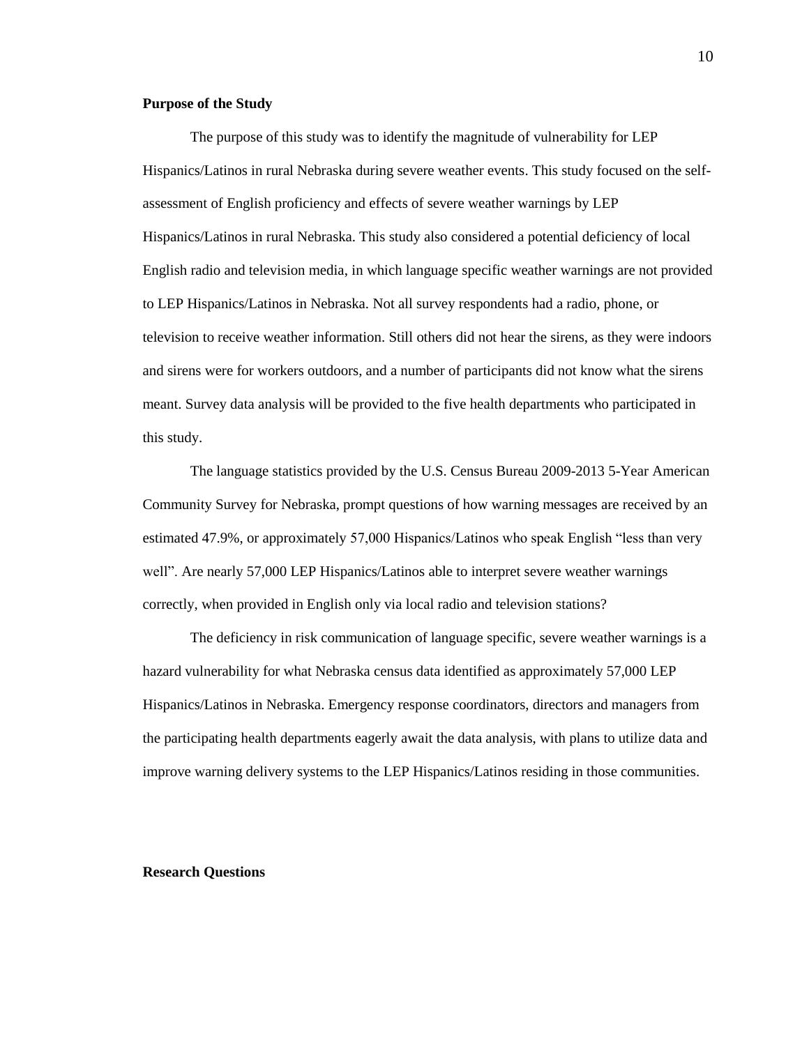## Purpose of the Study

The purpose of this study was to identify the magnitude of vulnerability for LEP Hispanics/Latinos in rural Nebraska during severe weather events. This study focused on the self-assessment of English proficiency and effects of severe weather warnings by LEP Hispanics/Latinos in rural Nebraska. This study also considered a potential deficiency of local English radio and television media, in which language specific weather warnings are not provided to LEP Hispanics/Latinos in Nebraska. Not all survey respondents had a radio, phone, or television to receive weather information. Still others did not hear the sirens, as they were indoors and sirens were for workers outdoors, and a number of participants did not know what the sirens meant. Survey data analysis will be provided to the five health departments who participated in this study.

The language statistics provided by the U.S. Census Bureau 2009-2013 5-Year American Community Survey for Nebraska, prompt questions of how warning messages are received by an estimated 47.9%, or approximately 57,000 Hispanics/Latinos who speak English "less than very well". Are nearly 57,000 LEP Hispanics/Latinos able to interpret severe weather warnings correctly, when provided in English only via local radio and television stations?

The deficiency in risk communication of language specific, severe weather warnings is a hazard vulnerability for what Nebraska census data identified as approximately 57,000 LEP Hispanics/Latinos in Nebraska. Emergency response coordinators, directors and managers from the participating health departments eagerly await the data analysis, with plans to utilize data and improve warning delivery systems to the LEP Hispanics/Latinos residing in those communities.

## Research Questions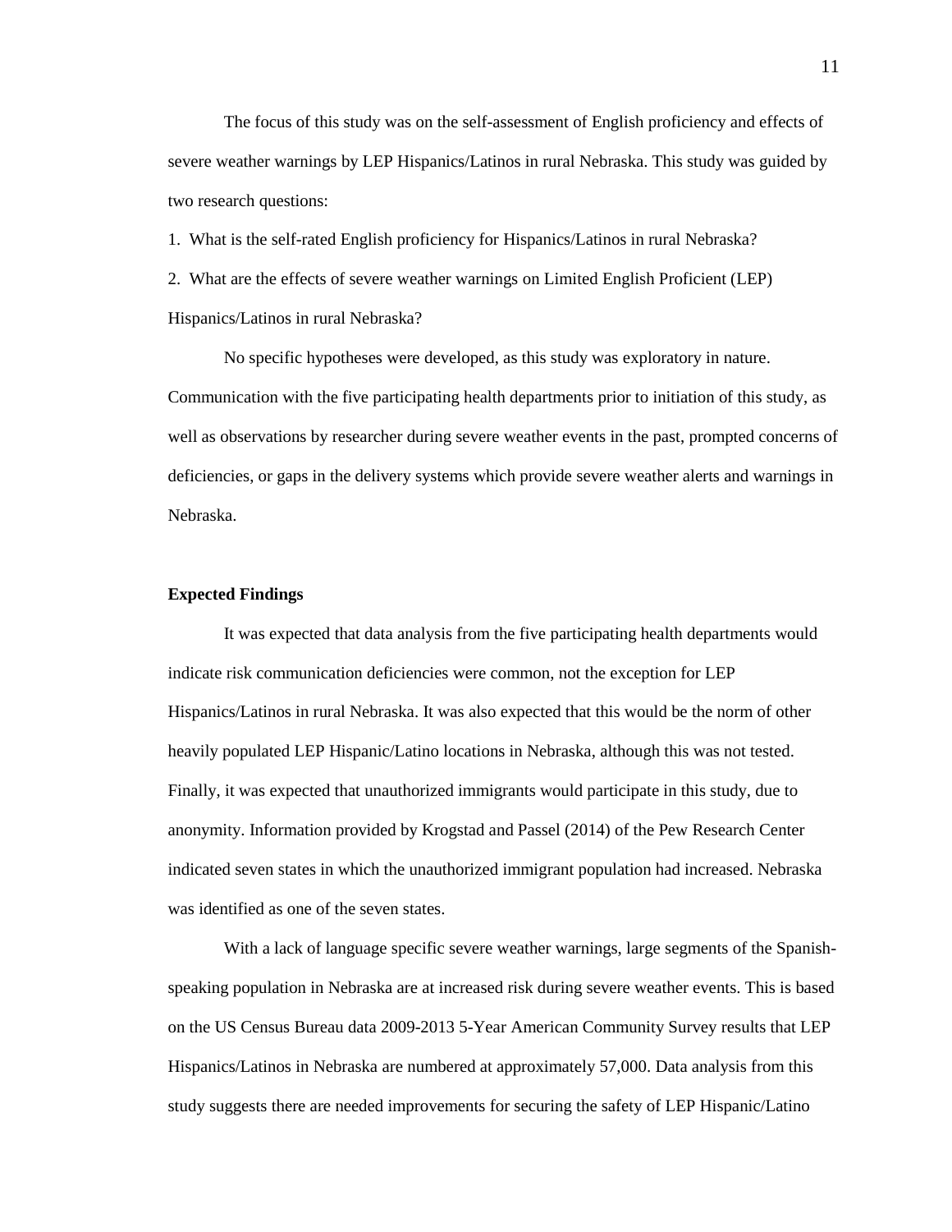The focus of this study was on the self-assessment of English proficiency and effects of severe weather warnings by LEP Hispanics/Latinos in rural Nebraska. This study was guided by two research questions:

1. What is the self-rated English proficiency for Hispanics/Latinos in rural Nebraska?
2. What are the effects of severe weather warnings on Limited English Proficient (LEP) Hispanics/Latinos in rural Nebraska?

No specific hypotheses were developed, as this study was exploratory in nature. Communication with the five participating health departments prior to initiation of this study, as well as observations by researcher during severe weather events in the past, prompted concerns of deficiencies, or gaps in the delivery systems which provide severe weather alerts and warnings in Nebraska.

**Expected Findings**

It was expected that data analysis from the five participating health departments would indicate risk communication deficiencies were common, not the exception for LEP Hispanics/Latinos in rural Nebraska. It was also expected that this would be the norm of other heavily populated LEP Hispanic/Latino locations in Nebraska, although this was not tested. Finally, it was expected that unauthorized immigrants would participate in this study, due to anonymity. Information provided by Krogstad and Passel (2014) of the Pew Research Center indicated seven states in which the unauthorized immigrant population had increased. Nebraska was identified as one of the seven states.

With a lack of language specific severe weather warnings, large segments of the Spanish-speaking population in Nebraska are at increased risk during severe weather events. This is based on the US Census Bureau data 2009-2013 5-Year American Community Survey results that LEP Hispanics/Latinos in Nebraska are numbered at approximately 57,000. Data analysis from this study suggests there are needed improvements for securing the safety of LEP Hispanic/Latino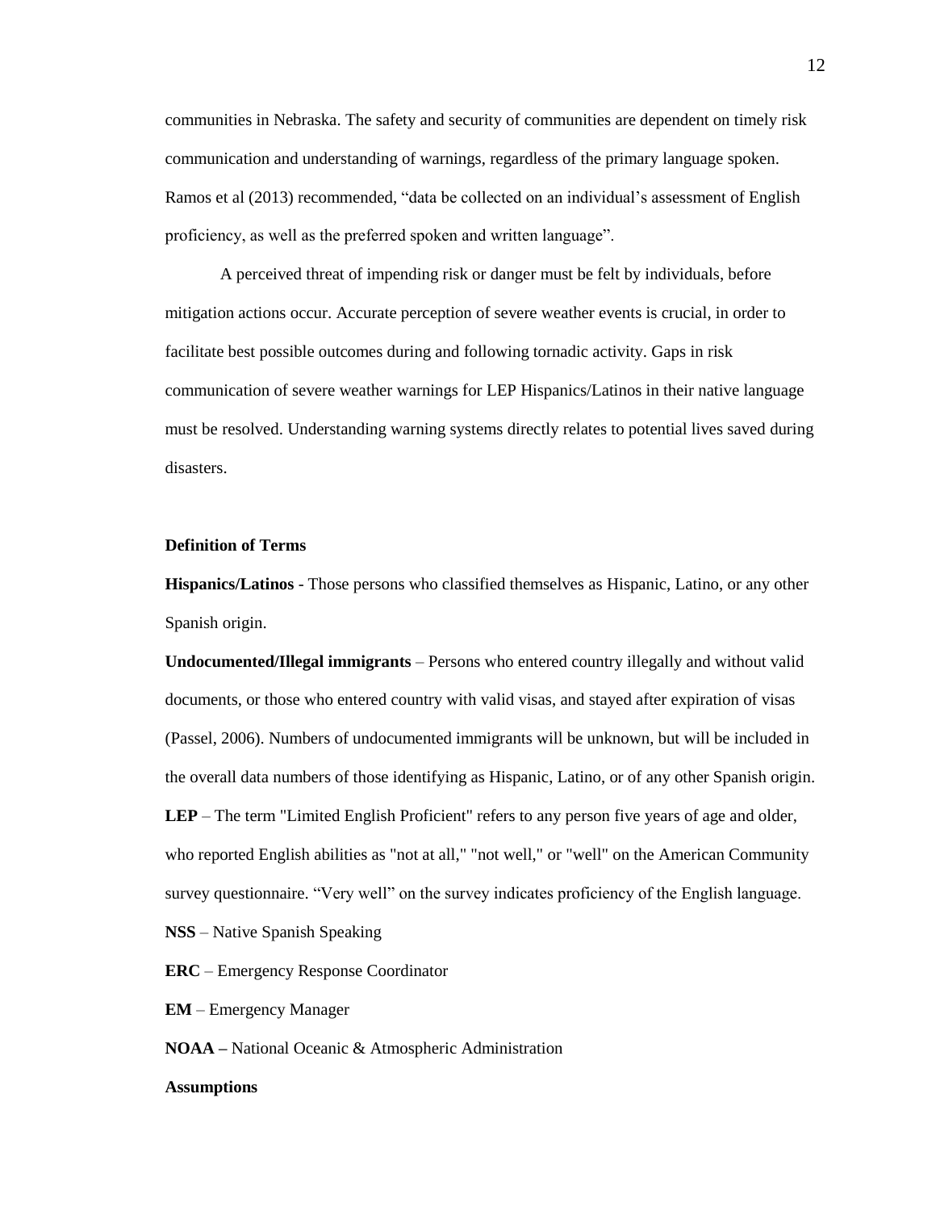communities in Nebraska. The safety and security of communities are dependent on timely risk communication and understanding of warnings, regardless of the primary language spoken. Ramos et al (2013) recommended, "data be collected on an individual's assessment of English proficiency, as well as the preferred spoken and written language".

A perceived threat of impending risk or danger must be felt by individuals, before mitigation actions occur. Accurate perception of severe weather events is crucial, in order to facilitate best possible outcomes during and following tornadic activity. Gaps in risk communication of severe weather warnings for LEP Hispanics/Latinos in their native language must be resolved. Understanding warning systems directly relates to potential lives saved during disasters.

**Definition of Terms**

**Hispanics/Latinos** - Those persons who classified themselves as Hispanic, Latino, or any other Spanish origin.

**Undocumented/Illegal immigrants** – Persons who entered country illegally and without valid documents, or those who entered country with valid visas, and stayed after expiration of visas (Passel, 2006). Numbers of undocumented immigrants will be unknown, but will be included in the overall data numbers of those identifying as Hispanic, Latino, or of any other Spanish origin.

**LEP** – The term "Limited English Proficient" refers to any person five years of age and older, who reported English abilities as "not at all," "not well," or "well" on the American Community survey questionnaire. "Very well" on the survey indicates proficiency of the English language.

**NSS** – Native Spanish Speaking

**ERC** – Emergency Response Coordinator

**EM** – Emergency Manager

**NOAA –** National Oceanic & Atmospheric Administration

**Assumptions**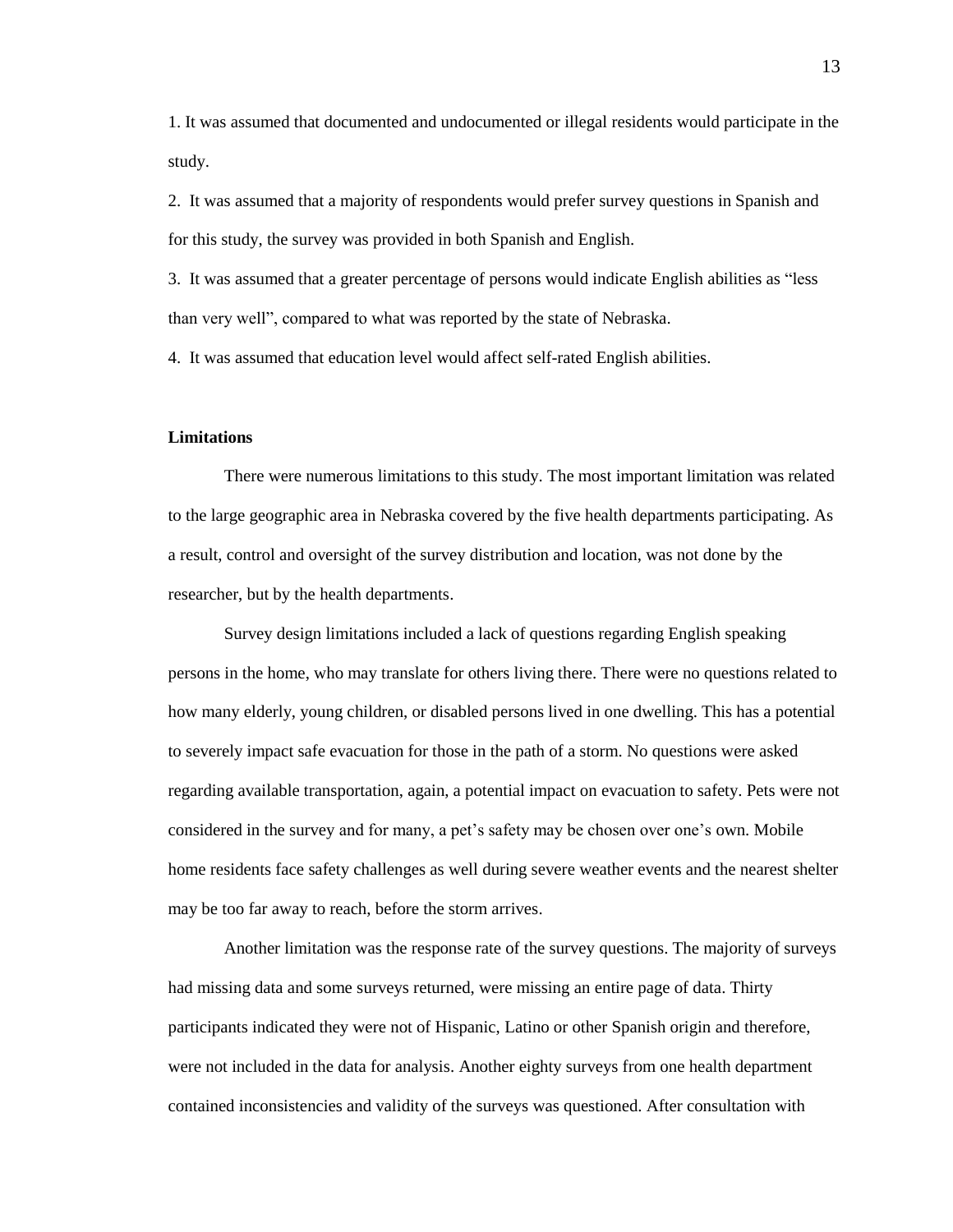1. It was assumed that documented and undocumented or illegal residents would participate in the study.

2. It was assumed that a majority of respondents would prefer survey questions in Spanish and for this study, the survey was provided in both Spanish and English.

3. It was assumed that a greater percentage of persons would indicate English abilities as "less than very well", compared to what was reported by the state of Nebraska.

4. It was assumed that education level would affect self-rated English abilities.

**Limitations**

There were numerous limitations to this study. The most important limitation was related to the large geographic area in Nebraska covered by the five health departments participating. As a result, control and oversight of the survey distribution and location, was not done by the researcher, but by the health departments.

Survey design limitations included a lack of questions regarding English speaking persons in the home, who may translate for others living there. There were no questions related to how many elderly, young children, or disabled persons lived in one dwelling. This has a potential to severely impact safe evacuation for those in the path of a storm. No questions were asked regarding available transportation, again, a potential impact on evacuation to safety. Pets were not considered in the survey and for many, a pet's safety may be chosen over one's own. Mobile home residents face safety challenges as well during severe weather events and the nearest shelter may be too far away to reach, before the storm arrives.

Another limitation was the response rate of the survey questions. The majority of surveys had missing data and some surveys returned, were missing an entire page of data. Thirty participants indicated they were not of Hispanic, Latino or other Spanish origin and therefore, were not included in the data for analysis. Another eighty surveys from one health department contained inconsistencies and validity of the surveys was questioned. After consultation with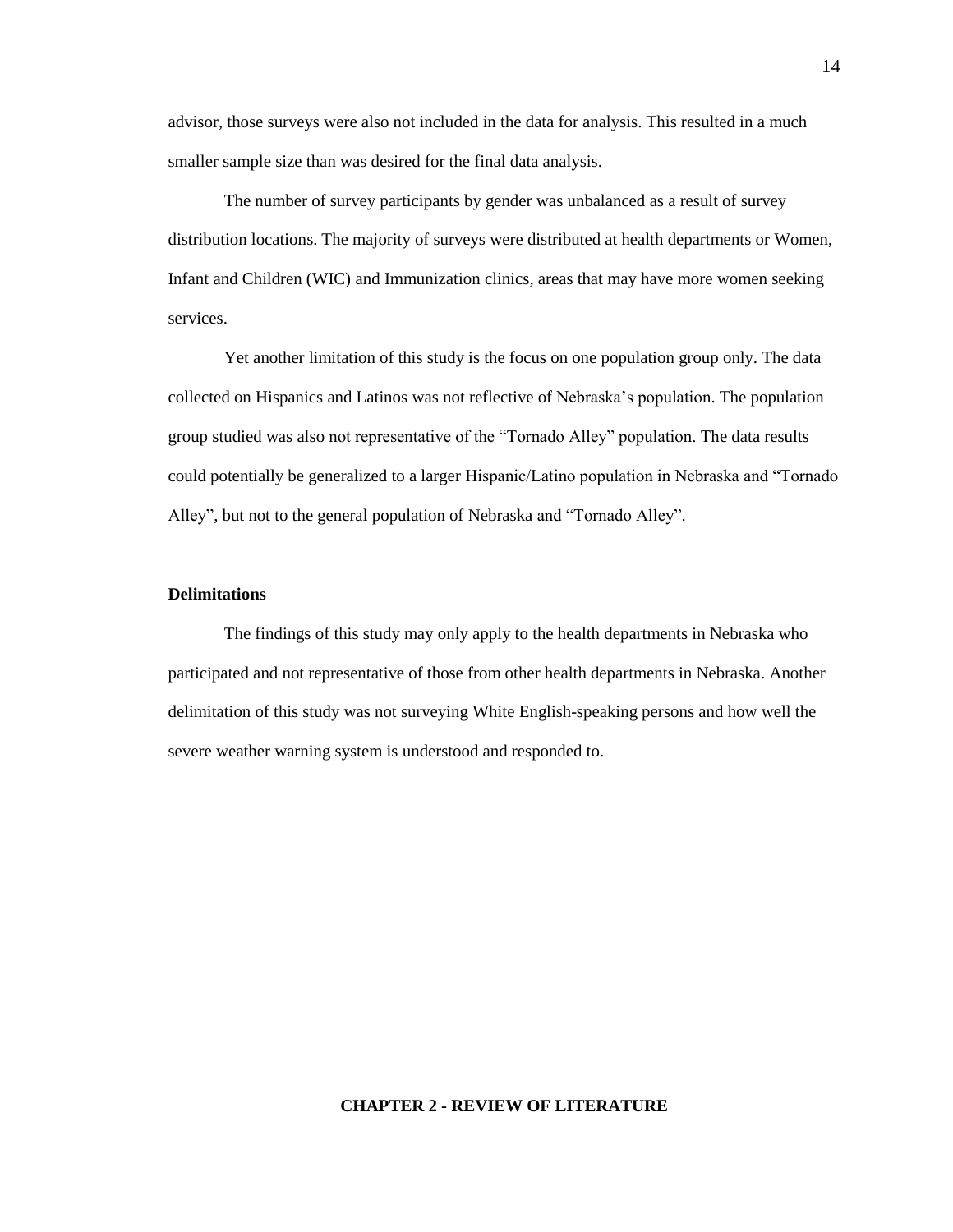advisor, those surveys were also not included in the data for analysis. This resulted in a much smaller sample size than was desired for the final data analysis.

The number of survey participants by gender was unbalanced as a result of survey distribution locations. The majority of surveys were distributed at health departments or Women, Infant and Children (WIC) and Immunization clinics, areas that may have more women seeking services.

Yet another limitation of this study is the focus on one population group only. The data collected on Hispanics and Latinos was not reflective of Nebraska's population. The population group studied was also not representative of the "Tornado Alley" population. The data results could potentially be generalized to a larger Hispanic/Latino population in Nebraska and "Tornado Alley", but not to the general population of Nebraska and "Tornado Alley".

### Delimitations

The findings of this study may only apply to the health departments in Nebraska who participated and not representative of those from other health departments in Nebraska. Another delimitation of this study was not surveying White English-speaking persons and how well the severe weather warning system is understood and responded to.

## CHAPTER 2 - REVIEW OF LITERATURE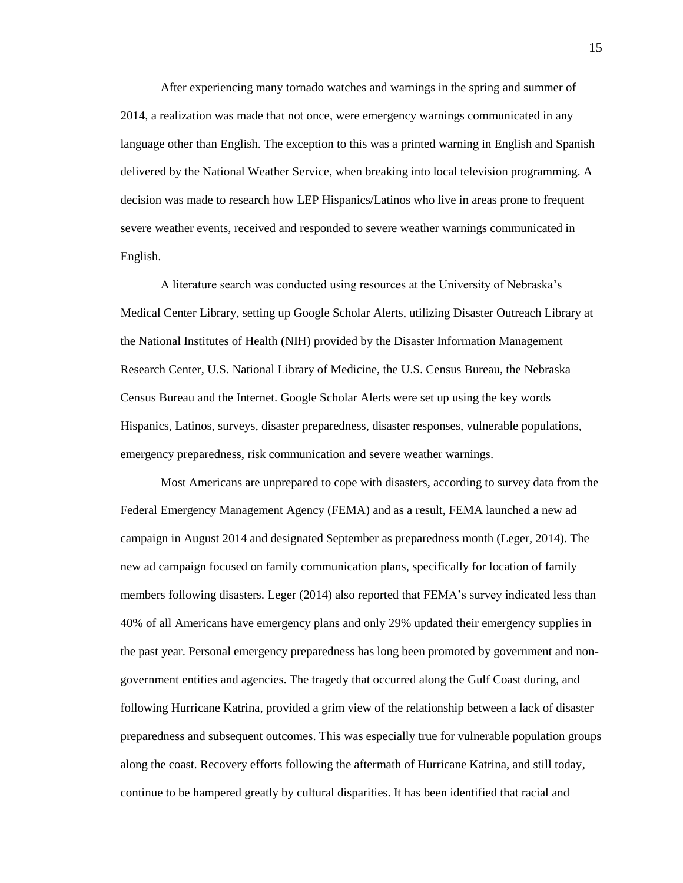After experiencing many tornado watches and warnings in the spring and summer of 2014, a realization was made that not once, were emergency warnings communicated in any language other than English. The exception to this was a printed warning in English and Spanish delivered by the National Weather Service, when breaking into local television programming. A decision was made to research how LEP Hispanics/Latinos who live in areas prone to frequent severe weather events, received and responded to severe weather warnings communicated in English.

A literature search was conducted using resources at the University of Nebraska's Medical Center Library, setting up Google Scholar Alerts, utilizing Disaster Outreach Library at the National Institutes of Health (NIH) provided by the Disaster Information Management Research Center, U.S. National Library of Medicine, the U.S. Census Bureau, the Nebraska Census Bureau and the Internet. Google Scholar Alerts were set up using the key words Hispanics, Latinos, surveys, disaster preparedness, disaster responses, vulnerable populations, emergency preparedness, risk communication and severe weather warnings.

Most Americans are unprepared to cope with disasters, according to survey data from the Federal Emergency Management Agency (FEMA) and as a result, FEMA launched a new ad campaign in August 2014 and designated September as preparedness month (Leger, 2014). The new ad campaign focused on family communication plans, specifically for location of family members following disasters. Leger (2014) also reported that FEMA's survey indicated less than 40% of all Americans have emergency plans and only 29% updated their emergency supplies in the past year. Personal emergency preparedness has long been promoted by government and non-government entities and agencies. The tragedy that occurred along the Gulf Coast during, and following Hurricane Katrina, provided a grim view of the relationship between a lack of disaster preparedness and subsequent outcomes. This was especially true for vulnerable population groups along the coast. Recovery efforts following the aftermath of Hurricane Katrina, and still today, continue to be hampered greatly by cultural disparities. It has been identified that racial and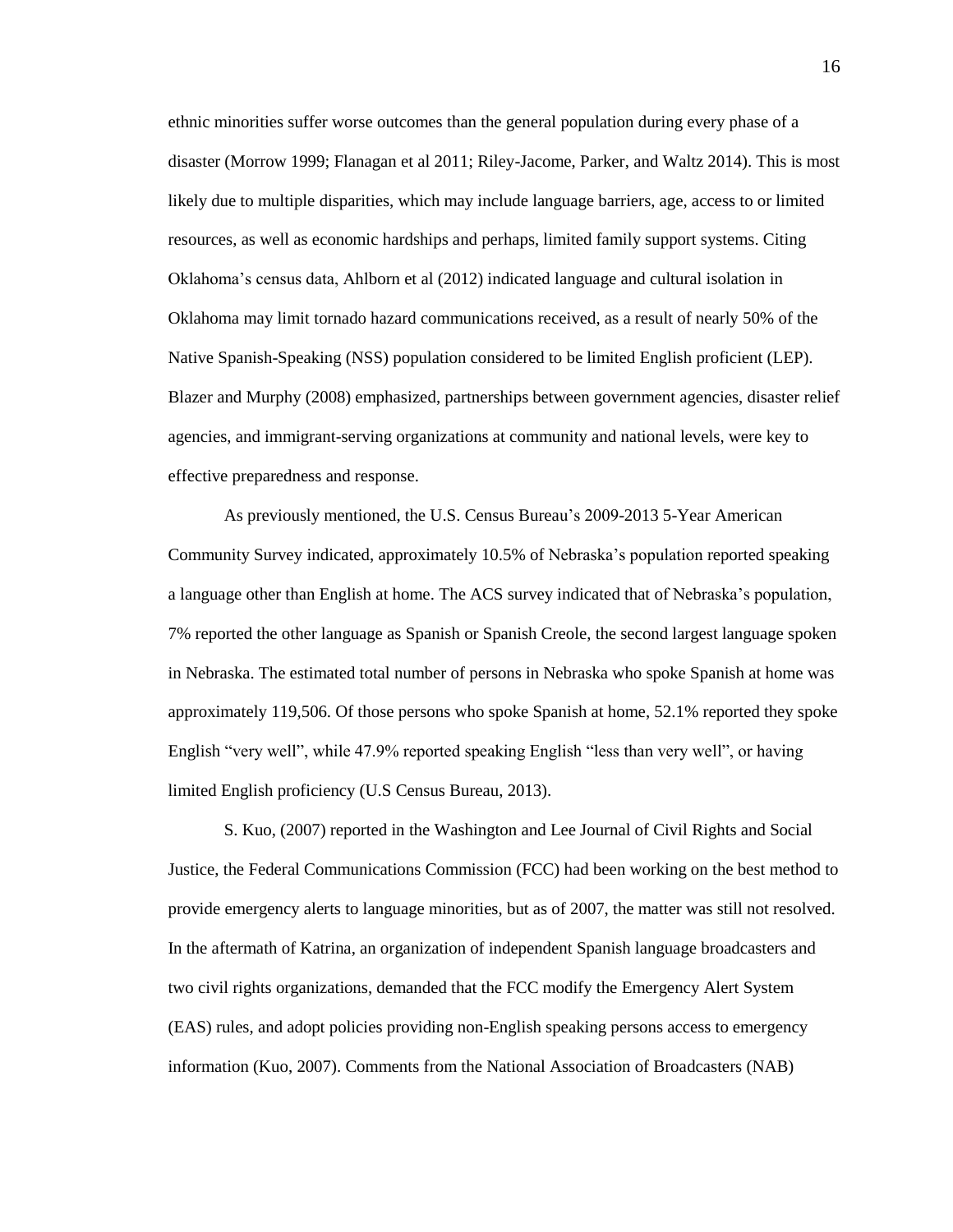ethnic minorities suffer worse outcomes than the general population during every phase of a disaster (Morrow 1999; Flanagan et al 2011; Riley-Jacome, Parker, and Waltz 2014). This is most likely due to multiple disparities, which may include language barriers, age, access to or limited resources, as well as economic hardships and perhaps, limited family support systems. Citing Oklahoma's census data, Ahlborn et al (2012) indicated language and cultural isolation in Oklahoma may limit tornado hazard communications received, as a result of nearly 50% of the Native Spanish-Speaking (NSS) population considered to be limited English proficient (LEP). Blazer and Murphy (2008) emphasized, partnerships between government agencies, disaster relief agencies, and immigrant-serving organizations at community and national levels, were key to effective preparedness and response.

As previously mentioned, the U.S. Census Bureau's 2009-2013 5-Year American Community Survey indicated, approximately 10.5% of Nebraska's population reported speaking a language other than English at home. The ACS survey indicated that of Nebraska's population, 7% reported the other language as Spanish or Spanish Creole, the second largest language spoken in Nebraska. The estimated total number of persons in Nebraska who spoke Spanish at home was approximately 119,506. Of those persons who spoke Spanish at home, 52.1% reported they spoke English "very well", while 47.9% reported speaking English "less than very well", or having limited English proficiency (U.S Census Bureau, 2013).

S. Kuo, (2007) reported in the Washington and Lee Journal of Civil Rights and Social Justice, the Federal Communications Commission (FCC) had been working on the best method to provide emergency alerts to language minorities, but as of 2007, the matter was still not resolved. In the aftermath of Katrina, an organization of independent Spanish language broadcasters and two civil rights organizations, demanded that the FCC modify the Emergency Alert System (EAS) rules, and adopt policies providing non-English speaking persons access to emergency information (Kuo, 2007). Comments from the National Association of Broadcasters (NAB)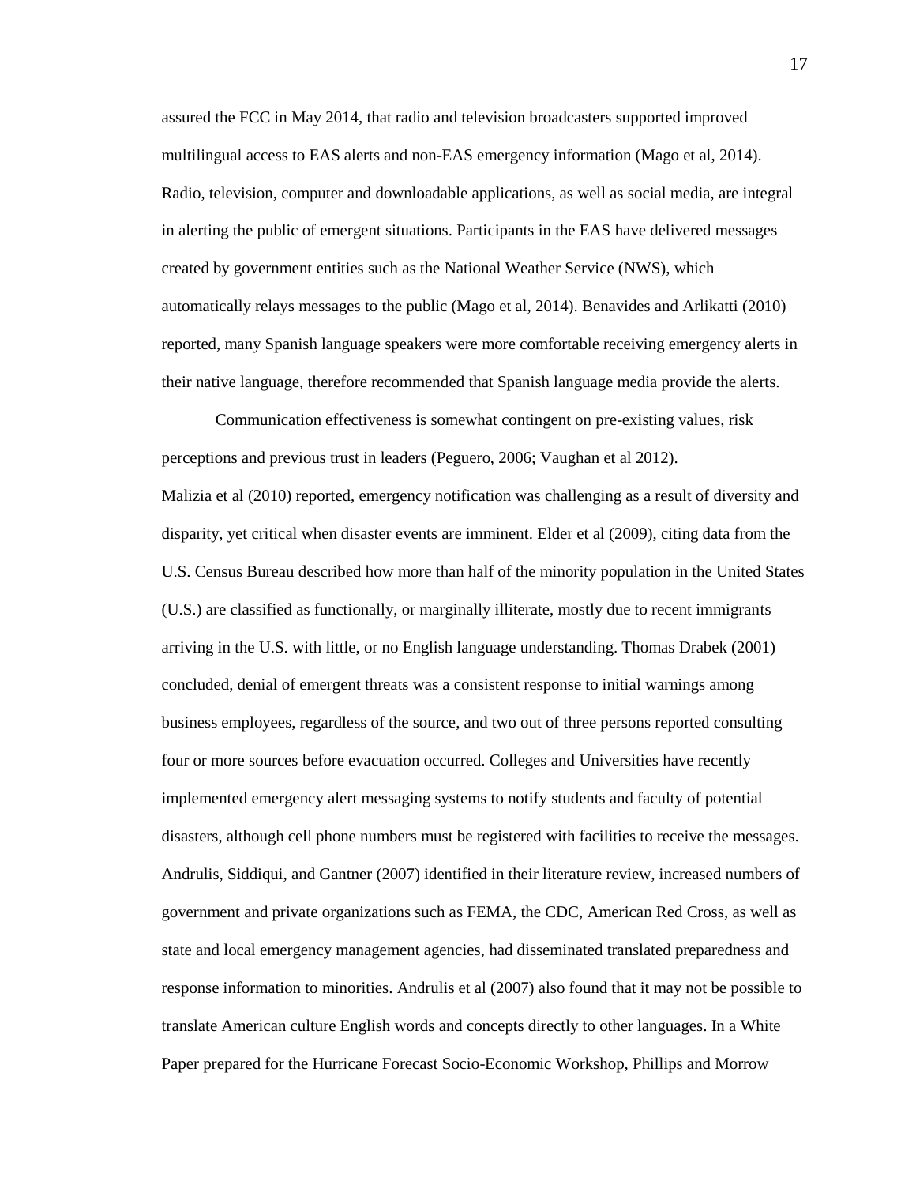assured the FCC in May 2014, that radio and television broadcasters supported improved multilingual access to EAS alerts and non-EAS emergency information (Mago et al, 2014). Radio, television, computer and downloadable applications, as well as social media, are integral in alerting the public of emergent situations. Participants in the EAS have delivered messages created by government entities such as the National Weather Service (NWS), which automatically relays messages to the public (Mago et al, 2014). Benavides and Arlikatti (2010) reported, many Spanish language speakers were more comfortable receiving emergency alerts in their native language, therefore recommended that Spanish language media provide the alerts.

Communication effectiveness is somewhat contingent on pre-existing values, risk perceptions and previous trust in leaders (Peguero, 2006; Vaughan et al 2012). Malizia et al (2010) reported, emergency notification was challenging as a result of diversity and disparity, yet critical when disaster events are imminent. Elder et al (2009), citing data from the U.S. Census Bureau described how more than half of the minority population in the United States (U.S.) are classified as functionally, or marginally illiterate, mostly due to recent immigrants arriving in the U.S. with little, or no English language understanding. Thomas Drabek (2001) concluded, denial of emergent threats was a consistent response to initial warnings among business employees, regardless of the source, and two out of three persons reported consulting four or more sources before evacuation occurred. Colleges and Universities have recently implemented emergency alert messaging systems to notify students and faculty of potential disasters, although cell phone numbers must be registered with facilities to receive the messages. Andrulis, Siddiqui, and Gantner (2007) identified in their literature review, increased numbers of government and private organizations such as FEMA, the CDC, American Red Cross, as well as state and local emergency management agencies, had disseminated translated preparedness and response information to minorities. Andrulis et al (2007) also found that it may not be possible to translate American culture English words and concepts directly to other languages. In a White Paper prepared for the Hurricane Forecast Socio-Economic Workshop, Phillips and Morrow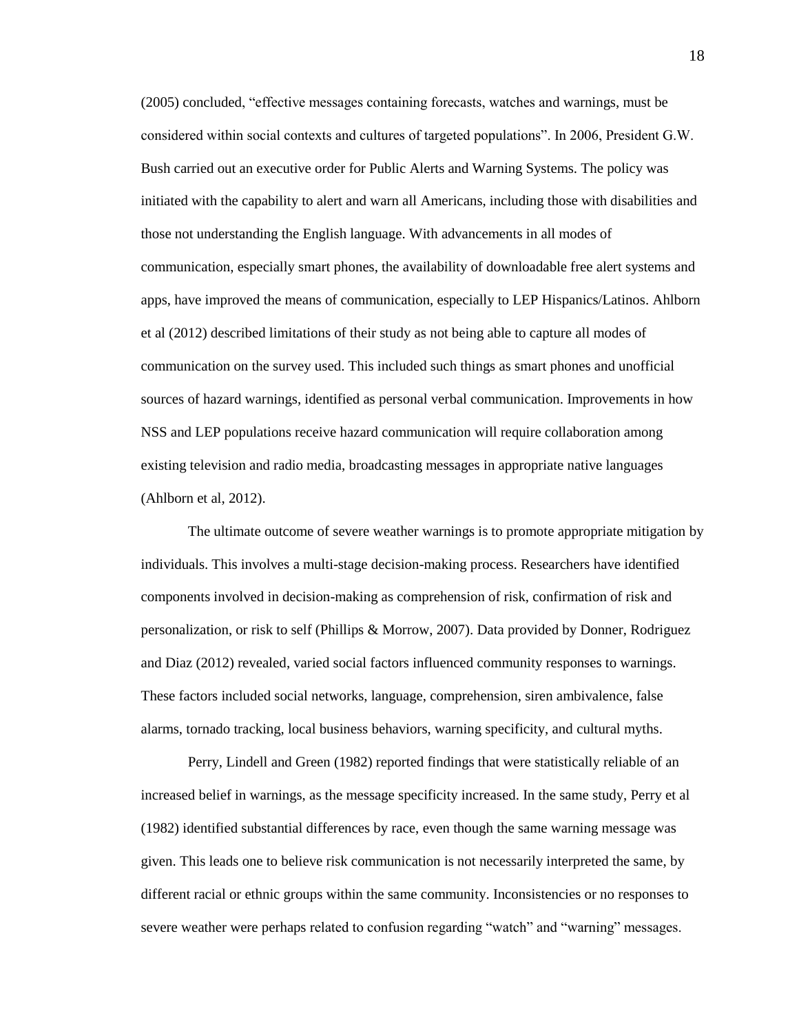(2005) concluded, "effective messages containing forecasts, watches and warnings, must be considered within social contexts and cultures of targeted populations". In 2006, President G.W. Bush carried out an executive order for Public Alerts and Warning Systems. The policy was initiated with the capability to alert and warn all Americans, including those with disabilities and those not understanding the English language. With advancements in all modes of communication, especially smart phones, the availability of downloadable free alert systems and apps, have improved the means of communication, especially to LEP Hispanics/Latinos. Ahlborn et al (2012) described limitations of their study as not being able to capture all modes of communication on the survey used. This included such things as smart phones and unofficial sources of hazard warnings, identified as personal verbal communication. Improvements in how NSS and LEP populations receive hazard communication will require collaboration among existing television and radio media, broadcasting messages in appropriate native languages (Ahlborn et al, 2012).

The ultimate outcome of severe weather warnings is to promote appropriate mitigation by individuals. This involves a multi-stage decision-making process. Researchers have identified components involved in decision-making as comprehension of risk, confirmation of risk and personalization, or risk to self (Phillips & Morrow, 2007). Data provided by Donner, Rodriguez and Diaz (2012) revealed, varied social factors influenced community responses to warnings. These factors included social networks, language, comprehension, siren ambivalence, false alarms, tornado tracking, local business behaviors, warning specificity, and cultural myths.

Perry, Lindell and Green (1982) reported findings that were statistically reliable of an increased belief in warnings, as the message specificity increased. In the same study, Perry et al (1982) identified substantial differences by race, even though the same warning message was given. This leads one to believe risk communication is not necessarily interpreted the same, by different racial or ethnic groups within the same community. Inconsistencies or no responses to severe weather were perhaps related to confusion regarding "watch" and "warning" messages.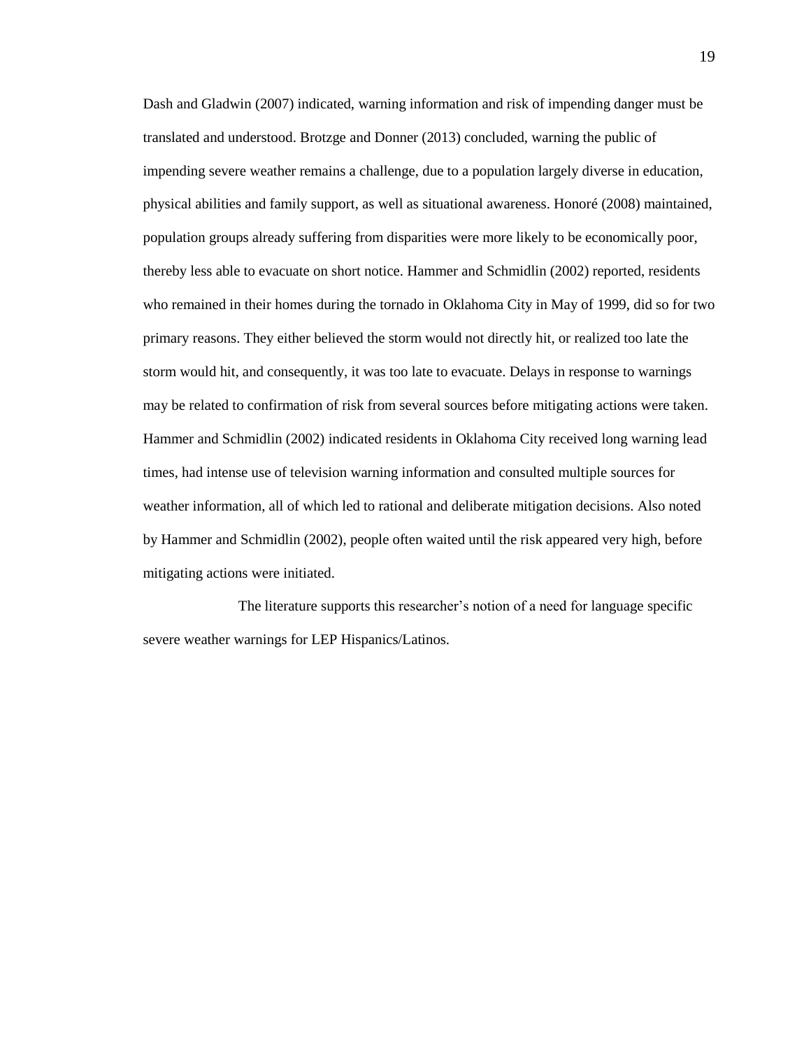Dash and Gladwin (2007) indicated, warning information and risk of impending danger must be translated and understood. Brotzge and Donner (2013) concluded, warning the public of impending severe weather remains a challenge, due to a population largely diverse in education, physical abilities and family support, as well as situational awareness. Honoré (2008) maintained, population groups already suffering from disparities were more likely to be economically poor, thereby less able to evacuate on short notice. Hammer and Schmidlin (2002) reported, residents who remained in their homes during the tornado in Oklahoma City in May of 1999, did so for two primary reasons. They either believed the storm would not directly hit, or realized too late the storm would hit, and consequently, it was too late to evacuate. Delays in response to warnings may be related to confirmation of risk from several sources before mitigating actions were taken. Hammer and Schmidlin (2002) indicated residents in Oklahoma City received long warning lead times, had intense use of television warning information and consulted multiple sources for weather information, all of which led to rational and deliberate mitigation decisions. Also noted by Hammer and Schmidlin (2002), people often waited until the risk appeared very high, before mitigating actions were initiated.

The literature supports this researcher's notion of a need for language specific severe weather warnings for LEP Hispanics/Latinos.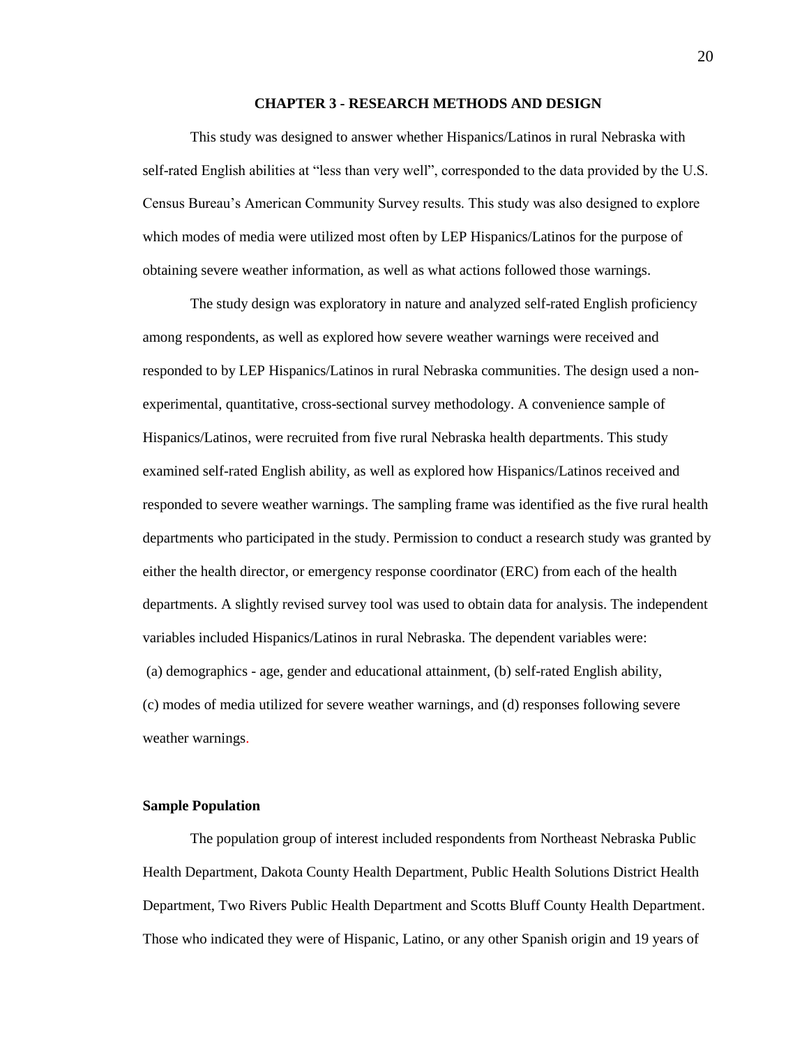# CHAPTER 3 - RESEARCH METHODS AND DESIGN

This study was designed to answer whether Hispanics/Latinos in rural Nebraska with self-rated English abilities at "less than very well", corresponded to the data provided by the U.S. Census Bureau's American Community Survey results. This study was also designed to explore which modes of media were utilized most often by LEP Hispanics/Latinos for the purpose of obtaining severe weather information, as well as what actions followed those warnings.

The study design was exploratory in nature and analyzed self-rated English proficiency among respondents, as well as explored how severe weather warnings were received and responded to by LEP Hispanics/Latinos in rural Nebraska communities. The design used a non-experimental, quantitative, cross-sectional survey methodology. A convenience sample of Hispanics/Latinos, were recruited from five rural Nebraska health departments. This study examined self-rated English ability, as well as explored how Hispanics/Latinos received and responded to severe weather warnings. The sampling frame was identified as the five rural health departments who participated in the study. Permission to conduct a research study was granted by either the health director, or emergency response coordinator (ERC) from each of the health departments. A slightly revised survey tool was used to obtain data for analysis. The independent variables included Hispanics/Latinos in rural Nebraska. The dependent variables were: (a) demographics - age, gender and educational attainment, (b) self-rated English ability, (c) modes of media utilized for severe weather warnings, and (d) responses following severe weather warnings.

## Sample Population

The population group of interest included respondents from Northeast Nebraska Public Health Department, Dakota County Health Department, Public Health Solutions District Health Department, Two Rivers Public Health Department and Scotts Bluff County Health Department. Those who indicated they were of Hispanic, Latino, or any other Spanish origin and 19 years of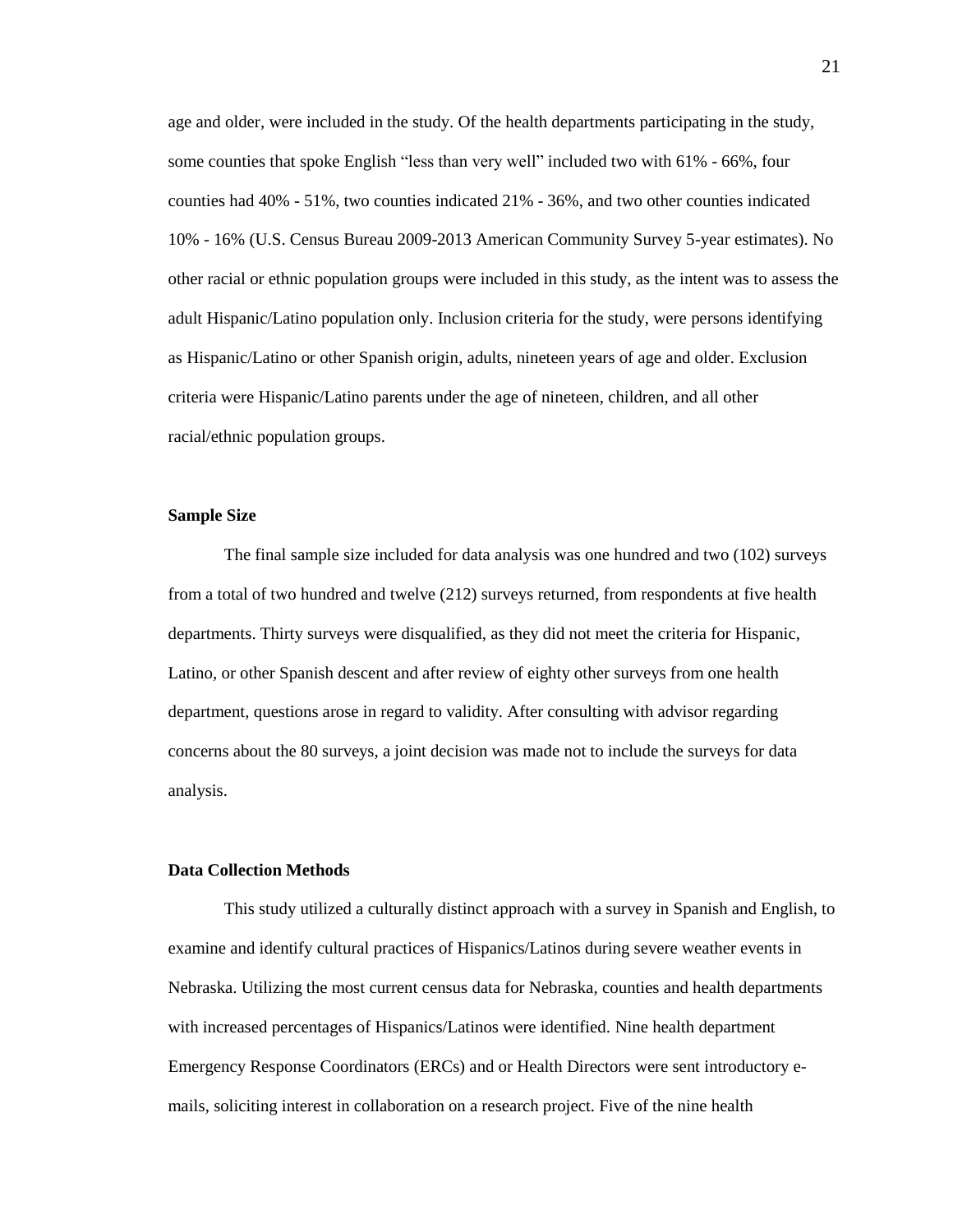age and older, were included in the study. Of the health departments participating in the study, some counties that spoke English “less than very well” included two with 61% - 66%, four counties had 40% - 51%, two counties indicated 21% - 36%, and two other counties indicated 10% - 16% (U.S. Census Bureau 2009-2013 American Community Survey 5-year estimates). No other racial or ethnic population groups were included in this study, as the intent was to assess the adult Hispanic/Latino population only. Inclusion criteria for the study, were persons identifying as Hispanic/Latino or other Spanish origin, adults, nineteen years of age and older. Exclusion criteria were Hispanic/Latino parents under the age of nineteen, children, and all other racial/ethnic population groups.

**Sample Size**

The final sample size included for data analysis was one hundred and two (102) surveys from a total of two hundred and twelve (212) surveys returned, from respondents at five health departments. Thirty surveys were disqualified, as they did not meet the criteria for Hispanic, Latino, or other Spanish descent and after review of eighty other surveys from one health department, questions arose in regard to validity. After consulting with advisor regarding concerns about the 80 surveys, a joint decision was made not to include the surveys for data analysis.

**Data Collection Methods**

This study utilized a culturally distinct approach with a survey in Spanish and English, to examine and identify cultural practices of Hispanics/Latinos during severe weather events in Nebraska. Utilizing the most current census data for Nebraska, counties and health departments with increased percentages of Hispanics/Latinos were identified. Nine health department Emergency Response Coordinators (ERCs) and or Health Directors were sent introductory e-mails, soliciting interest in collaboration on a research project. Five of the nine health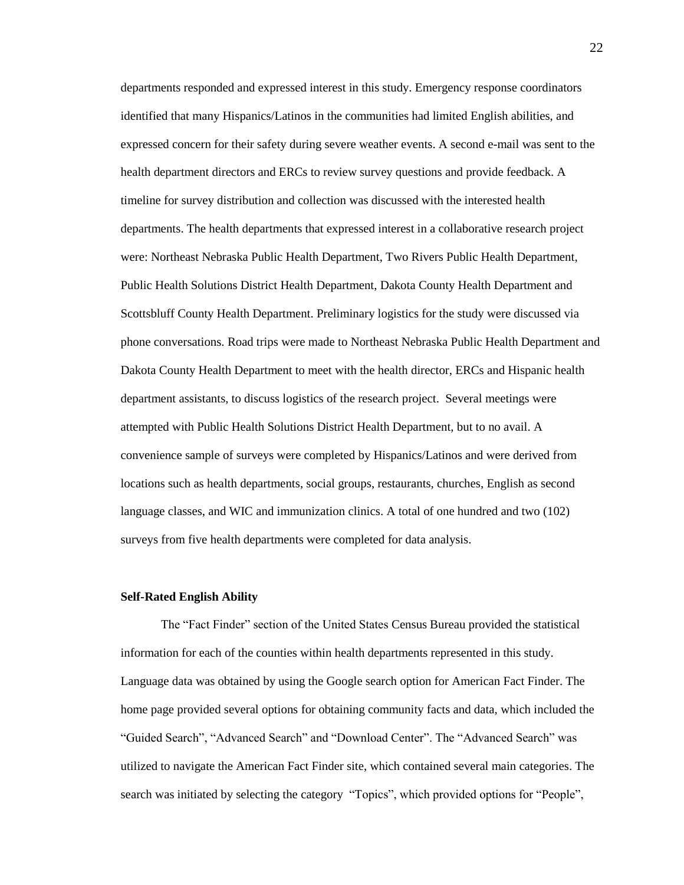departments responded and expressed interest in this study. Emergency response coordinators identified that many Hispanics/Latinos in the communities had limited English abilities, and expressed concern for their safety during severe weather events. A second e-mail was sent to the health department directors and ERCs to review survey questions and provide feedback. A timeline for survey distribution and collection was discussed with the interested health departments. The health departments that expressed interest in a collaborative research project were: Northeast Nebraska Public Health Department, Two Rivers Public Health Department, Public Health Solutions District Health Department, Dakota County Health Department and Scottsbluff County Health Department. Preliminary logistics for the study were discussed via phone conversations. Road trips were made to Northeast Nebraska Public Health Department and Dakota County Health Department to meet with the health director, ERCs and Hispanic health department assistants, to discuss logistics of the research project. Several meetings were attempted with Public Health Solutions District Health Department, but to no avail. A convenience sample of surveys were completed by Hispanics/Latinos and were derived from locations such as health departments, social groups, restaurants, churches, English as second language classes, and WIC and immunization clinics. A total of one hundred and two (102) surveys from five health departments were completed for data analysis.

**Self-Rated English Ability**

The "Fact Finder" section of the United States Census Bureau provided the statistical information for each of the counties within health departments represented in this study. Language data was obtained by using the Google search option for American Fact Finder. The home page provided several options for obtaining community facts and data, which included the "Guided Search", "Advanced Search" and "Download Center". The "Advanced Search" was utilized to navigate the American Fact Finder site, which contained several main categories. The search was initiated by selecting the category "Topics", which provided options for "People",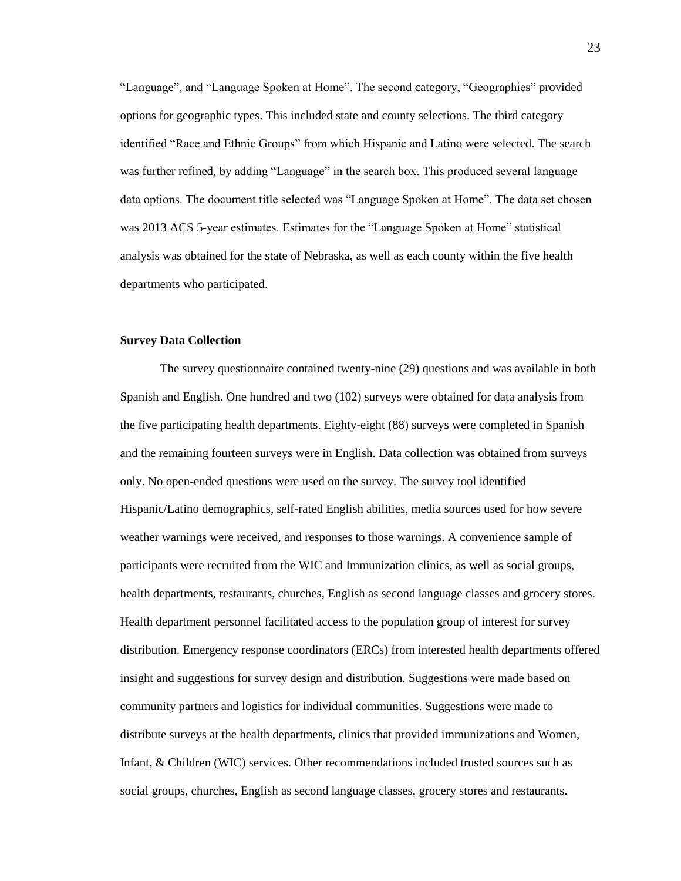"Language", and "Language Spoken at Home". The second category, "Geographies" provided options for geographic types. This included state and county selections. The third category identified "Race and Ethnic Groups" from which Hispanic and Latino were selected. The search was further refined, by adding "Language" in the search box. This produced several language data options. The document title selected was "Language Spoken at Home". The data set chosen was 2013 ACS 5-year estimates. Estimates for the "Language Spoken at Home" statistical analysis was obtained for the state of Nebraska, as well as each county within the five health departments who participated.

### Survey Data Collection

The survey questionnaire contained twenty-nine (29) questions and was available in both Spanish and English. One hundred and two (102) surveys were obtained for data analysis from the five participating health departments. Eighty-eight (88) surveys were completed in Spanish and the remaining fourteen surveys were in English. Data collection was obtained from surveys only. No open-ended questions were used on the survey. The survey tool identified Hispanic/Latino demographics, self-rated English abilities, media sources used for how severe weather warnings were received, and responses to those warnings. A convenience sample of participants were recruited from the WIC and Immunization clinics, as well as social groups, health departments, restaurants, churches, English as second language classes and grocery stores. Health department personnel facilitated access to the population group of interest for survey distribution. Emergency response coordinators (ERCs) from interested health departments offered insight and suggestions for survey design and distribution. Suggestions were made based on community partners and logistics for individual communities. Suggestions were made to distribute surveys at the health departments, clinics that provided immunizations and Women, Infant, & Children (WIC) services. Other recommendations included trusted sources such as social groups, churches, English as second language classes, grocery stores and restaurants.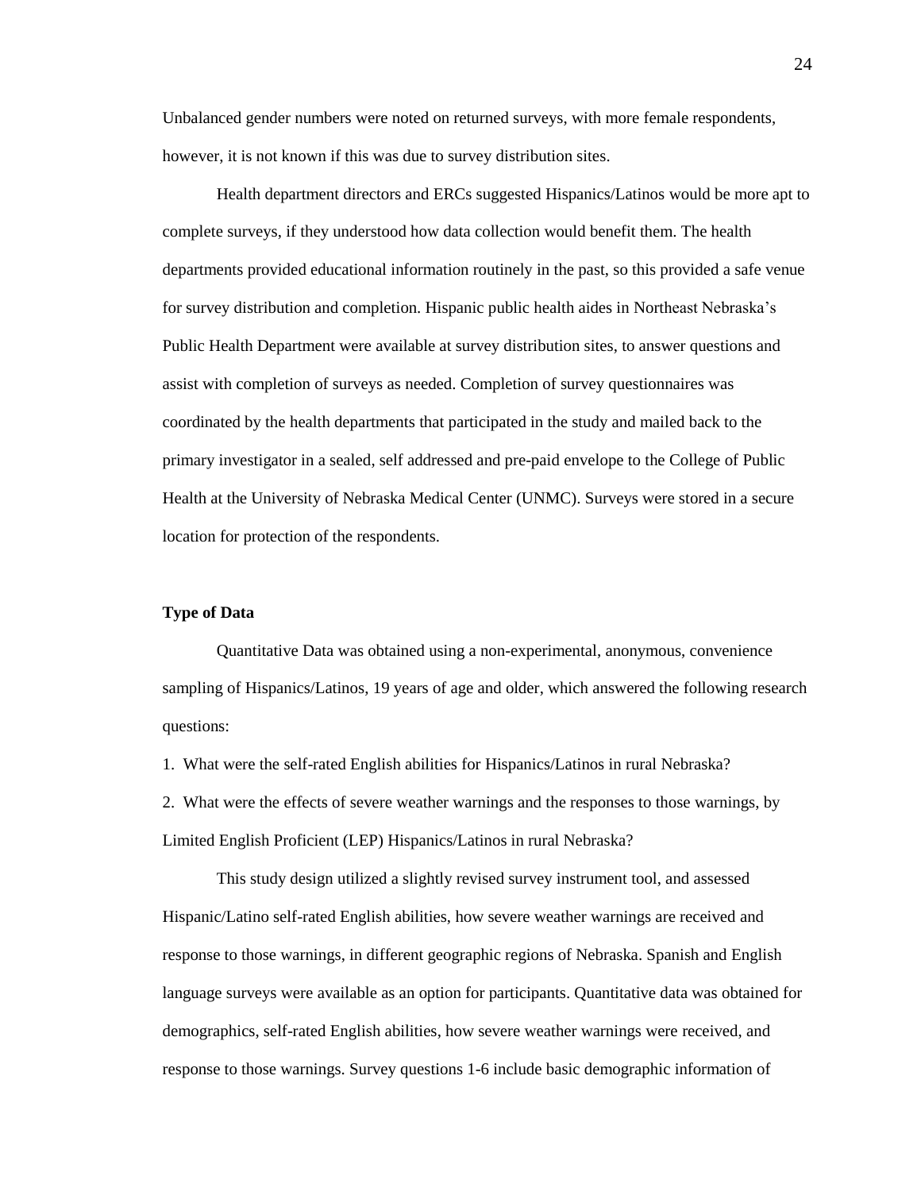Unbalanced gender numbers were noted on returned surveys, with more female respondents, however, it is not known if this was due to survey distribution sites.

Health department directors and ERCs suggested Hispanics/Latinos would be more apt to complete surveys, if they understood how data collection would benefit them. The health departments provided educational information routinely in the past, so this provided a safe venue for survey distribution and completion. Hispanic public health aides in Northeast Nebraska's Public Health Department were available at survey distribution sites, to answer questions and assist with completion of surveys as needed. Completion of survey questionnaires was coordinated by the health departments that participated in the study and mailed back to the primary investigator in a sealed, self addressed and pre-paid envelope to the College of Public Health at the University of Nebraska Medical Center (UNMC). Surveys were stored in a secure location for protection of the respondents.

### Type of Data

Quantitative Data was obtained using a non-experimental, anonymous, convenience sampling of Hispanics/Latinos, 19 years of age and older, which answered the following research questions:

1. What were the self-rated English abilities for Hispanics/Latinos in rural Nebraska?
2. What were the effects of severe weather warnings and the responses to those warnings, by Limited English Proficient (LEP) Hispanics/Latinos in rural Nebraska?

This study design utilized a slightly revised survey instrument tool, and assessed Hispanic/Latino self-rated English abilities, how severe weather warnings are received and response to those warnings, in different geographic regions of Nebraska. Spanish and English language surveys were available as an option for participants. Quantitative data was obtained for demographics, self-rated English abilities, how severe weather warnings were received, and response to those warnings. Survey questions 1-6 include basic demographic information of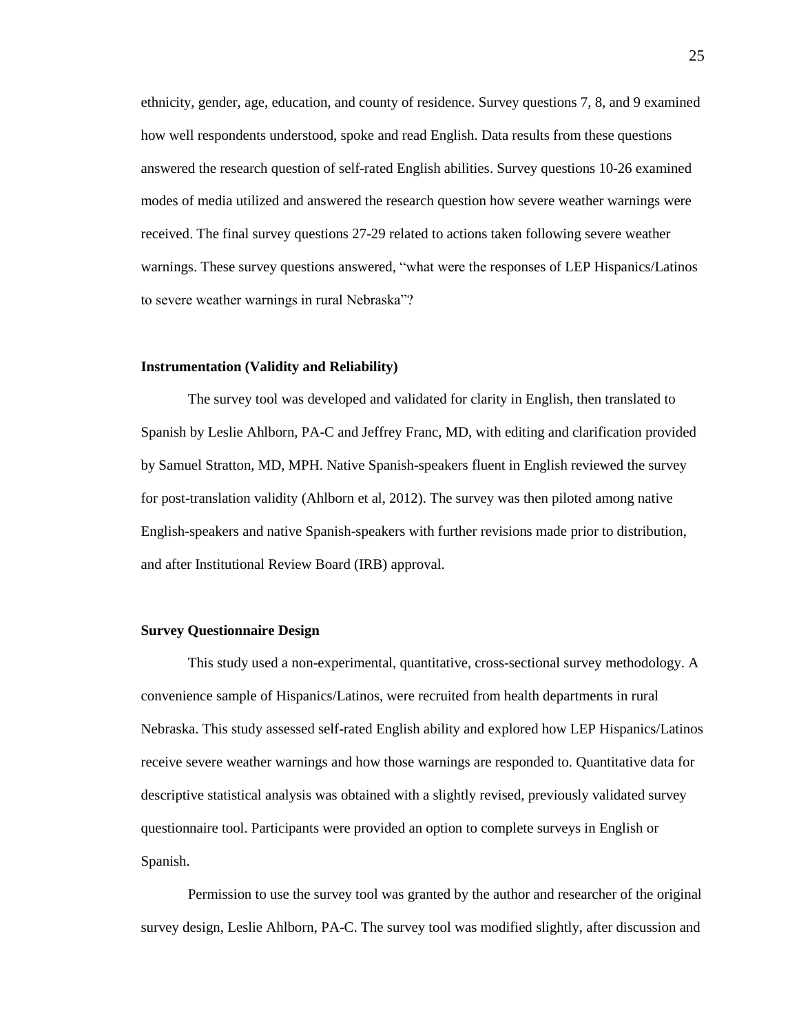ethnicity, gender, age, education, and county of residence. Survey questions 7, 8, and 9 examined how well respondents understood, spoke and read English. Data results from these questions answered the research question of self-rated English abilities. Survey questions 10-26 examined modes of media utilized and answered the research question how severe weather warnings were received. The final survey questions 27-29 related to actions taken following severe weather warnings. These survey questions answered, "what were the responses of LEP Hispanics/Latinos to severe weather warnings in rural Nebraska"?

**Instrumentation (Validity and Reliability)**

The survey tool was developed and validated for clarity in English, then translated to Spanish by Leslie Ahlborn, PA-C and Jeffrey Franc, MD, with editing and clarification provided by Samuel Stratton, MD, MPH. Native Spanish-speakers fluent in English reviewed the survey for post-translation validity (Ahlborn et al, 2012). The survey was then piloted among native English-speakers and native Spanish-speakers with further revisions made prior to distribution, and after Institutional Review Board (IRB) approval.

**Survey Questionnaire Design**

This study used a non-experimental, quantitative, cross-sectional survey methodology. A convenience sample of Hispanics/Latinos, were recruited from health departments in rural Nebraska. This study assessed self-rated English ability and explored how LEP Hispanics/Latinos receive severe weather warnings and how those warnings are responded to. Quantitative data for descriptive statistical analysis was obtained with a slightly revised, previously validated survey questionnaire tool. Participants were provided an option to complete surveys in English or Spanish.

Permission to use the survey tool was granted by the author and researcher of the original survey design, Leslie Ahlborn, PA-C. The survey tool was modified slightly, after discussion and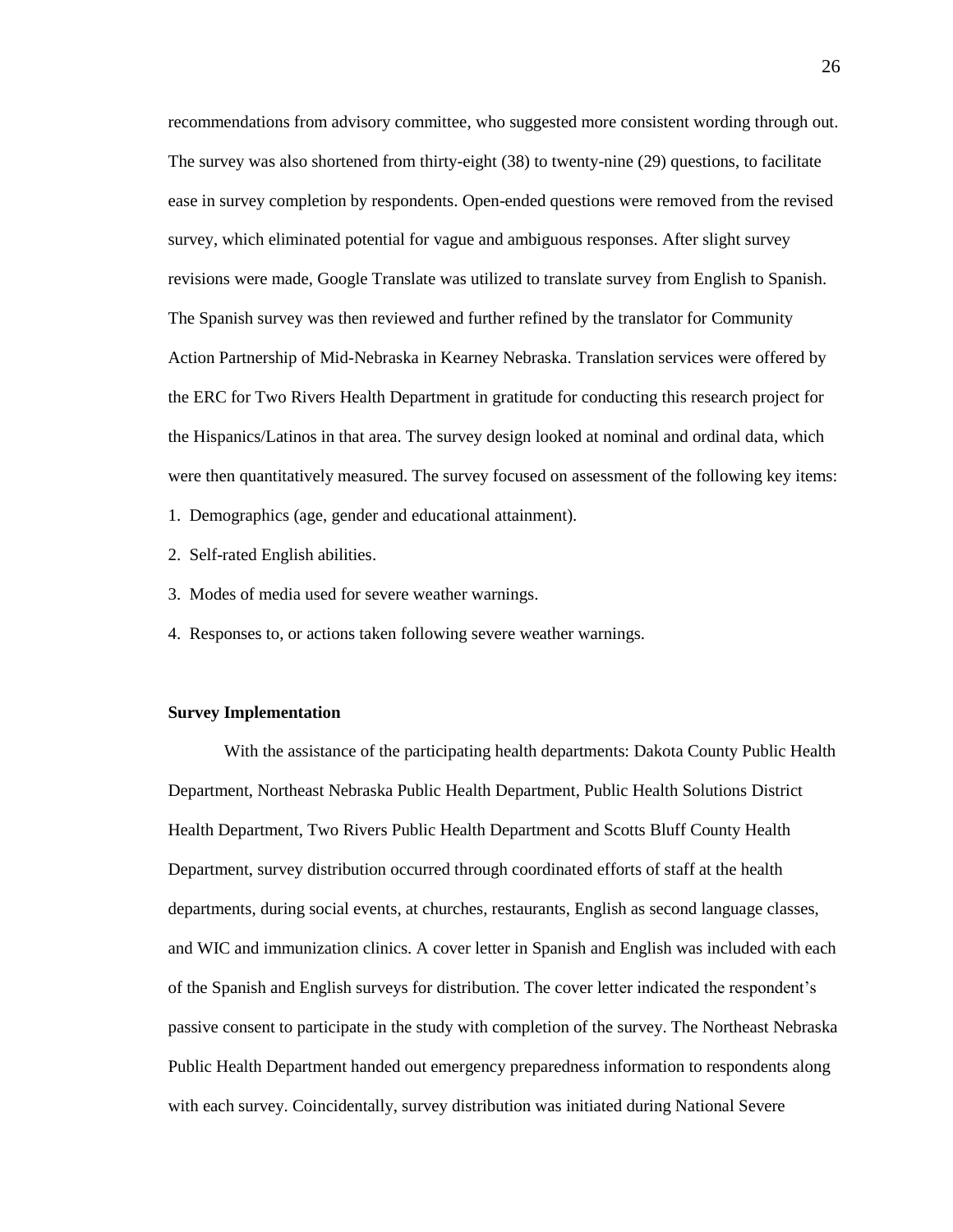recommendations from advisory committee, who suggested more consistent wording through out. The survey was also shortened from thirty-eight (38) to twenty-nine (29) questions, to facilitate ease in survey completion by respondents. Open-ended questions were removed from the revised survey, which eliminated potential for vague and ambiguous responses. After slight survey revisions were made, Google Translate was utilized to translate survey from English to Spanish. The Spanish survey was then reviewed and further refined by the translator for Community Action Partnership of Mid-Nebraska in Kearney Nebraska. Translation services were offered by the ERC for Two Rivers Health Department in gratitude for conducting this research project for the Hispanics/Latinos in that area. The survey design looked at nominal and ordinal data, which were then quantitatively measured. The survey focused on assessment of the following key items:

1. Demographics (age, gender and educational attainment).
2. Self-rated English abilities.
3. Modes of media used for severe weather warnings.
4. Responses to, or actions taken following severe weather warnings.

**Survey Implementation**

With the assistance of the participating health departments: Dakota County Public Health Department, Northeast Nebraska Public Health Department, Public Health Solutions District Health Department, Two Rivers Public Health Department and Scotts Bluff County Health Department, survey distribution occurred through coordinated efforts of staff at the health departments, during social events, at churches, restaurants, English as second language classes, and WIC and immunization clinics. A cover letter in Spanish and English was included with each of the Spanish and English surveys for distribution. The cover letter indicated the respondent's passive consent to participate in the study with completion of the survey. The Northeast Nebraska Public Health Department handed out emergency preparedness information to respondents along with each survey. Coincidentally, survey distribution was initiated during National Severe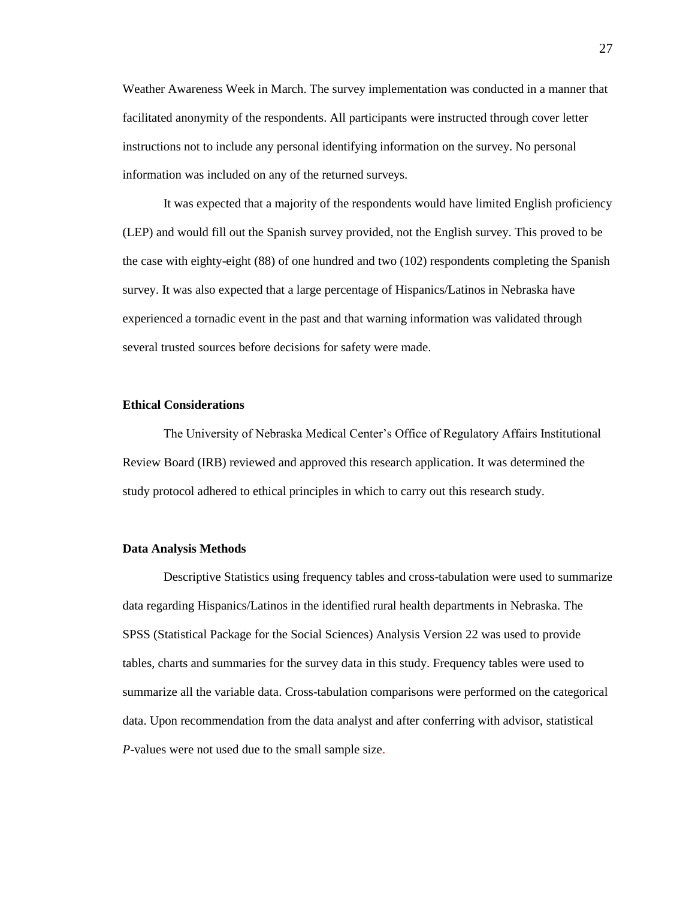Weather Awareness Week in March. The survey implementation was conducted in a manner that facilitated anonymity of the respondents. All participants were instructed through cover letter instructions not to include any personal identifying information on the survey. No personal information was included on any of the returned surveys.

It was expected that a majority of the respondents would have limited English proficiency (LEP) and would fill out the Spanish survey provided, not the English survey. This proved to be the case with eighty-eight (88) of one hundred and two (102) respondents completing the Spanish survey. It was also expected that a large percentage of Hispanics/Latinos in Nebraska have experienced a tornadic event in the past and that warning information was validated through several trusted sources before decisions for safety were made.

### Ethical Considerations

The University of Nebraska Medical Center's Office of Regulatory Affairs Institutional Review Board (IRB) reviewed and approved this research application. It was determined the study protocol adhered to ethical principles in which to carry out this research study.

### Data Analysis Methods

Descriptive Statistics using frequency tables and cross-tabulation were used to summarize data regarding Hispanics/Latinos in the identified rural health departments in Nebraska. The SPSS (Statistical Package for the Social Sciences) Analysis Version 22 was used to provide tables, charts and summaries for the survey data in this study. Frequency tables were used to summarize all the variable data. Cross-tabulation comparisons were performed on the categorical data. Upon recommendation from the data analyst and after conferring with advisor, statistical *P*-values were not used due to the small sample size.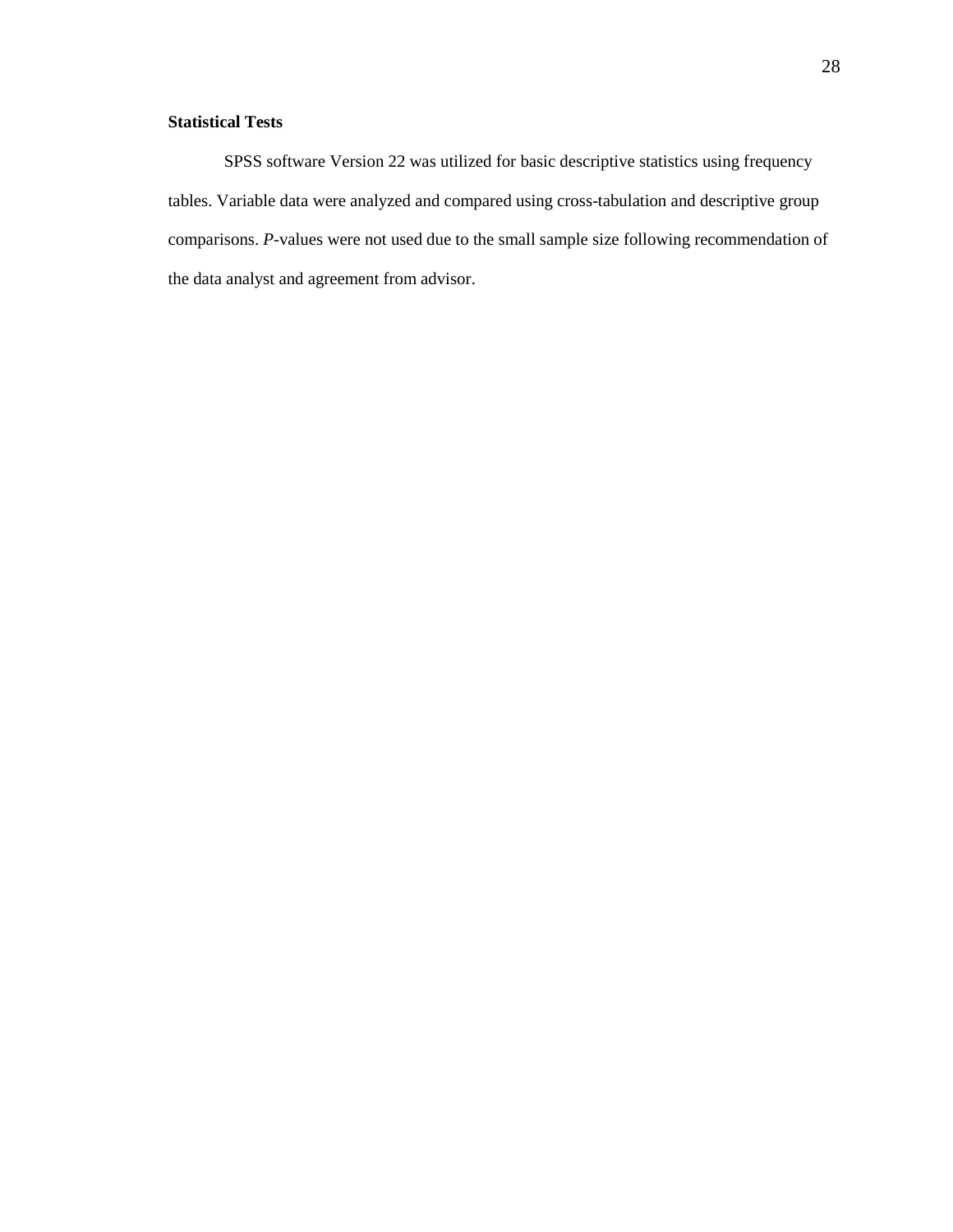**Statistical Tests**

SPSS software Version 22 was utilized for basic descriptive statistics using frequency tables. Variable data were analyzed and compared using cross-tabulation and descriptive group comparisons. *P*-values were not used due to the small sample size following recommendation of the data analyst and agreement from advisor.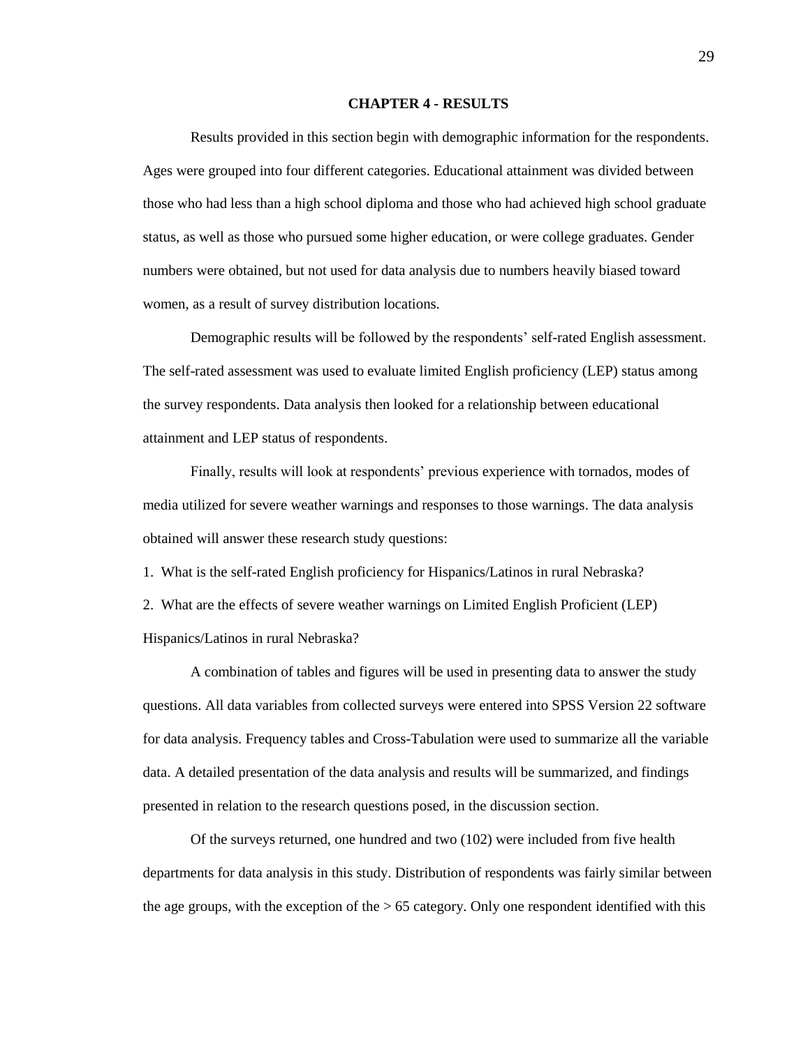# CHAPTER 4 - RESULTS

Results provided in this section begin with demographic information for the respondents. Ages were grouped into four different categories. Educational attainment was divided between those who had less than a high school diploma and those who had achieved high school graduate status, as well as those who pursued some higher education, or were college graduates. Gender numbers were obtained, but not used for data analysis due to numbers heavily biased toward women, as a result of survey distribution locations.

Demographic results will be followed by the respondents' self-rated English assessment. The self-rated assessment was used to evaluate limited English proficiency (LEP) status among the survey respondents. Data analysis then looked for a relationship between educational attainment and LEP status of respondents.

Finally, results will look at respondents' previous experience with tornados, modes of media utilized for severe weather warnings and responses to those warnings. The data analysis obtained will answer these research study questions:

1. What is the self-rated English proficiency for Hispanics/Latinos in rural Nebraska?
2. What are the effects of severe weather warnings on Limited English Proficient (LEP) Hispanics/Latinos in rural Nebraska?

A combination of tables and figures will be used in presenting data to answer the study questions. All data variables from collected surveys were entered into SPSS Version 22 software for data analysis. Frequency tables and Cross-Tabulation were used to summarize all the variable data. A detailed presentation of the data analysis and results will be summarized, and findings presented in relation to the research questions posed, in the discussion section.

Of the surveys returned, one hundred and two (102) were included from five health departments for data analysis in this study. Distribution of respondents was fairly similar between the age groups, with the exception of the > 65 category. Only one respondent identified with this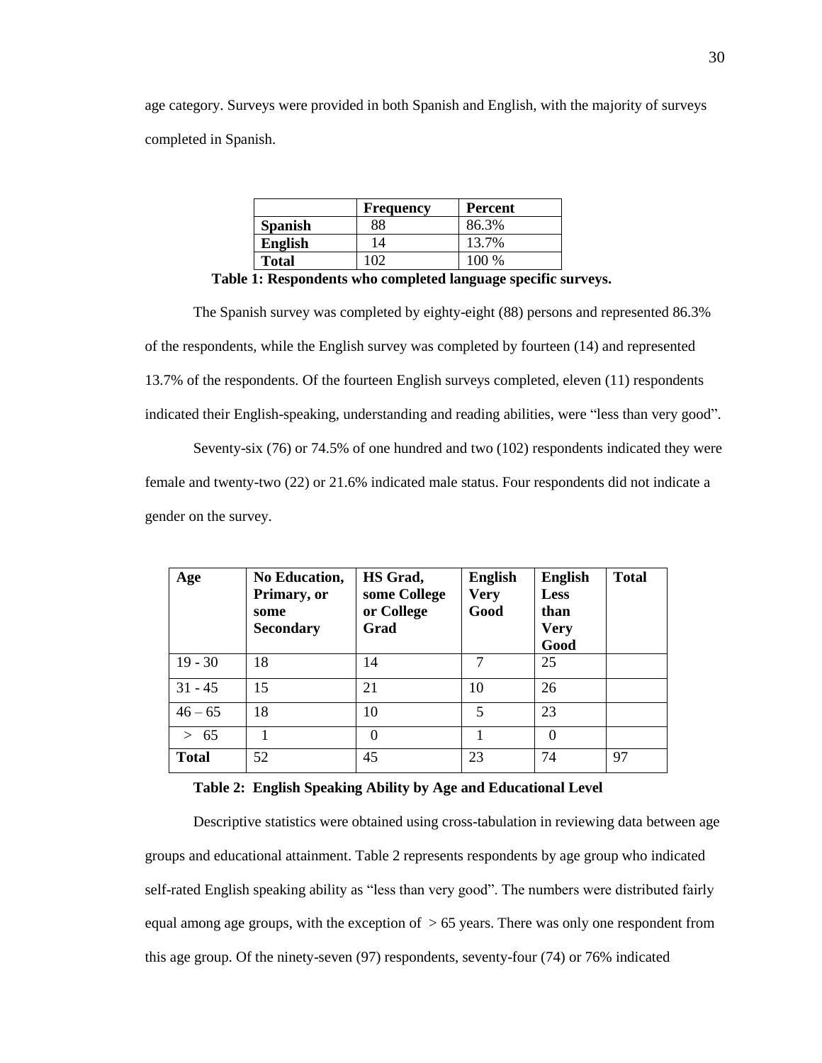age category. Surveys were provided in both Spanish and English, with the majority of surveys completed in Spanish.

| | Frequency | Percent |
|---|---|---|
| **Spanish** | 88 | 86.3% |
| **English** | 14 | 13.7% |
| **Total** | 102 | 100 % |

**Table 1: Respondents who completed language specific surveys.**

The Spanish survey was completed by eighty-eight (88) persons and represented 86.3% of the respondents, while the English survey was completed by fourteen (14) and represented 13.7% of the respondents. Of the fourteen English surveys completed, eleven (11) respondents indicated their English-speaking, understanding and reading abilities, were "less than very good".

Seventy-six (76) or 74.5% of one hundred and two (102) respondents indicated they were female and twenty-two (22) or 21.6% indicated male status. Four respondents did not indicate a gender on the survey.

| Age | No Education, Primary, or some Secondary | HS Grad, some College or College Grad | English Very Good | English Less than Very Good | Total |
|---|---|---|---|---|---|
| 19 - 30 | 18 | 14 | 7 | 25 | |
| 31 - 45 | 15 | 21 | 10 | 26 | |
| 46 – 65 | 18 | 10 | 5 | 23 | |
| > 65 | 1 | 0 | 1 | 0 | |
| **Total** | 52 | 45 | 23 | 74 | 97 |

**Table 2: English Speaking Ability by Age and Educational Level**

Descriptive statistics were obtained using cross-tabulation in reviewing data between age groups and educational attainment. Table 2 represents respondents by age group who indicated self-rated English speaking ability as "less than very good". The numbers were distributed fairly equal among age groups, with the exception of > 65 years. There was only one respondent from this age group. Of the ninety-seven (97) respondents, seventy-four (74) or 76% indicated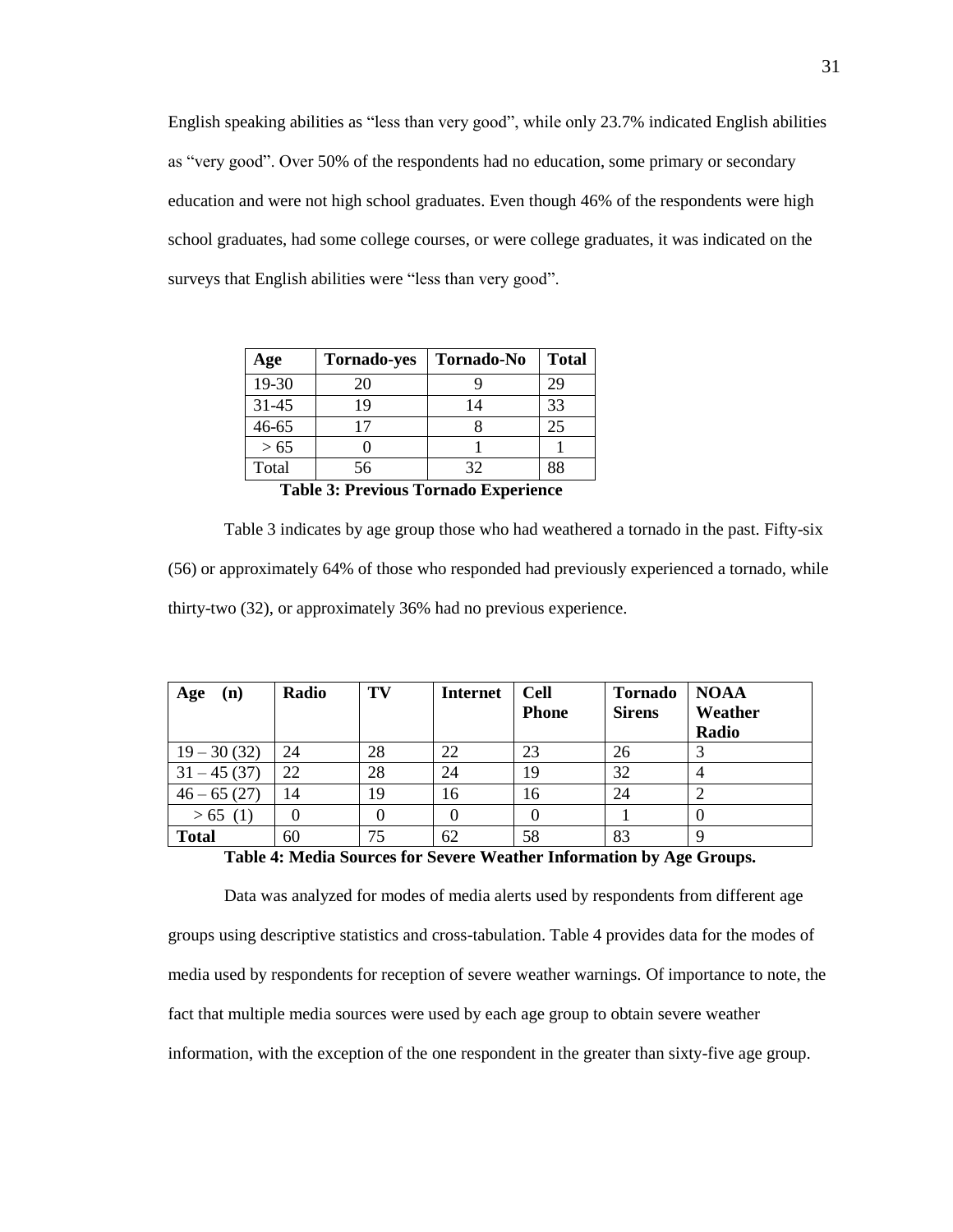English speaking abilities as “less than very good”, while only 23.7% indicated English abilities as “very good”. Over 50% of the respondents had no education, some primary or secondary education and were not high school graduates. Even though 46% of the respondents were high school graduates, had some college courses, or were college graduates, it was indicated on the surveys that English abilities were “less than very good”.

| Age | Tornado-yes | Tornado-No | Total |
|---|---|---|---|
| 19-30 | 20 | 9 | 29 |
| 31-45 | 19 | 14 | 33 |
| 46-65 | 17 | 8 | 25 |
| > 65 | 0 | 1 | 1 |
| Total | 56 | 32 | 88 |

**Table 3: Previous Tornado Experience**

Table 3 indicates by age group those who had weathered a tornado in the past. Fifty-six (56) or approximately 64% of those who responded had previously experienced a tornado, while thirty-two (32), or approximately 36% had no previous experience.

| Age (n) | Radio | TV | Internet | Cell Phone | Tornado Sirens | NOAA Weather Radio |
|---|---|---|---|---|---|---|
| 19 – 30 (32) | 24 | 28 | 22 | 23 | 26 | 3 |
| 31 – 45 (37) | 22 | 28 | 24 | 19 | 32 | 4 |
| 46 – 65 (27) | 14 | 19 | 16 | 16 | 24 | 2 |
| > 65 (1) | 0 | 0 | 0 | 0 | 1 | 0 |
| **Total** | 60 | 75 | 62 | 58 | 83 | 9 |

**Table 4: Media Sources for Severe Weather Information by Age Groups.**

Data was analyzed for modes of media alerts used by respondents from different age groups using descriptive statistics and cross-tabulation. Table 4 provides data for the modes of media used by respondents for reception of severe weather warnings. Of importance to note, the fact that multiple media sources were used by each age group to obtain severe weather information, with the exception of the one respondent in the greater than sixty-five age group.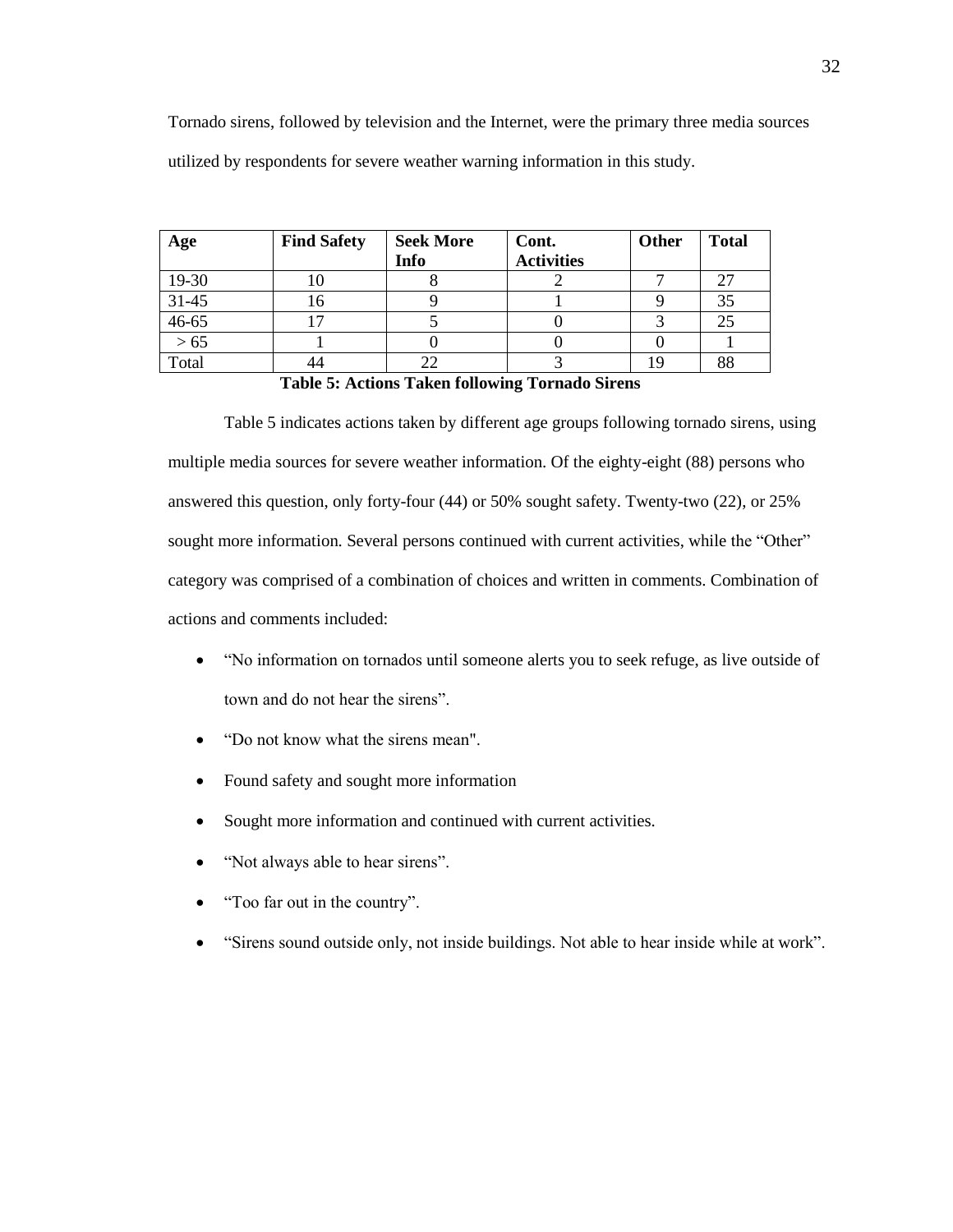Tornado sirens, followed by television and the Internet, were the primary three media sources utilized by respondents for severe weather warning information in this study.

| Age | Find Safety | Seek More Info | Cont. Activities | Other | Total |
|---|---|---|---|---|---|
| 19-30 | 10 | 8 | 2 | 7 | 27 |
| 31-45 | 16 | 9 | 1 | 9 | 35 |
| 46-65 | 17 | 5 | 0 | 3 | 25 |
| > 65 | 1 | 0 | 0 | 0 | 1 |
| Total | 44 | 22 | 3 | 19 | 88 |

**Table 5: Actions Taken following Tornado Sirens**

Table 5 indicates actions taken by different age groups following tornado sirens, using multiple media sources for severe weather information. Of the eighty-eight (88) persons who answered this question, only forty-four (44) or 50% sought safety. Twenty-two (22), or 25% sought more information. Several persons continued with current activities, while the "Other" category was comprised of a combination of choices and written in comments. Combination of actions and comments included:

- "No information on tornados until someone alerts you to seek refuge, as live outside of town and do not hear the sirens".
- "Do not know what the sirens mean".
- Found safety and sought more information
- Sought more information and continued with current activities.
- "Not always able to hear sirens".
- "Too far out in the country".
- "Sirens sound outside only, not inside buildings. Not able to hear inside while at work".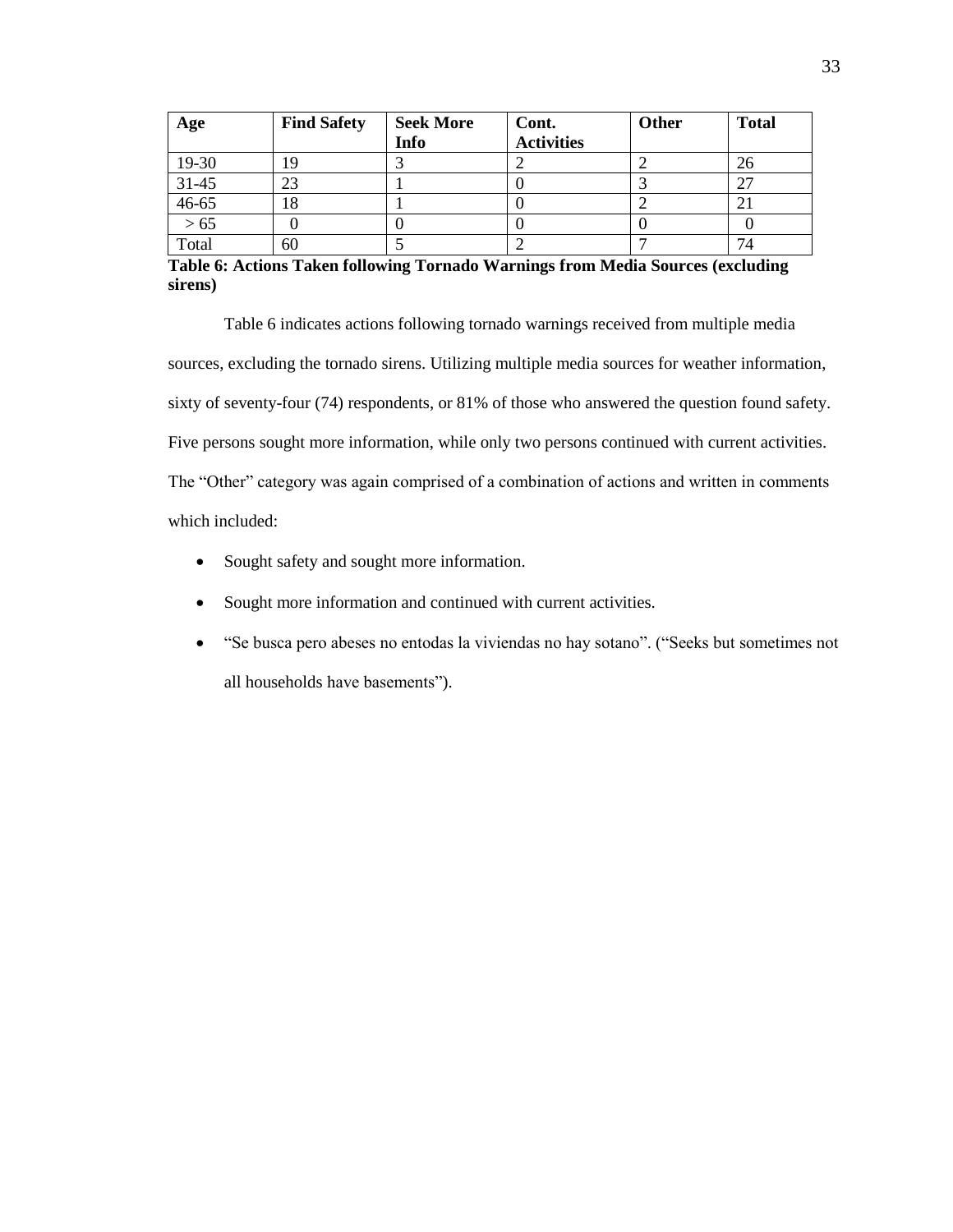| Age | Find Safety | Seek More Info | Cont. Activities | Other | Total |
|---|---|---|---|---|---|
| 19-30 | 19 | 3 | 2 | 2 | 26 |
| 31-45 | 23 | 1 | 0 | 3 | 27 |
| 46-65 | 18 | 1 | 0 | 2 | 21 |
| > 65 | 0 | 0 | 0 | 0 | 0 |
| Total | 60 | 5 | 2 | 7 | 74 |

**Table 6: Actions Taken following Tornado Warnings from Media Sources (excluding sirens)**

Table 6 indicates actions following tornado warnings received from multiple media sources, excluding the tornado sirens. Utilizing multiple media sources for weather information, sixty of seventy-four (74) respondents, or 81% of those who answered the question found safety. Five persons sought more information, while only two persons continued with current activities. The "Other" category was again comprised of a combination of actions and written in comments which included:

- Sought safety and sought more information.
- Sought more information and continued with current activities.
- "Se busca pero abeses no entodas la viviendas no hay sotano". ("Seeks but sometimes not all households have basements").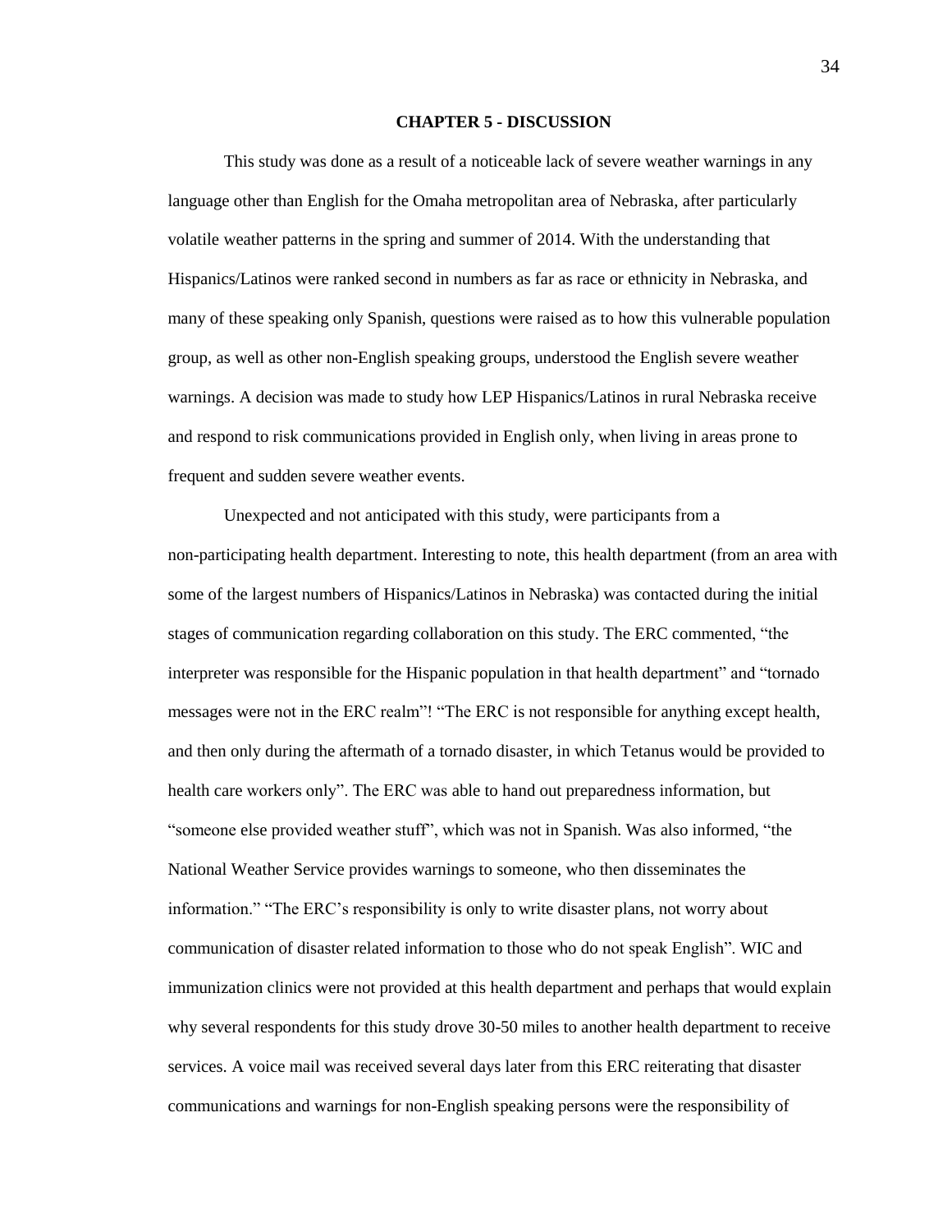## CHAPTER 5 - DISCUSSION

This study was done as a result of a noticeable lack of severe weather warnings in any language other than English for the Omaha metropolitan area of Nebraska, after particularly volatile weather patterns in the spring and summer of 2014. With the understanding that Hispanics/Latinos were ranked second in numbers as far as race or ethnicity in Nebraska, and many of these speaking only Spanish, questions were raised as to how this vulnerable population group, as well as other non-English speaking groups, understood the English severe weather warnings. A decision was made to study how LEP Hispanics/Latinos in rural Nebraska receive and respond to risk communications provided in English only, when living in areas prone to frequent and sudden severe weather events.

Unexpected and not anticipated with this study, were participants from a non-participating health department. Interesting to note, this health department (from an area with some of the largest numbers of Hispanics/Latinos in Nebraska) was contacted during the initial stages of communication regarding collaboration on this study. The ERC commented, "the interpreter was responsible for the Hispanic population in that health department" and "tornado messages were not in the ERC realm"! "The ERC is not responsible for anything except health, and then only during the aftermath of a tornado disaster, in which Tetanus would be provided to health care workers only". The ERC was able to hand out preparedness information, but "someone else provided weather stuff", which was not in Spanish. Was also informed, "the National Weather Service provides warnings to someone, who then disseminates the information." "The ERC's responsibility is only to write disaster plans, not worry about communication of disaster related information to those who do not speak English". WIC and immunization clinics were not provided at this health department and perhaps that would explain why several respondents for this study drove 30-50 miles to another health department to receive services. A voice mail was received several days later from this ERC reiterating that disaster communications and warnings for non-English speaking persons were the responsibility of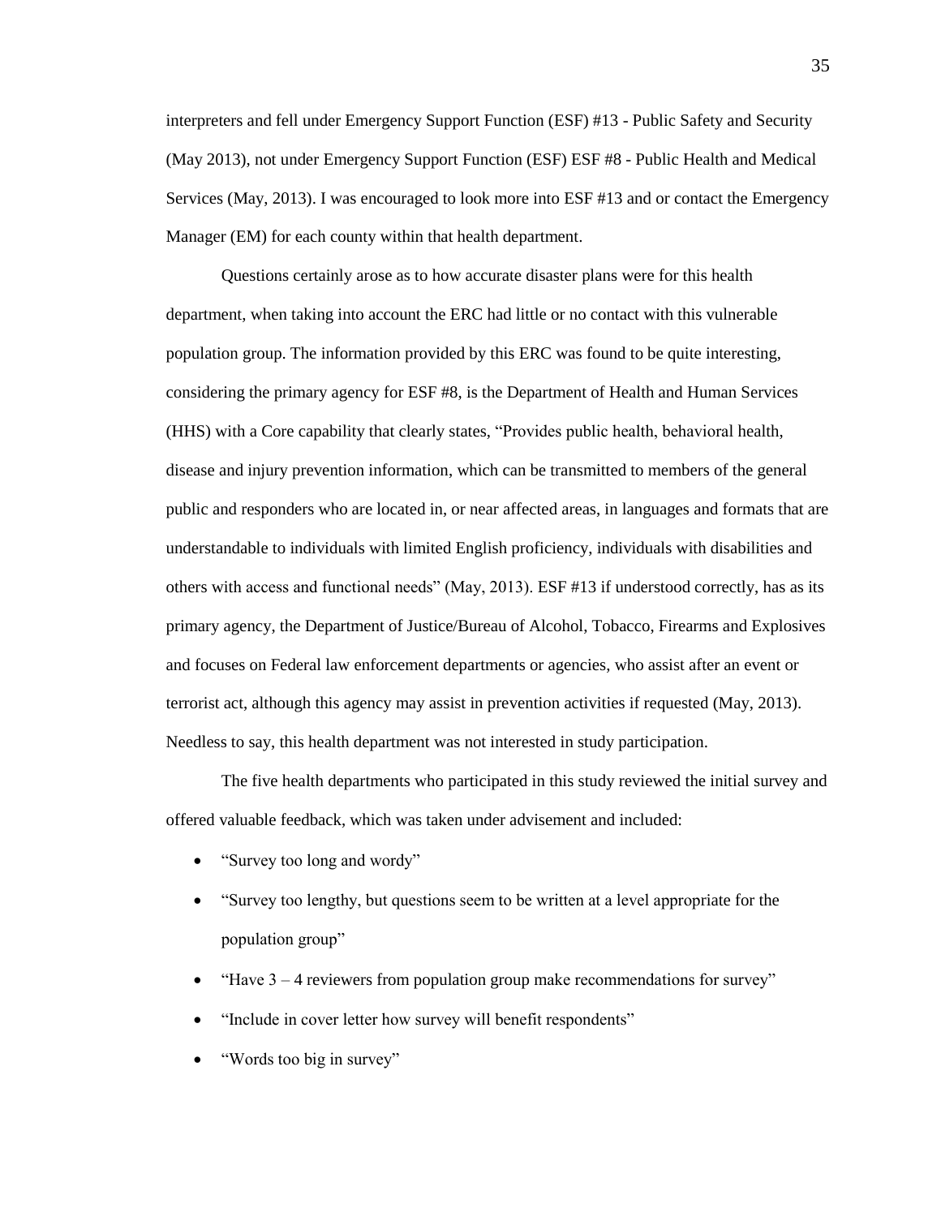interpreters and fell under Emergency Support Function (ESF) #13 - Public Safety and Security (May 2013), not under Emergency Support Function (ESF) ESF #8 - Public Health and Medical Services (May, 2013). I was encouraged to look more into ESF #13 and or contact the Emergency Manager (EM) for each county within that health department.

Questions certainly arose as to how accurate disaster plans were for this health department, when taking into account the ERC had little or no contact with this vulnerable population group. The information provided by this ERC was found to be quite interesting, considering the primary agency for ESF #8, is the Department of Health and Human Services (HHS) with a Core capability that clearly states, "Provides public health, behavioral health, disease and injury prevention information, which can be transmitted to members of the general public and responders who are located in, or near affected areas, in languages and formats that are understandable to individuals with limited English proficiency, individuals with disabilities and others with access and functional needs" (May, 2013). ESF #13 if understood correctly, has as its primary agency, the Department of Justice/Bureau of Alcohol, Tobacco, Firearms and Explosives and focuses on Federal law enforcement departments or agencies, who assist after an event or terrorist act, although this agency may assist in prevention activities if requested (May, 2013). Needless to say, this health department was not interested in study participation.

The five health departments who participated in this study reviewed the initial survey and offered valuable feedback, which was taken under advisement and included:

- "Survey too long and wordy"
- "Survey too lengthy, but questions seem to be written at a level appropriate for the population group"
- "Have 3 – 4 reviewers from population group make recommendations for survey"
- "Include in cover letter how survey will benefit respondents"
- "Words too big in survey"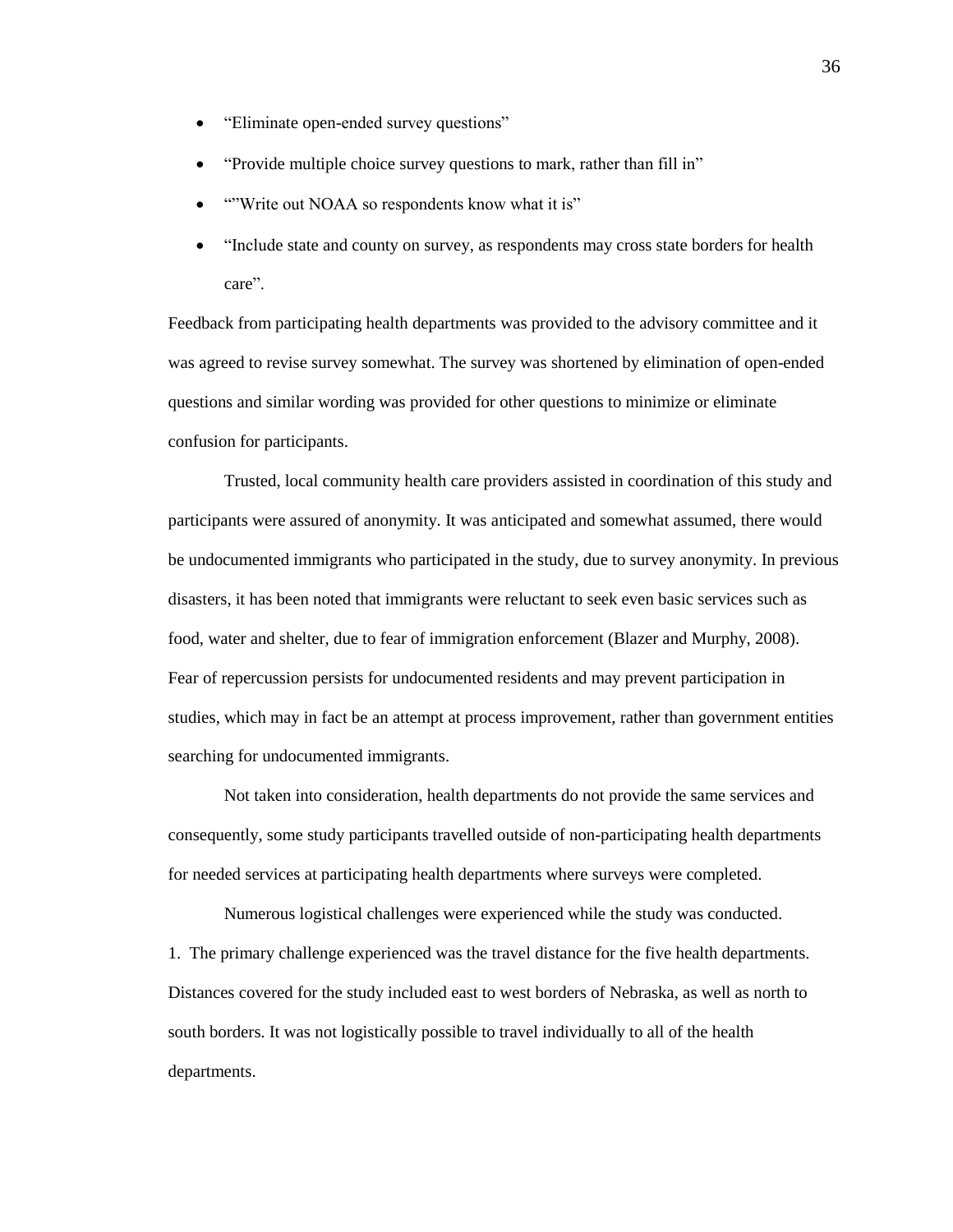- "Eliminate open-ended survey questions"
- "Provide multiple choice survey questions to mark, rather than fill in"
- ""Write out NOAA so respondents know what it is"
- "Include state and county on survey, as respondents may cross state borders for health care".

Feedback from participating health departments was provided to the advisory committee and it was agreed to revise survey somewhat. The survey was shortened by elimination of open-ended questions and similar wording was provided for other questions to minimize or eliminate confusion for participants.

Trusted, local community health care providers assisted in coordination of this study and participants were assured of anonymity. It was anticipated and somewhat assumed, there would be undocumented immigrants who participated in the study, due to survey anonymity. In previous disasters, it has been noted that immigrants were reluctant to seek even basic services such as food, water and shelter, due to fear of immigration enforcement (Blazer and Murphy, 2008). Fear of repercussion persists for undocumented residents and may prevent participation in studies, which may in fact be an attempt at process improvement, rather than government entities searching for undocumented immigrants.

Not taken into consideration, health departments do not provide the same services and consequently, some study participants travelled outside of non-participating health departments for needed services at participating health departments where surveys were completed.

Numerous logistical challenges were experienced while the study was conducted.

1. The primary challenge experienced was the travel distance for the five health departments. Distances covered for the study included east to west borders of Nebraska, as well as north to south borders. It was not logistically possible to travel individually to all of the health departments.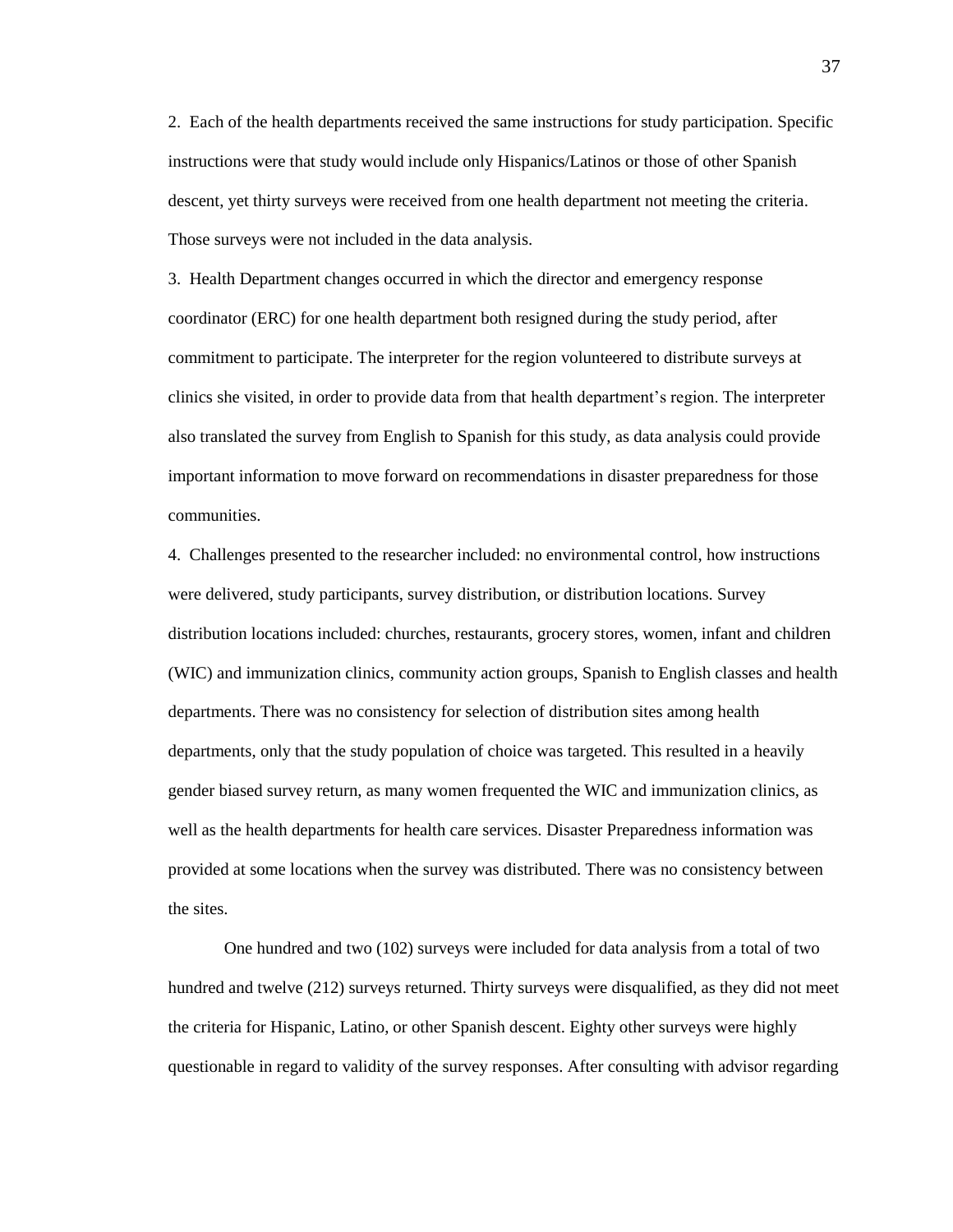2. Each of the health departments received the same instructions for study participation. Specific instructions were that study would include only Hispanics/Latinos or those of other Spanish descent, yet thirty surveys were received from one health department not meeting the criteria. Those surveys were not included in the data analysis.

3. Health Department changes occurred in which the director and emergency response coordinator (ERC) for one health department both resigned during the study period, after commitment to participate. The interpreter for the region volunteered to distribute surveys at clinics she visited, in order to provide data from that health department's region. The interpreter also translated the survey from English to Spanish for this study, as data analysis could provide important information to move forward on recommendations in disaster preparedness for those communities.

4. Challenges presented to the researcher included: no environmental control, how instructions were delivered, study participants, survey distribution, or distribution locations. Survey distribution locations included: churches, restaurants, grocery stores, women, infant and children (WIC) and immunization clinics, community action groups, Spanish to English classes and health departments. There was no consistency for selection of distribution sites among health departments, only that the study population of choice was targeted. This resulted in a heavily gender biased survey return, as many women frequented the WIC and immunization clinics, as well as the health departments for health care services. Disaster Preparedness information was provided at some locations when the survey was distributed. There was no consistency between the sites.

One hundred and two (102) surveys were included for data analysis from a total of two hundred and twelve (212) surveys returned. Thirty surveys were disqualified, as they did not meet the criteria for Hispanic, Latino, or other Spanish descent. Eighty other surveys were highly questionable in regard to validity of the survey responses. After consulting with advisor regarding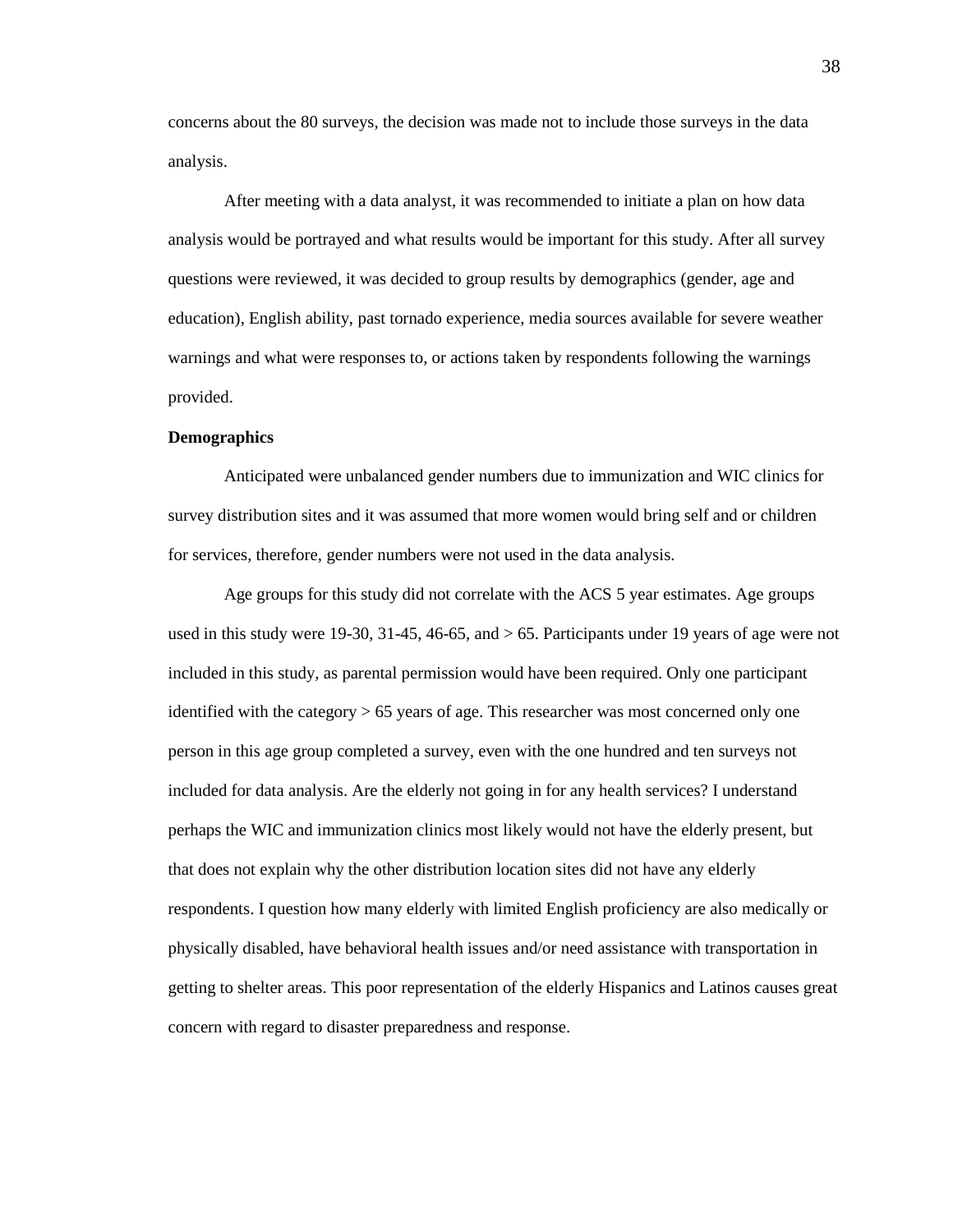concerns about the 80 surveys, the decision was made not to include those surveys in the data analysis.

After meeting with a data analyst, it was recommended to initiate a plan on how data analysis would be portrayed and what results would be important for this study. After all survey questions were reviewed, it was decided to group results by demographics (gender, age and education), English ability, past tornado experience, media sources available for severe weather warnings and what were responses to, or actions taken by respondents following the warnings provided.

**Demographics**

Anticipated were unbalanced gender numbers due to immunization and WIC clinics for survey distribution sites and it was assumed that more women would bring self and or children for services, therefore, gender numbers were not used in the data analysis.

Age groups for this study did not correlate with the ACS 5 year estimates. Age groups used in this study were 19-30, 31-45, 46-65, and > 65. Participants under 19 years of age were not included in this study, as parental permission would have been required. Only one participant identified with the category > 65 years of age. This researcher was most concerned only one person in this age group completed a survey, even with the one hundred and ten surveys not included for data analysis. Are the elderly not going in for any health services? I understand perhaps the WIC and immunization clinics most likely would not have the elderly present, but that does not explain why the other distribution location sites did not have any elderly respondents. I question how many elderly with limited English proficiency are also medically or physically disabled, have behavioral health issues and/or need assistance with transportation in getting to shelter areas. This poor representation of the elderly Hispanics and Latinos causes great concern with regard to disaster preparedness and response.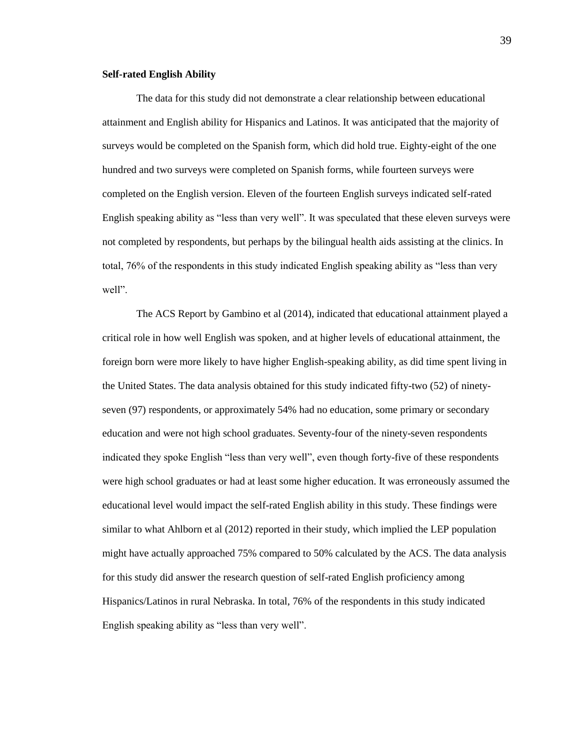**Self-rated English Ability**

The data for this study did not demonstrate a clear relationship between educational attainment and English ability for Hispanics and Latinos. It was anticipated that the majority of surveys would be completed on the Spanish form, which did hold true. Eighty-eight of the one hundred and two surveys were completed on Spanish forms, while fourteen surveys were completed on the English version. Eleven of the fourteen English surveys indicated self-rated English speaking ability as “less than very well”. It was speculated that these eleven surveys were not completed by respondents, but perhaps by the bilingual health aids assisting at the clinics. In total, 76% of the respondents in this study indicated English speaking ability as “less than very well”.

The ACS Report by Gambino et al (2014), indicated that educational attainment played a critical role in how well English was spoken, and at higher levels of educational attainment, the foreign born were more likely to have higher English-speaking ability, as did time spent living in the United States. The data analysis obtained for this study indicated fifty-two (52) of ninety-seven (97) respondents, or approximately 54% had no education, some primary or secondary education and were not high school graduates. Seventy-four of the ninety-seven respondents indicated they spoke English “less than very well”, even though forty-five of these respondents were high school graduates or had at least some higher education. It was erroneously assumed the educational level would impact the self-rated English ability in this study. These findings were similar to what Ahlborn et al (2012) reported in their study, which implied the LEP population might have actually approached 75% compared to 50% calculated by the ACS. The data analysis for this study did answer the research question of self-rated English proficiency among Hispanics/Latinos in rural Nebraska. In total, 76% of the respondents in this study indicated English speaking ability as “less than very well”.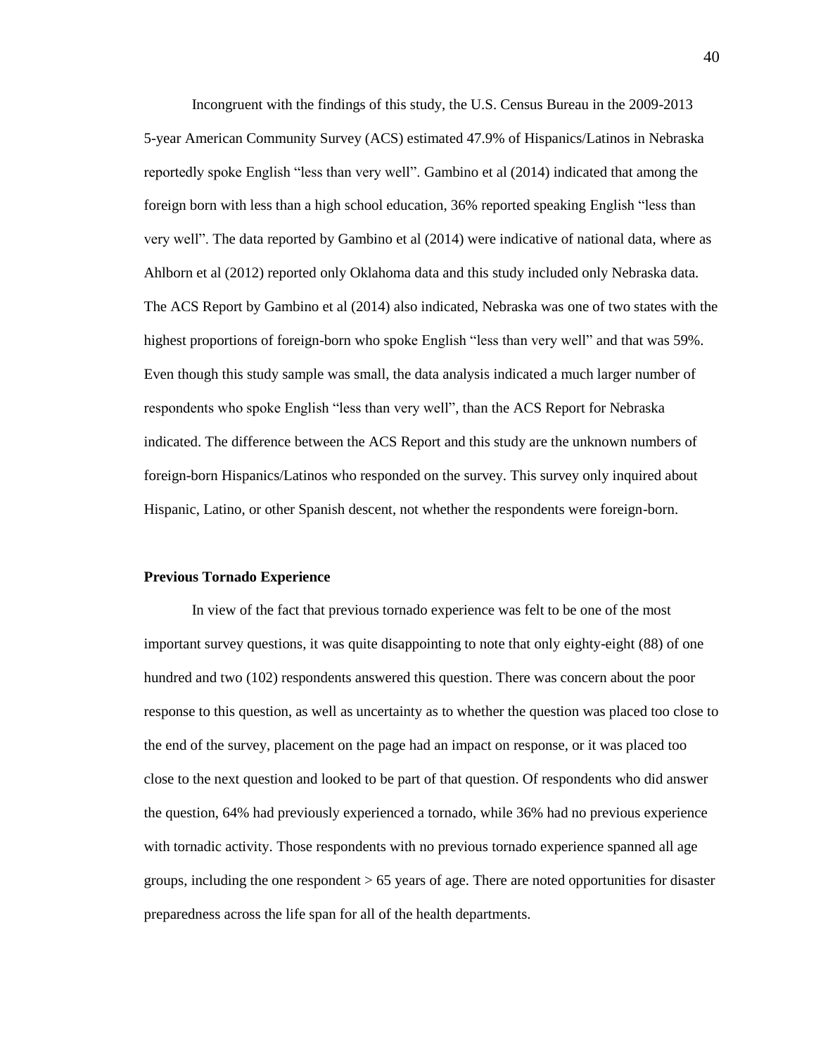Incongruent with the findings of this study, the U.S. Census Bureau in the 2009-2013 5-year American Community Survey (ACS) estimated 47.9% of Hispanics/Latinos in Nebraska reportedly spoke English “less than very well”. Gambino et al (2014) indicated that among the foreign born with less than a high school education, 36% reported speaking English “less than very well”. The data reported by Gambino et al (2014) were indicative of national data, where as Ahlborn et al (2012) reported only Oklahoma data and this study included only Nebraska data. The ACS Report by Gambino et al (2014) also indicated, Nebraska was one of two states with the highest proportions of foreign-born who spoke English “less than very well” and that was 59%. Even though this study sample was small, the data analysis indicated a much larger number of respondents who spoke English “less than very well”, than the ACS Report for Nebraska indicated. The difference between the ACS Report and this study are the unknown numbers of foreign-born Hispanics/Latinos who responded on the survey. This survey only inquired about Hispanic, Latino, or other Spanish descent, not whether the respondents were foreign-born.

**Previous Tornado Experience**

In view of the fact that previous tornado experience was felt to be one of the most important survey questions, it was quite disappointing to note that only eighty-eight (88) of one hundred and two (102) respondents answered this question. There was concern about the poor response to this question, as well as uncertainty as to whether the question was placed too close to the end of the survey, placement on the page had an impact on response, or it was placed too close to the next question and looked to be part of that question. Of respondents who did answer the question, 64% had previously experienced a tornado, while 36% had no previous experience with tornadic activity. Those respondents with no previous tornado experience spanned all age groups, including the one respondent > 65 years of age. There are noted opportunities for disaster preparedness across the life span for all of the health departments.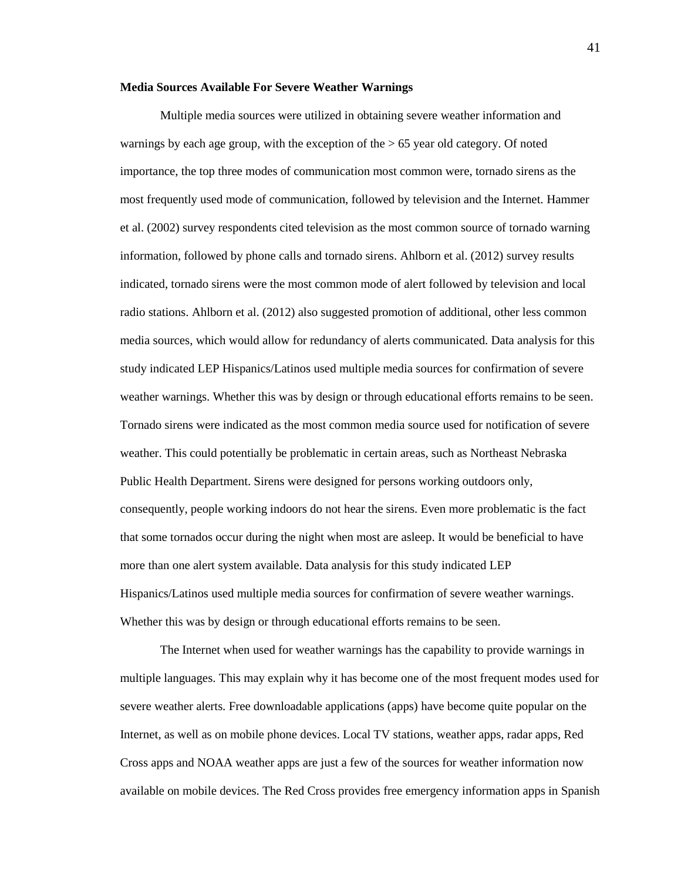**Media Sources Available For Severe Weather Warnings**

Multiple media sources were utilized in obtaining severe weather information and warnings by each age group, with the exception of the > 65 year old category. Of noted importance, the top three modes of communication most common were, tornado sirens as the most frequently used mode of communication, followed by television and the Internet. Hammer et al. (2002) survey respondents cited television as the most common source of tornado warning information, followed by phone calls and tornado sirens. Ahlborn et al. (2012) survey results indicated, tornado sirens were the most common mode of alert followed by television and local radio stations. Ahlborn et al. (2012) also suggested promotion of additional, other less common media sources, which would allow for redundancy of alerts communicated. Data analysis for this study indicated LEP Hispanics/Latinos used multiple media sources for confirmation of severe weather warnings. Whether this was by design or through educational efforts remains to be seen. Tornado sirens were indicated as the most common media source used for notification of severe weather. This could potentially be problematic in certain areas, such as Northeast Nebraska Public Health Department. Sirens were designed for persons working outdoors only, consequently, people working indoors do not hear the sirens. Even more problematic is the fact that some tornados occur during the night when most are asleep. It would be beneficial to have more than one alert system available. Data analysis for this study indicated LEP Hispanics/Latinos used multiple media sources for confirmation of severe weather warnings. Whether this was by design or through educational efforts remains to be seen.

The Internet when used for weather warnings has the capability to provide warnings in multiple languages. This may explain why it has become one of the most frequent modes used for severe weather alerts. Free downloadable applications (apps) have become quite popular on the Internet, as well as on mobile phone devices. Local TV stations, weather apps, radar apps, Red Cross apps and NOAA weather apps are just a few of the sources for weather information now available on mobile devices. The Red Cross provides free emergency information apps in Spanish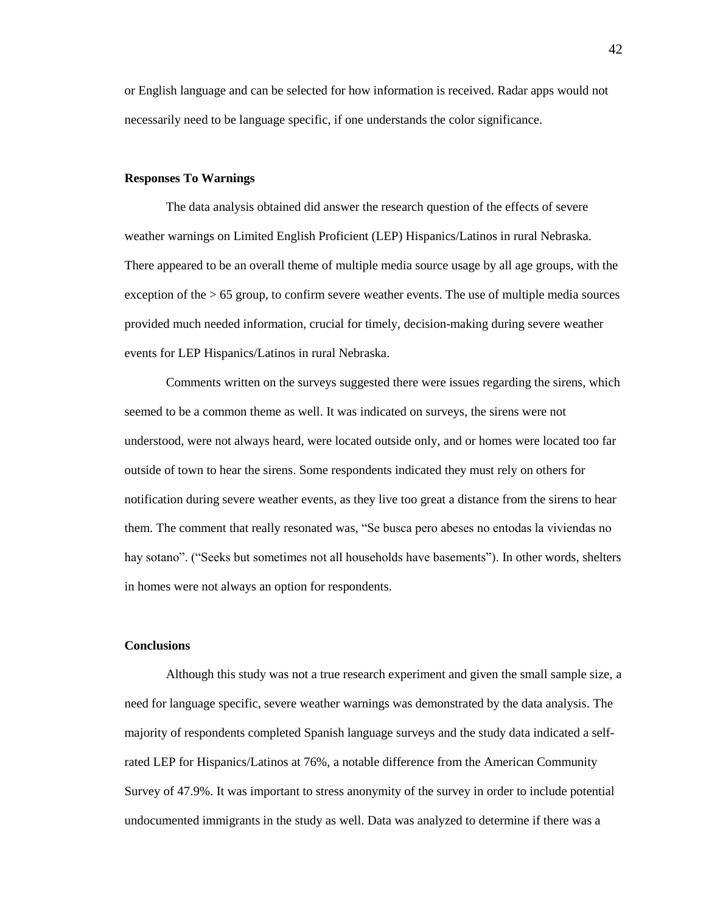or English language and can be selected for how information is received. Radar apps would not necessarily need to be language specific, if one understands the color significance.

### Responses To Warnings

The data analysis obtained did answer the research question of the effects of severe weather warnings on Limited English Proficient (LEP) Hispanics/Latinos in rural Nebraska. There appeared to be an overall theme of multiple media source usage by all age groups, with the exception of the > 65 group, to confirm severe weather events. The use of multiple media sources provided much needed information, crucial for timely, decision-making during severe weather events for LEP Hispanics/Latinos in rural Nebraska.

Comments written on the surveys suggested there were issues regarding the sirens, which seemed to be a common theme as well. It was indicated on surveys, the sirens were not understood, were not always heard, were located outside only, and or homes were located too far outside of town to hear the sirens. Some respondents indicated they must rely on others for notification during severe weather events, as they live too great a distance from the sirens to hear them. The comment that really resonated was, "Se busca pero abeses no entodas la viviendas no hay sotano". ("Seeks but sometimes not all households have basements"). In other words, shelters in homes were not always an option for respondents.

### Conclusions

Although this study was not a true research experiment and given the small sample size, a need for language specific, severe weather warnings was demonstrated by the data analysis. The majority of respondents completed Spanish language surveys and the study data indicated a self-rated LEP for Hispanics/Latinos at 76%, a notable difference from the American Community Survey of 47.9%. It was important to stress anonymity of the survey in order to include potential undocumented immigrants in the study as well. Data was analyzed to determine if there was a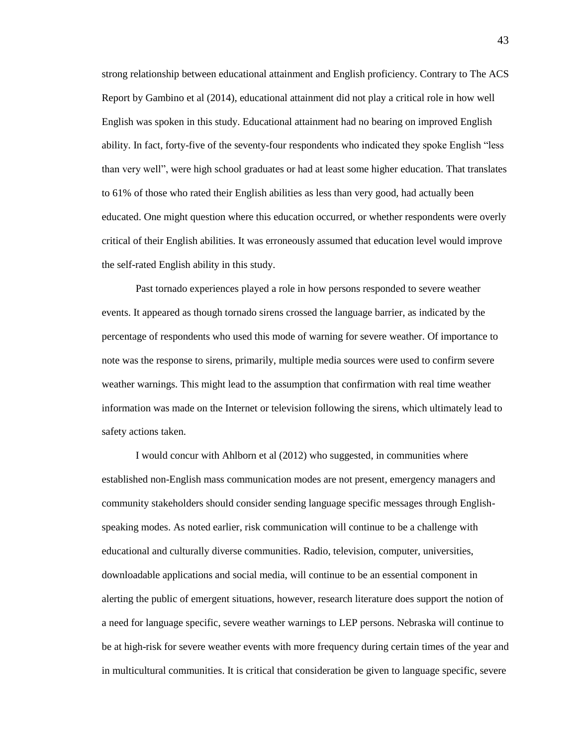strong relationship between educational attainment and English proficiency. Contrary to The ACS Report by Gambino et al (2014), educational attainment did not play a critical role in how well English was spoken in this study. Educational attainment had no bearing on improved English ability. In fact, forty-five of the seventy-four respondents who indicated they spoke English "less than very well", were high school graduates or had at least some higher education. That translates to 61% of those who rated their English abilities as less than very good, had actually been educated. One might question where this education occurred, or whether respondents were overly critical of their English abilities. It was erroneously assumed that education level would improve the self-rated English ability in this study.

Past tornado experiences played a role in how persons responded to severe weather events. It appeared as though tornado sirens crossed the language barrier, as indicated by the percentage of respondents who used this mode of warning for severe weather. Of importance to note was the response to sirens, primarily, multiple media sources were used to confirm severe weather warnings. This might lead to the assumption that confirmation with real time weather information was made on the Internet or television following the sirens, which ultimately lead to safety actions taken.

I would concur with Ahlborn et al (2012) who suggested, in communities where established non-English mass communication modes are not present, emergency managers and community stakeholders should consider sending language specific messages through English-speaking modes. As noted earlier, risk communication will continue to be a challenge with educational and culturally diverse communities. Radio, television, computer, universities, downloadable applications and social media, will continue to be an essential component in alerting the public of emergent situations, however, research literature does support the notion of a need for language specific, severe weather warnings to LEP persons. Nebraska will continue to be at high-risk for severe weather events with more frequency during certain times of the year and in multicultural communities. It is critical that consideration be given to language specific, severe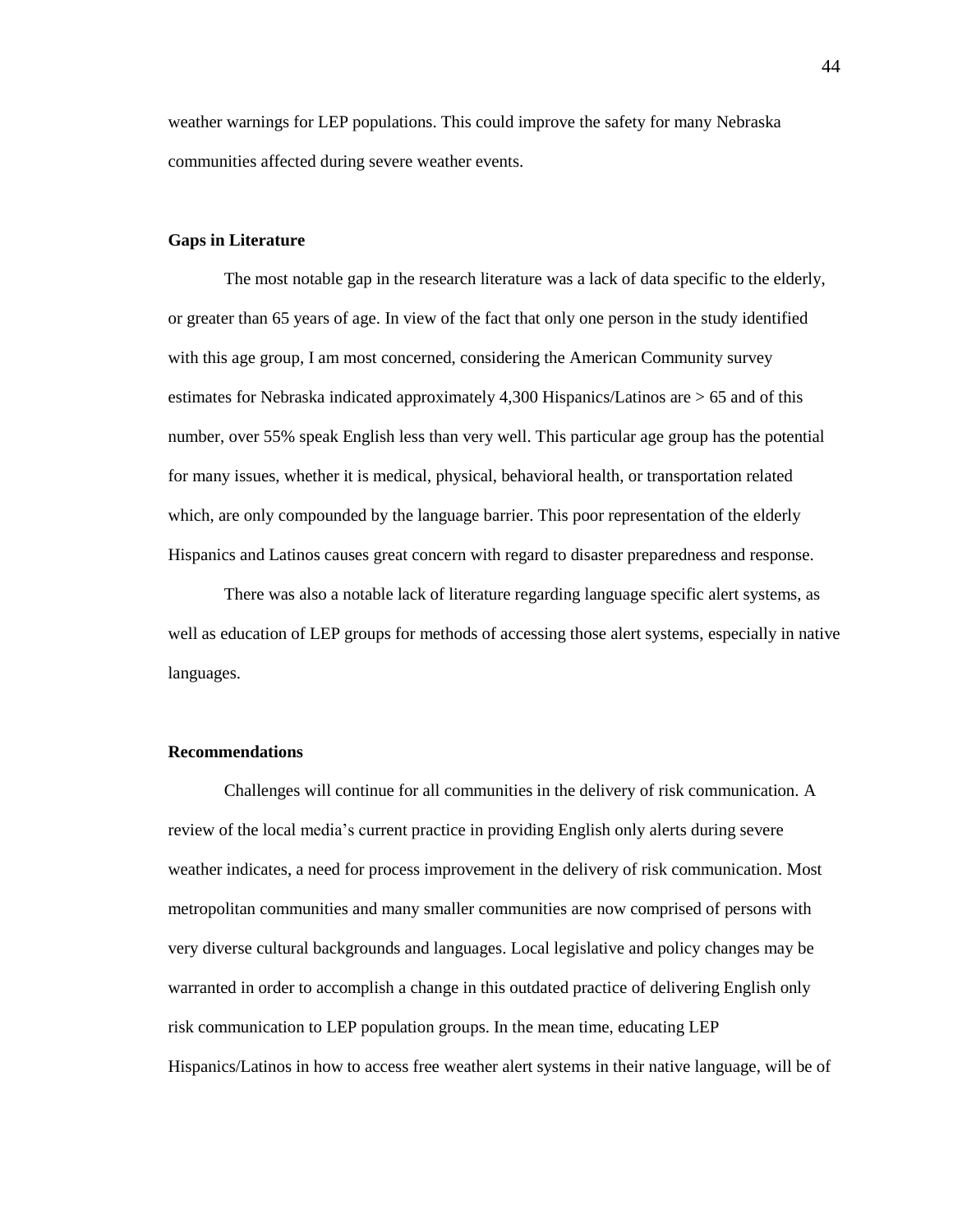weather warnings for LEP populations. This could improve the safety for many Nebraska communities affected during severe weather events.

**Gaps in Literature**

The most notable gap in the research literature was a lack of data specific to the elderly, or greater than 65 years of age. In view of the fact that only one person in the study identified with this age group, I am most concerned, considering the American Community survey estimates for Nebraska indicated approximately 4,300 Hispanics/Latinos are > 65 and of this number, over 55% speak English less than very well. This particular age group has the potential for many issues, whether it is medical, physical, behavioral health, or transportation related which, are only compounded by the language barrier. This poor representation of the elderly Hispanics and Latinos causes great concern with regard to disaster preparedness and response.

There was also a notable lack of literature regarding language specific alert systems, as well as education of LEP groups for methods of accessing those alert systems, especially in native languages.

**Recommendations**

Challenges will continue for all communities in the delivery of risk communication. A review of the local media's current practice in providing English only alerts during severe weather indicates, a need for process improvement in the delivery of risk communication. Most metropolitan communities and many smaller communities are now comprised of persons with very diverse cultural backgrounds and languages. Local legislative and policy changes may be warranted in order to accomplish a change in this outdated practice of delivering English only risk communication to LEP population groups. In the mean time, educating LEP Hispanics/Latinos in how to access free weather alert systems in their native language, will be of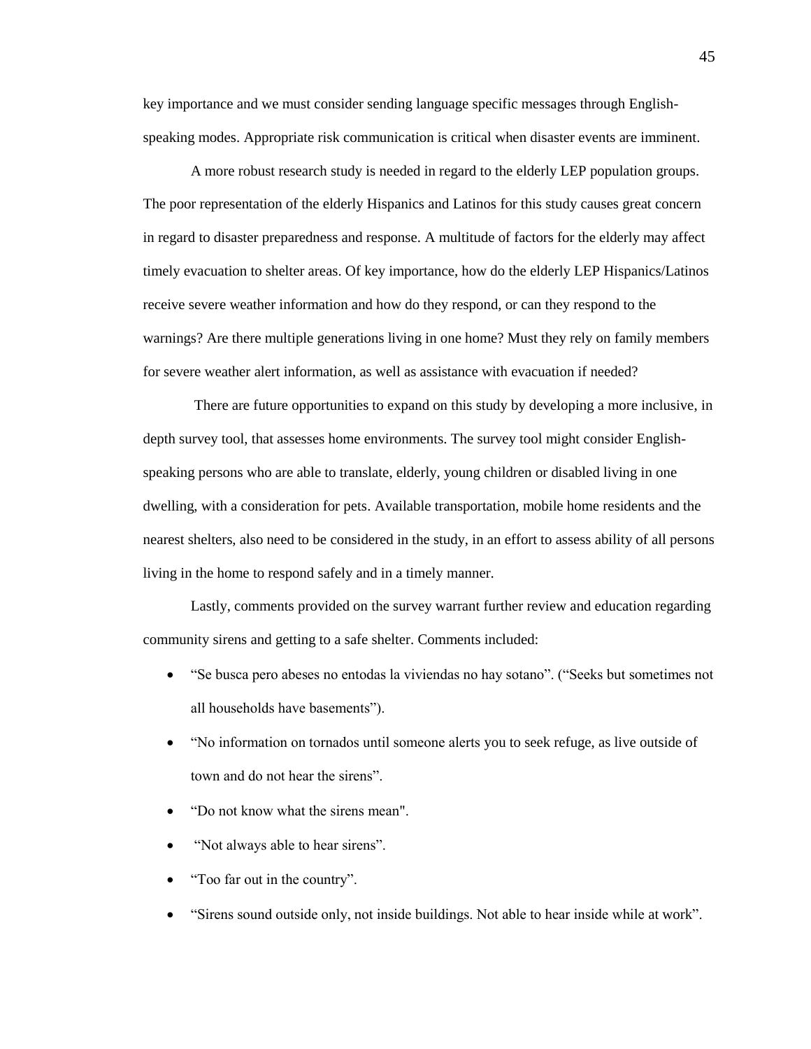key importance and we must consider sending language specific messages through English-speaking modes. Appropriate risk communication is critical when disaster events are imminent.

A more robust research study is needed in regard to the elderly LEP population groups. The poor representation of the elderly Hispanics and Latinos for this study causes great concern in regard to disaster preparedness and response. A multitude of factors for the elderly may affect timely evacuation to shelter areas. Of key importance, how do the elderly LEP Hispanics/Latinos receive severe weather information and how do they respond, or can they respond to the warnings? Are there multiple generations living in one home? Must they rely on family members for severe weather alert information, as well as assistance with evacuation if needed?

There are future opportunities to expand on this study by developing a more inclusive, in depth survey tool, that assesses home environments. The survey tool might consider English-speaking persons who are able to translate, elderly, young children or disabled living in one dwelling, with a consideration for pets. Available transportation, mobile home residents and the nearest shelters, also need to be considered in the study, in an effort to assess ability of all persons living in the home to respond safely and in a timely manner.

Lastly, comments provided on the survey warrant further review and education regarding community sirens and getting to a safe shelter. Comments included:

- "Se busca pero abeses no entodas la viviendas no hay sotano". ("Seeks but sometimes not all households have basements").
- "No information on tornados until someone alerts you to seek refuge, as live outside of town and do not hear the sirens".
- "Do not know what the sirens mean".
- "Not always able to hear sirens".
- "Too far out in the country".
- "Sirens sound outside only, not inside buildings. Not able to hear inside while at work".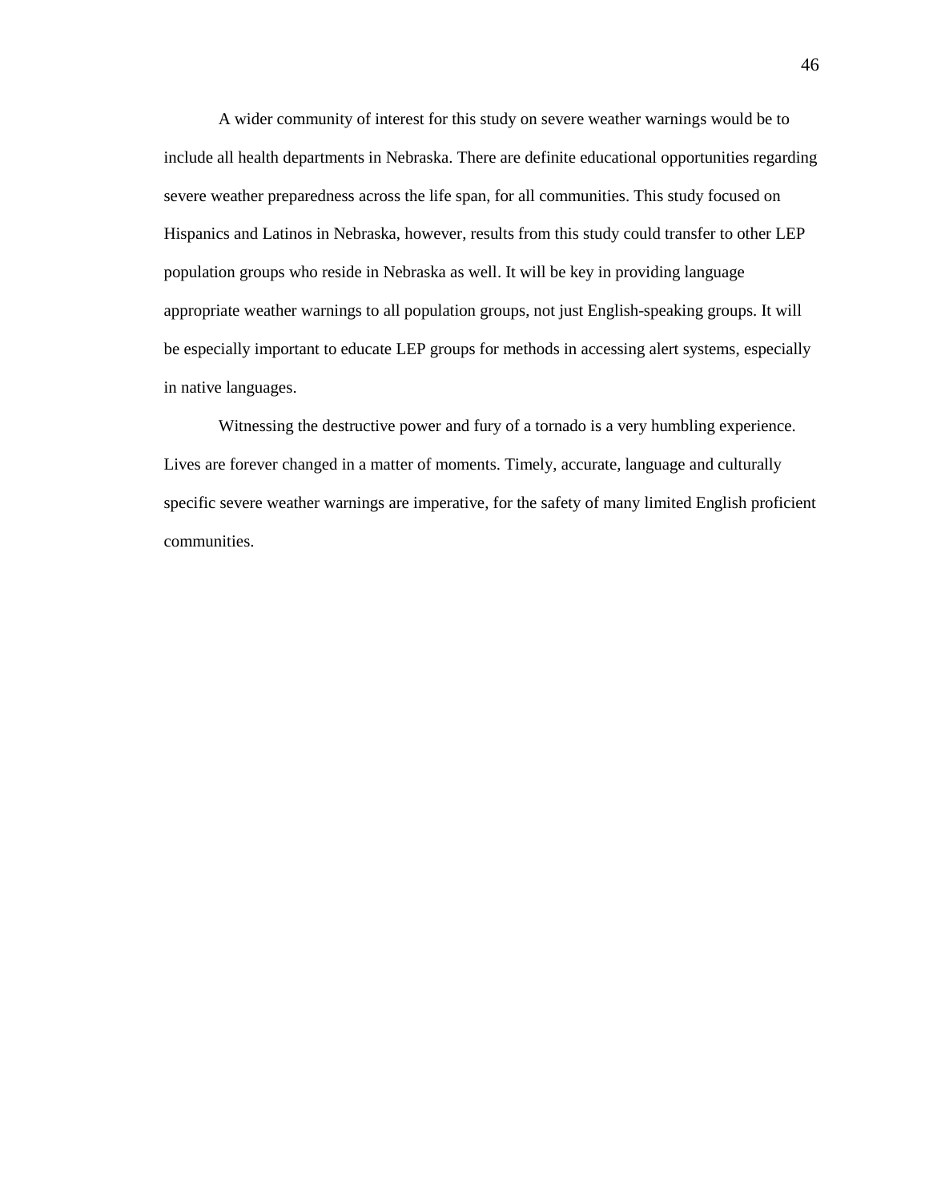A wider community of interest for this study on severe weather warnings would be to include all health departments in Nebraska. There are definite educational opportunities regarding severe weather preparedness across the life span, for all communities. This study focused on Hispanics and Latinos in Nebraska, however, results from this study could transfer to other LEP population groups who reside in Nebraska as well. It will be key in providing language appropriate weather warnings to all population groups, not just English-speaking groups. It will be especially important to educate LEP groups for methods in accessing alert systems, especially in native languages.

Witnessing the destructive power and fury of a tornado is a very humbling experience. Lives are forever changed in a matter of moments. Timely, accurate, language and culturally specific severe weather warnings are imperative, for the safety of many limited English proficient communities.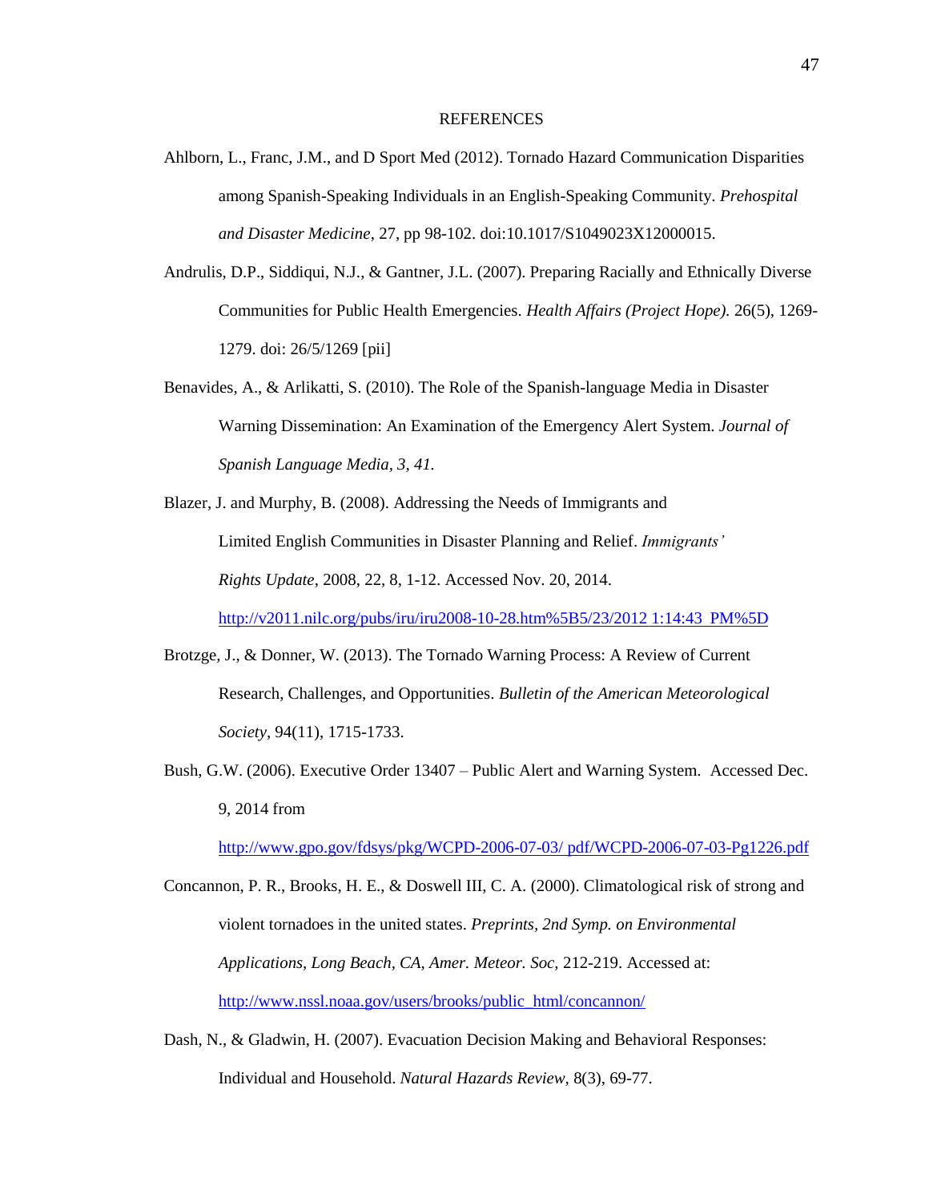# REFERENCES

Ahlborn, L., Franc, J.M., and D Sport Med (2012). Tornado Hazard Communication Disparities among Spanish-Speaking Individuals in an English-Speaking Community. *Prehospital and Disaster Medicine*, 27, pp 98-102. doi:10.1017/S1049023X12000015.

Andrulis, D.P., Siddiqui, N.J., & Gantner, J.L. (2007). Preparing Racially and Ethnically Diverse Communities for Public Health Emergencies. *Health Affairs (Project Hope).* 26(5), 1269-1279. doi: 26/5/1269 [pii]

Benavides, A., & Arlikatti, S. (2010). The Role of the Spanish-language Media in Disaster Warning Dissemination: An Examination of the Emergency Alert System. *Journal of Spanish Language Media, 3, 41.*

Blazer, J. and Murphy, B. (2008). Addressing the Needs of Immigrants and Limited English Communities in Disaster Planning and Relief. *Immigrants' Rights Update*, 2008, 22, 8, 1-12. Accessed Nov. 20, 2014. http://v2011.nilc.org/pubs/iru/iru2008-10-28.htm%5B5/23/2012 1:14:43 PM%5D

Brotzge, J., & Donner, W. (2013). The Tornado Warning Process: A Review of Current Research, Challenges, and Opportunities. *Bulletin of the American Meteorological Society,* 94(11), 1715-1733.

Bush, G.W. (2006). Executive Order 13407 – Public Alert and Warning System. Accessed Dec. 9, 2014 from http://www.gpo.gov/fdsys/pkg/WCPD-2006-07-03/ pdf/WCPD-2006-07-03-Pg1226.pdf

Concannon, P. R., Brooks, H. E., & Doswell III, C. A. (2000). Climatological risk of strong and violent tornadoes in the united states. *Preprints, 2nd Symp. on Environmental Applications, Long Beach, CA, Amer. Meteor. Soc,* 212-219. Accessed at: http://www.nssl.noaa.gov/users/brooks/public_html/concannon/

Dash, N., & Gladwin, H. (2007). Evacuation Decision Making and Behavioral Responses: Individual and Household. *Natural Hazards Review,* 8(3), 69-77.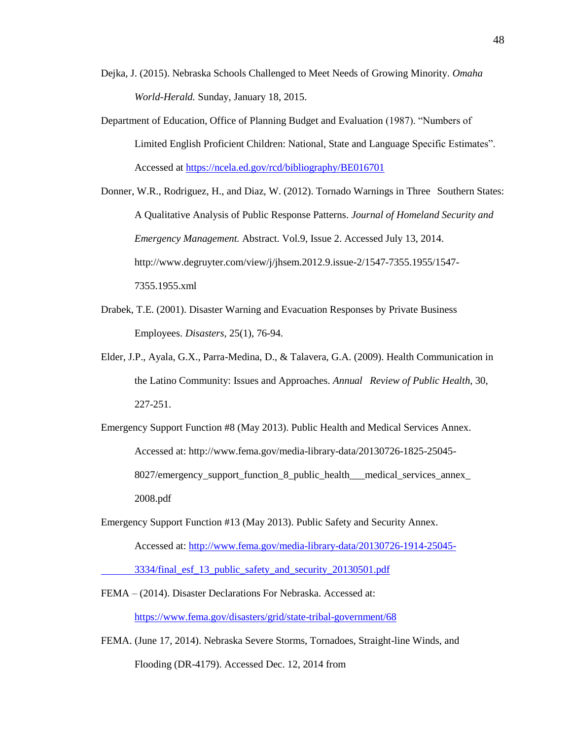Dejka, J. (2015). Nebraska Schools Challenged to Meet Needs of Growing Minority. *Omaha World-Herald.* Sunday, January 18, 2015.

Department of Education, Office of Planning Budget and Evaluation (1987). "Numbers of Limited English Proficient Children: National, State and Language Specific Estimates". Accessed at https://ncela.ed.gov/rcd/bibliography/BE016701

Donner, W.R., Rodriguez, H., and Diaz, W. (2012). Tornado Warnings in Three Southern States: A Qualitative Analysis of Public Response Patterns. *Journal of Homeland Security and Emergency Management.* Abstract. Vol.9, Issue 2. Accessed July 13, 2014. http://www.degruyter.com/view/j/jhsem.2012.9.issue-2/1547-7355.1955/1547-7355.1955.xml

Drabek, T.E. (2001). Disaster Warning and Evacuation Responses by Private Business Employees. *Disasters,* 25(1), 76-94.

Elder, J.P., Ayala, G.X., Parra-Medina, D., & Talavera, G.A. (2009). Health Communication in the Latino Community: Issues and Approaches. *Annual Review of Public Health,* 30, 227-251.

Emergency Support Function #8 (May 2013). Public Health and Medical Services Annex. Accessed at: http://www.fema.gov/media-library-data/20130726-1825-25045-8027/emergency_support_function_8_public_health___medical_services_annex_2008.pdf

Emergency Support Function #13 (May 2013). Public Safety and Security Annex. Accessed at: http://www.fema.gov/media-library-data/20130726-1914-25045-3334/final_esf_13_public_safety_and_security_20130501.pdf

FEMA – (2014). Disaster Declarations For Nebraska. Accessed at: https://www.fema.gov/disasters/grid/state-tribal-government/68

FEMA. (June 17, 2014). Nebraska Severe Storms, Tornadoes, Straight-line Winds, and Flooding (DR-4179). Accessed Dec. 12, 2014 from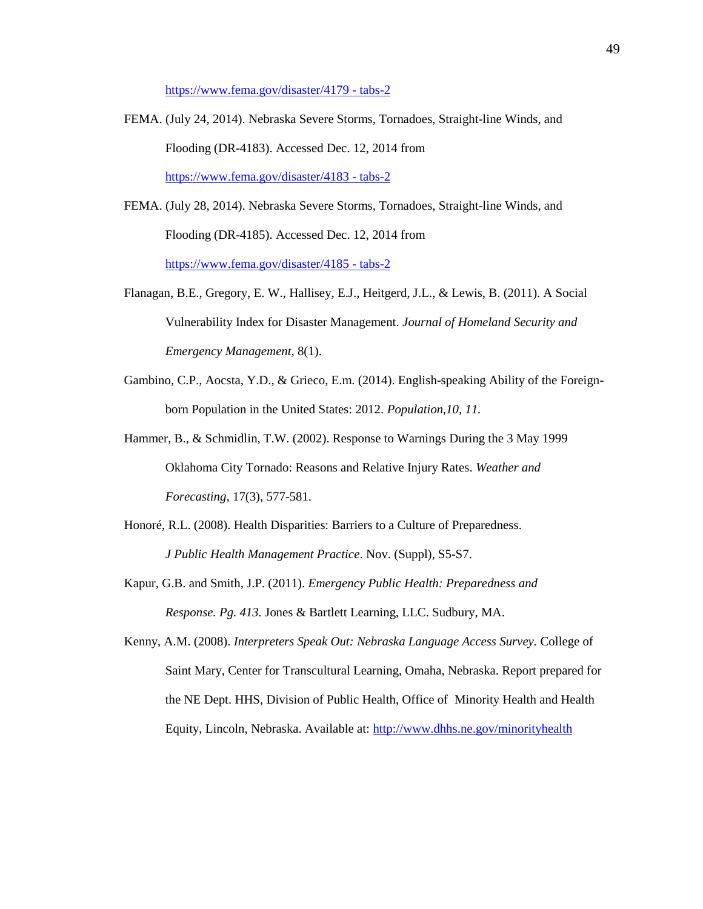https://www.fema.gov/disaster/4179 - tabs-2

FEMA. (July 24, 2014). Nebraska Severe Storms, Tornadoes, Straight-line Winds, and Flooding (DR-4183). Accessed Dec. 12, 2014 from https://www.fema.gov/disaster/4183 - tabs-2

FEMA. (July 28, 2014). Nebraska Severe Storms, Tornadoes, Straight-line Winds, and Flooding (DR-4185). Accessed Dec. 12, 2014 from https://www.fema.gov/disaster/4185 - tabs-2

Flanagan, B.E., Gregory, E. W., Hallisey, E.J., Heitgerd, J.L., & Lewis, B. (2011). A Social Vulnerability Index for Disaster Management. *Journal of Homeland Security and Emergency Management*, 8(1).

Gambino, C.P., Aocsta, Y.D., & Grieco, E.m. (2014). English-speaking Ability of the Foreign-born Population in the United States: 2012. *Population,10, 11.*

Hammer, B., & Schmidlin, T.W. (2002). Response to Warnings During the 3 May 1999 Oklahoma City Tornado: Reasons and Relative Injury Rates. *Weather and Forecasting*, 17(3), 577-581.

Honoré, R.L. (2008). Health Disparities: Barriers to a Culture of Preparedness. *J Public Health Management Practice*. Nov. (Suppl), S5-S7.

Kapur, G.B. and Smith, J.P. (2011). *Emergency Public Health: Preparedness and Response. Pg. 413.* Jones & Bartlett Learning, LLC. Sudbury, MA.

Kenny, A.M. (2008). *Interpreters Speak Out: Nebraska Language Access Survey.* College of Saint Mary, Center for Transcultural Learning, Omaha, Nebraska. Report prepared for the NE Dept. HHS, Division of Public Health, Office of Minority Health and Health Equity, Lincoln, Nebraska. Available at: http://www.dhhs.ne.gov/minorityhealth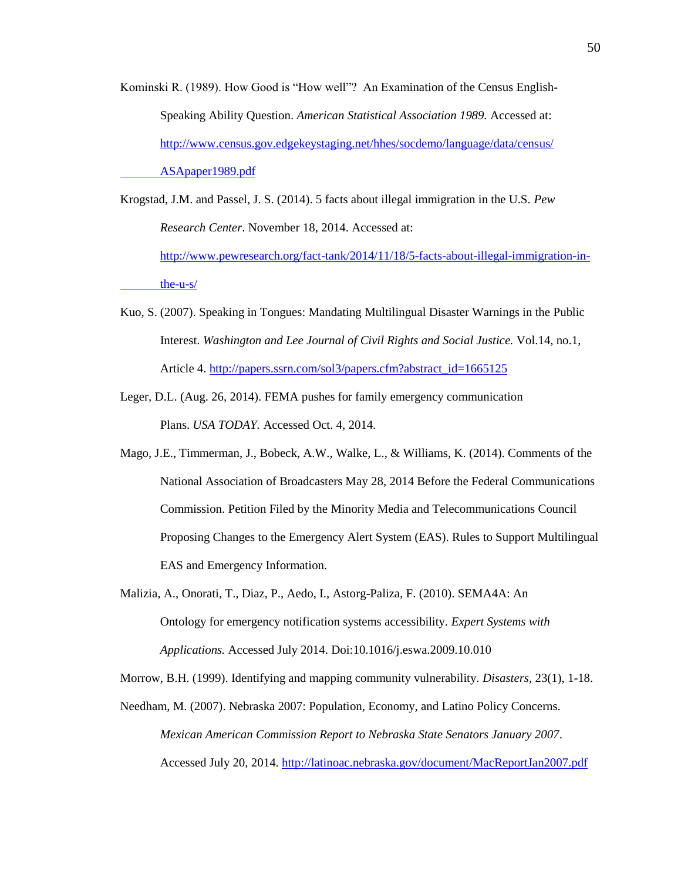Kominski R. (1989). How Good is "How well"? An Examination of the Census English-Speaking Ability Question. *American Statistical Association 1989.* Accessed at: http://www.census.gov.edgekeystaging.net/hhes/socdemo/language/data/census/ASApaper1989.pdf

Krogstad, J.M. and Passel, J. S. (2014). 5 facts about illegal immigration in the U.S. *Pew Research Center*. November 18, 2014. Accessed at: http://www.pewresearch.org/fact-tank/2014/11/18/5-facts-about-illegal-immigration-in-the-u-s/

Kuo, S. (2007). Speaking in Tongues: Mandating Multilingual Disaster Warnings in the Public Interest. *Washington and Lee Journal of Civil Rights and Social Justice.* Vol.14, no.1, Article 4. http://papers.ssrn.com/sol3/papers.cfm?abstract_id=1665125

Leger, D.L. (Aug. 26, 2014). FEMA pushes for family emergency communication Plans. *USA TODAY.* Accessed Oct. 4, 2014.

Mago, J.E., Timmerman, J., Bobeck, A.W., Walke, L., & Williams, K. (2014). Comments of the National Association of Broadcasters May 28, 2014 Before the Federal Communications Commission. Petition Filed by the Minority Media and Telecommunications Council Proposing Changes to the Emergency Alert System (EAS). Rules to Support Multilingual EAS and Emergency Information.

Malizia, A., Onorati, T., Diaz, P., Aedo, I., Astorg-Paliza, F. (2010). SEMA4A: An Ontology for emergency notification systems accessibility. *Expert Systems with Applications.* Accessed July 2014. Doi:10.1016/j.eswa.2009.10.010

Morrow, B.H. (1999). Identifying and mapping community vulnerability. *Disasters,* 23(1), 1-18.

Needham, M. (2007). Nebraska 2007: Population, Economy, and Latino Policy Concerns. *Mexican American Commission Report to Nebraska State Senators January 2007*. Accessed July 20, 2014. http://latinoac.nebraska.gov/document/MacReportJan2007.pdf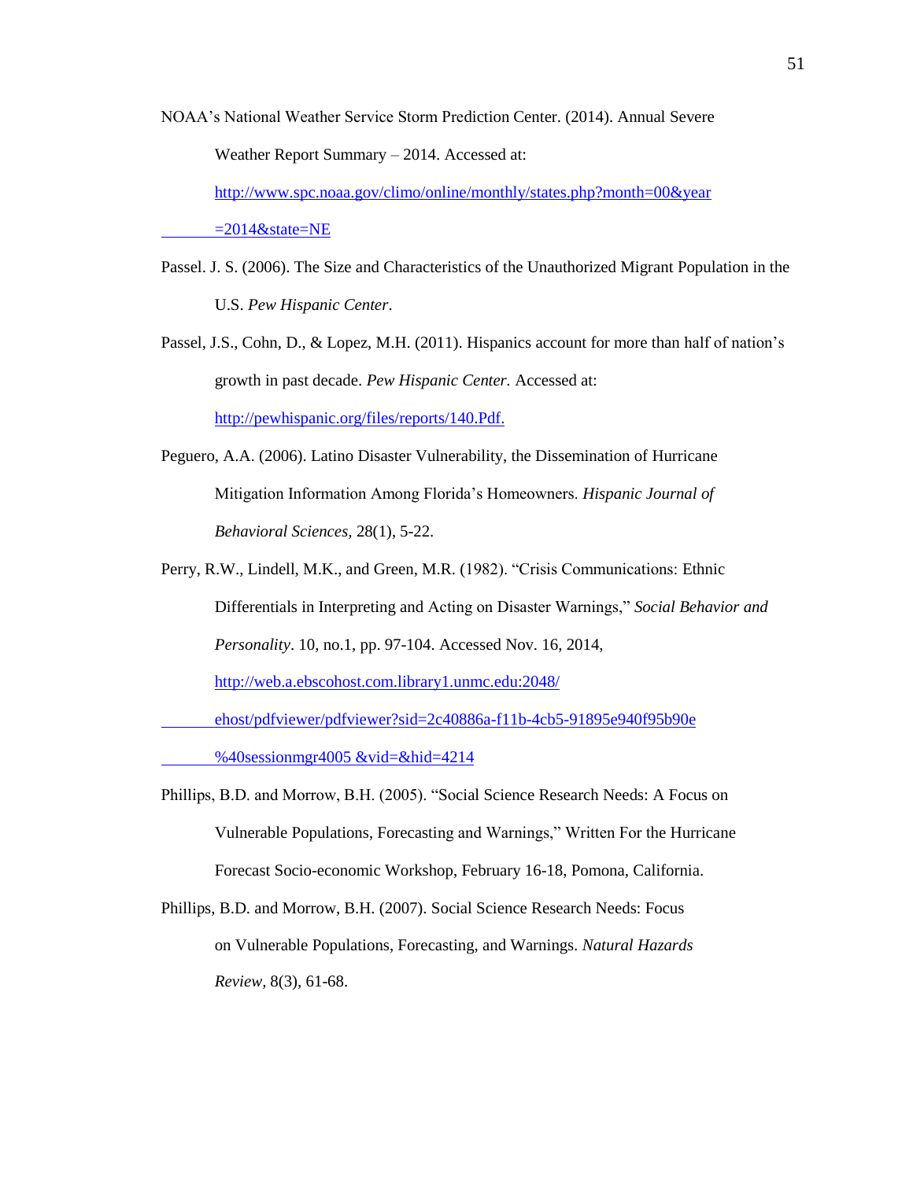NOAA's National Weather Service Storm Prediction Center. (2014). Annual Severe Weather Report Summary – 2014. Accessed at: http://www.spc.noaa.gov/climo/online/monthly/states.php?month=00&year=2014&state=NE

Passel. J. S. (2006). The Size and Characteristics of the Unauthorized Migrant Population in the U.S. *Pew Hispanic Center*.

Passel, J.S., Cohn, D., & Lopez, M.H. (2011). Hispanics account for more than half of nation's growth in past decade. *Pew Hispanic Center.* Accessed at: http://pewhispanic.org/files/reports/140.Pdf.

Peguero, A.A. (2006). Latino Disaster Vulnerability, the Dissemination of Hurricane Mitigation Information Among Florida's Homeowners. *Hispanic Journal of Behavioral Sciences,* 28(1), 5-22.

Perry, R.W., Lindell, M.K., and Green, M.R. (1982). "Crisis Communications: Ethnic Differentials in Interpreting and Acting on Disaster Warnings," *Social Behavior and Personality*. 10, no.1, pp. 97-104. Accessed Nov. 16, 2014, http://web.a.ebscohost.com.library1.unmc.edu:2048/ehost/pdfviewer/pdfviewer?sid=2c40886a-f11b-4cb5-91895e940f95b90e%40sessionmgr4005 &vid=&hid=4214

Phillips, B.D. and Morrow, B.H. (2005). "Social Science Research Needs: A Focus on Vulnerable Populations, Forecasting and Warnings," Written For the Hurricane Forecast Socio-economic Workshop, February 16-18, Pomona, California.

Phillips, B.D. and Morrow, B.H. (2007). Social Science Research Needs: Focus on Vulnerable Populations, Forecasting, and Warnings. *Natural Hazards Review,* 8(3), 61-68.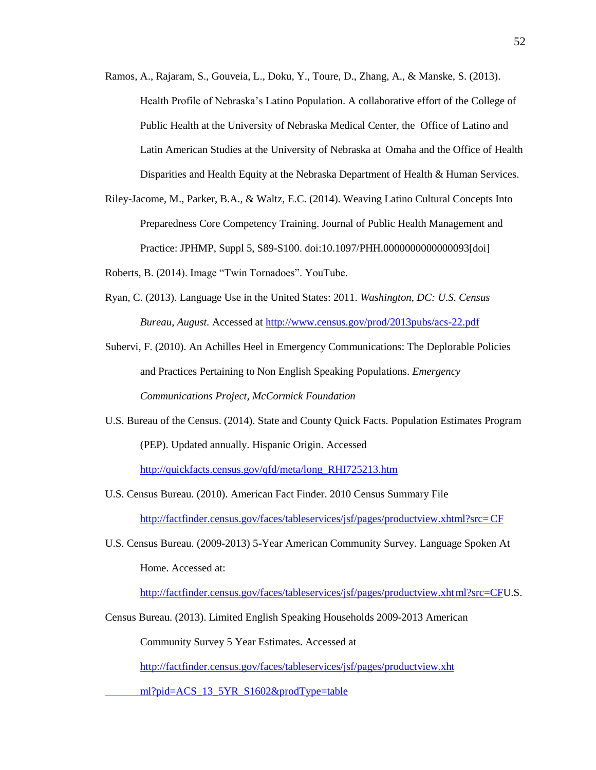Ramos, A., Rajaram, S., Gouveia, L., Doku, Y., Toure, D., Zhang, A., & Manske, S. (2013). Health Profile of Nebraska's Latino Population. A collaborative effort of the College of Public Health at the University of Nebraska Medical Center, the Office of Latino and Latin American Studies at the University of Nebraska at Omaha and the Office of Health Disparities and Health Equity at the Nebraska Department of Health & Human Services.

Riley-Jacome, M., Parker, B.A., & Waltz, E.C. (2014). Weaving Latino Cultural Concepts Into Preparedness Core Competency Training. Journal of Public Health Management and Practice: JPHMP, Suppl 5, S89-S100. doi:10.1097/PHH.0000000000000093[doi]

Roberts, B. (2014). Image "Twin Tornadoes". YouTube.

Ryan, C. (2013). Language Use in the United States: 2011. *Washington, DC: U.S. Census Bureau, August.* Accessed at http://www.census.gov/prod/2013pubs/acs-22.pdf

Subervi, F. (2010). An Achilles Heel in Emergency Communications: The Deplorable Policies and Practices Pertaining to Non English Speaking Populations. *Emergency Communications Project, McCormick Foundation*

U.S. Bureau of the Census. (2014). State and County Quick Facts. Population Estimates Program (PEP). Updated annually. Hispanic Origin. Accessed http://quickfacts.census.gov/qfd/meta/long_RHI725213.htm

U.S. Census Bureau. (2010). American Fact Finder. 2010 Census Summary File http://factfinder.census.gov/faces/tableservices/jsf/pages/productview.xhtml?src= CF

U.S. Census Bureau. (2009-2013) 5-Year American Community Survey. Language Spoken At Home. Accessed at: http://factfinder.census.gov/faces/tableservices/jsf/pages/productview.xhtml?src=CFU.S.

Census Bureau. (2013). Limited English Speaking Households 2009-2013 American Community Survey 5 Year Estimates. Accessed at http://factfinder.census.gov/faces/tableservices/jsf/pages/productview.xhtml?pid=ACS_13_5YR_S1602&prodType=table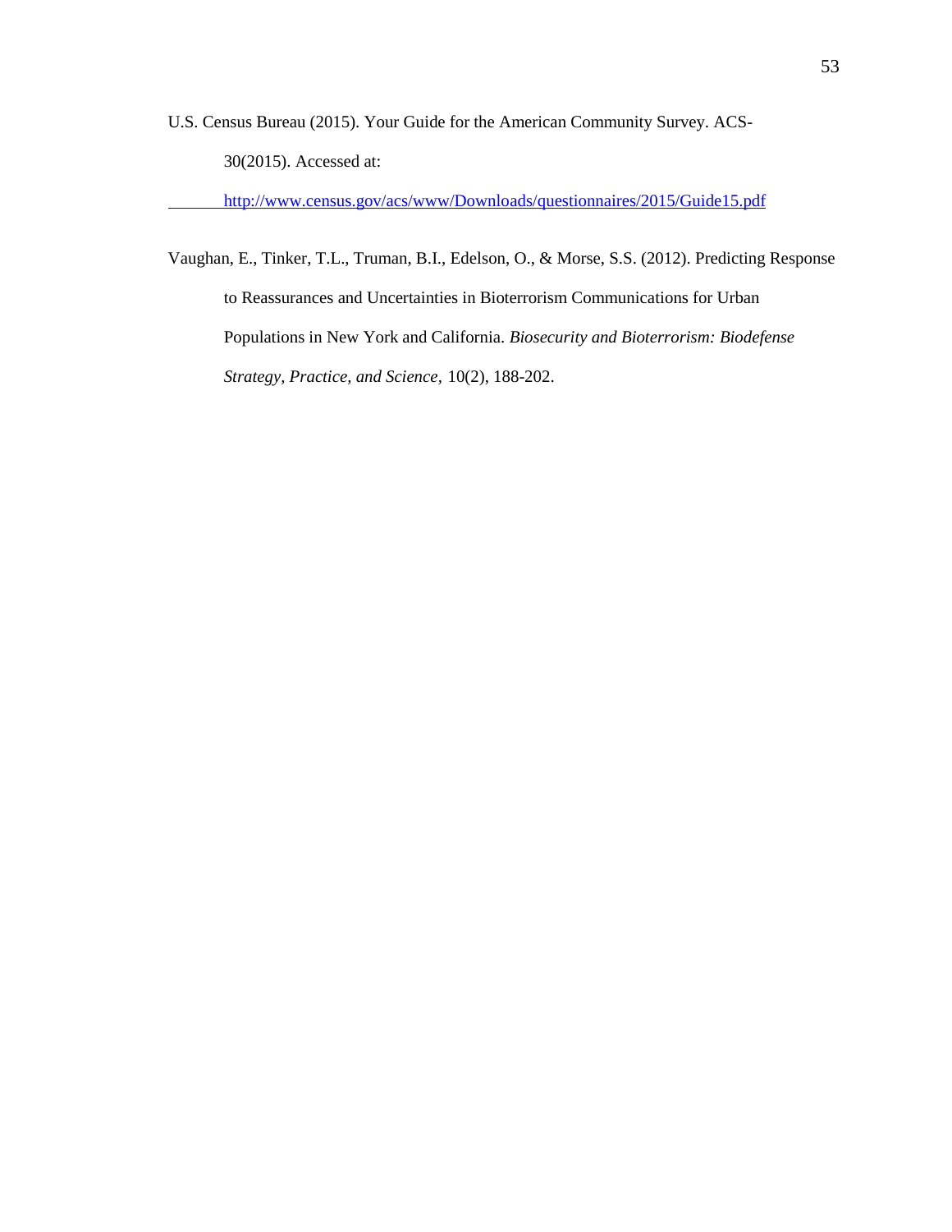U.S. Census Bureau (2015). Your Guide for the American Community Survey. ACS-30(2015). Accessed at: http://www.census.gov/acs/www/Downloads/questionnaires/2015/Guide15.pdf

Vaughan, E., Tinker, T.L., Truman, B.I., Edelson, O., & Morse, S.S. (2012). Predicting Response to Reassurances and Uncertainties in Bioterrorism Communications for Urban Populations in New York and California. *Biosecurity and Bioterrorism: Biodefense Strategy, Practice, and Science*, 10(2), 188-202.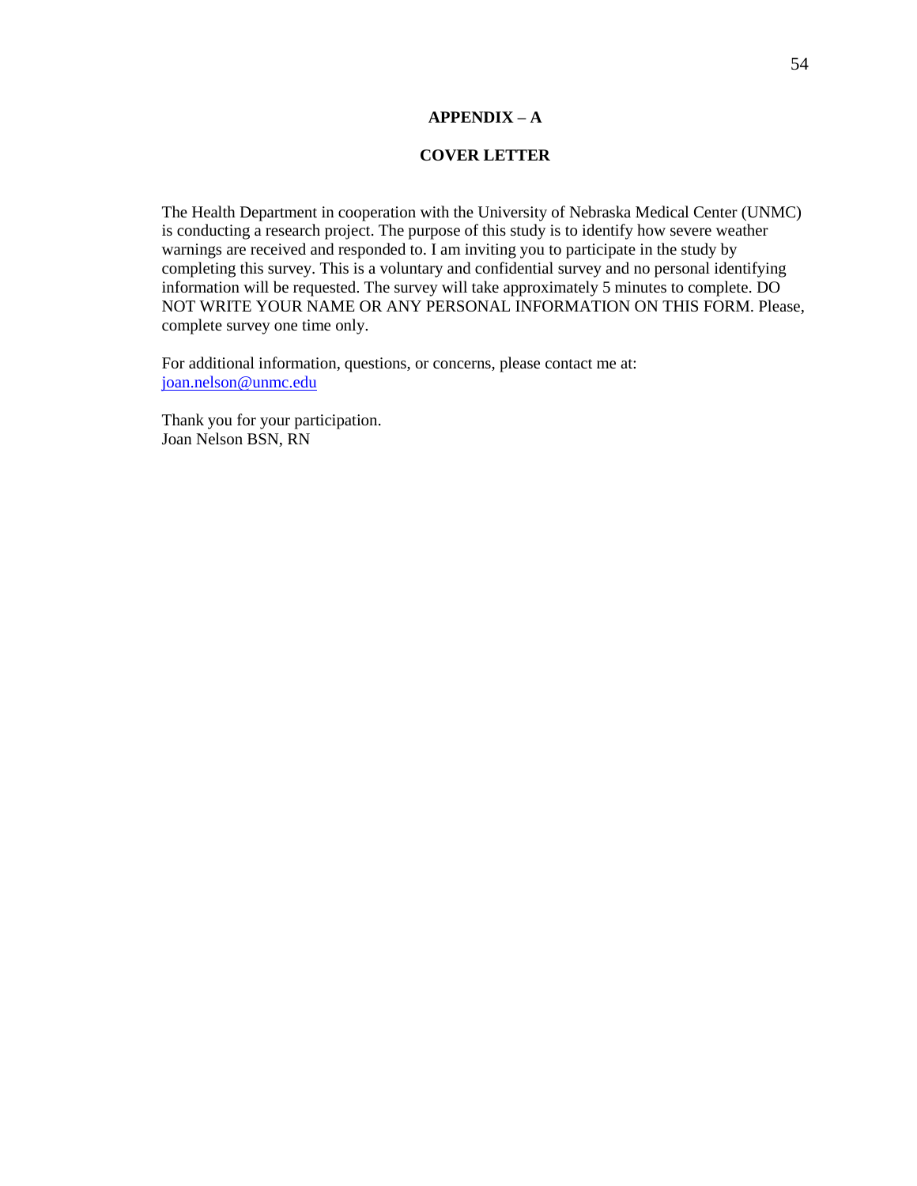# APPENDIX – A

## COVER LETTER

The Health Department in cooperation with the University of Nebraska Medical Center (UNMC) is conducting a research project. The purpose of this study is to identify how severe weather warnings are received and responded to. I am inviting you to participate in the study by completing this survey. This is a voluntary and confidential survey and no personal identifying information will be requested. The survey will take approximately 5 minutes to complete. DO NOT WRITE YOUR NAME OR ANY PERSONAL INFORMATION ON THIS FORM. Please, complete survey one time only.

For additional information, questions, or concerns, please contact me at:
joan.nelson@unmc.edu

Thank you for your participation.
Joan Nelson BSN, RN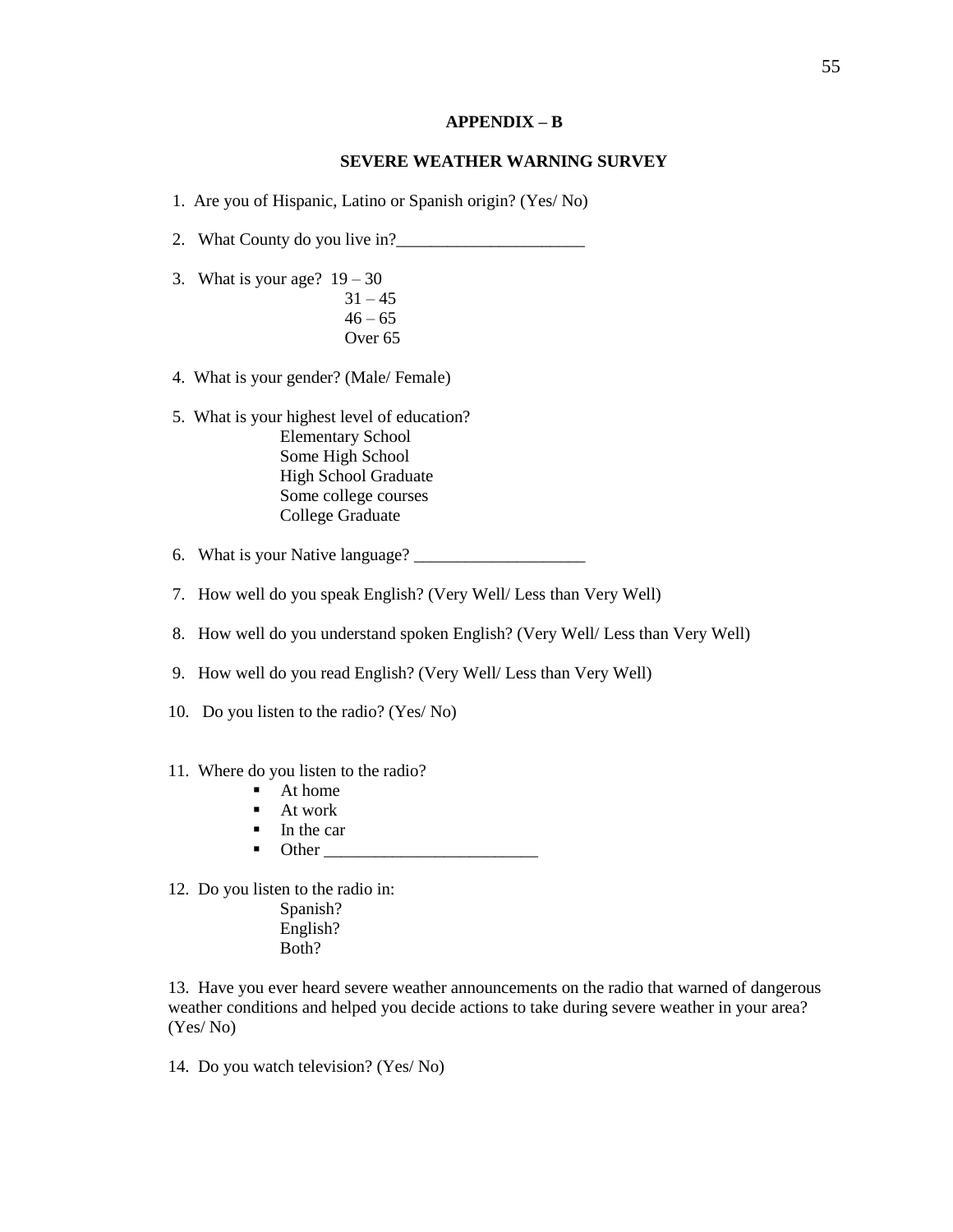# APPENDIX – B

## SEVERE WEATHER WARNING SURVEY

1. Are you of Hispanic, Latino or Spanish origin? (Yes/ No)

2. What County do you live in?______________________

3. What is your age? 19 – 30
   31 – 45
   46 – 65
   Over 65

4. What is your gender? (Male/ Female)

5. What is your highest level of education?
   Elementary School
   Some High School
   High School Graduate
   Some college courses
   College Graduate

6. What is your Native language? ____________________

7. How well do you speak English? (Very Well/ Less than Very Well)

8. How well do you understand spoken English? (Very Well/ Less than Very Well)

9. How well do you read English? (Very Well/ Less than Very Well)

10. Do you listen to the radio? (Yes/ No)

11. Where do you listen to the radio?
    - At home
    - At work
    - In the car
    - Other _________________________

12. Do you listen to the radio in:
    Spanish?
    English?
    Both?

13. Have you ever heard severe weather announcements on the radio that warned of dangerous weather conditions and helped you decide actions to take during severe weather in your area? (Yes/ No)

14. Do you watch television? (Yes/ No)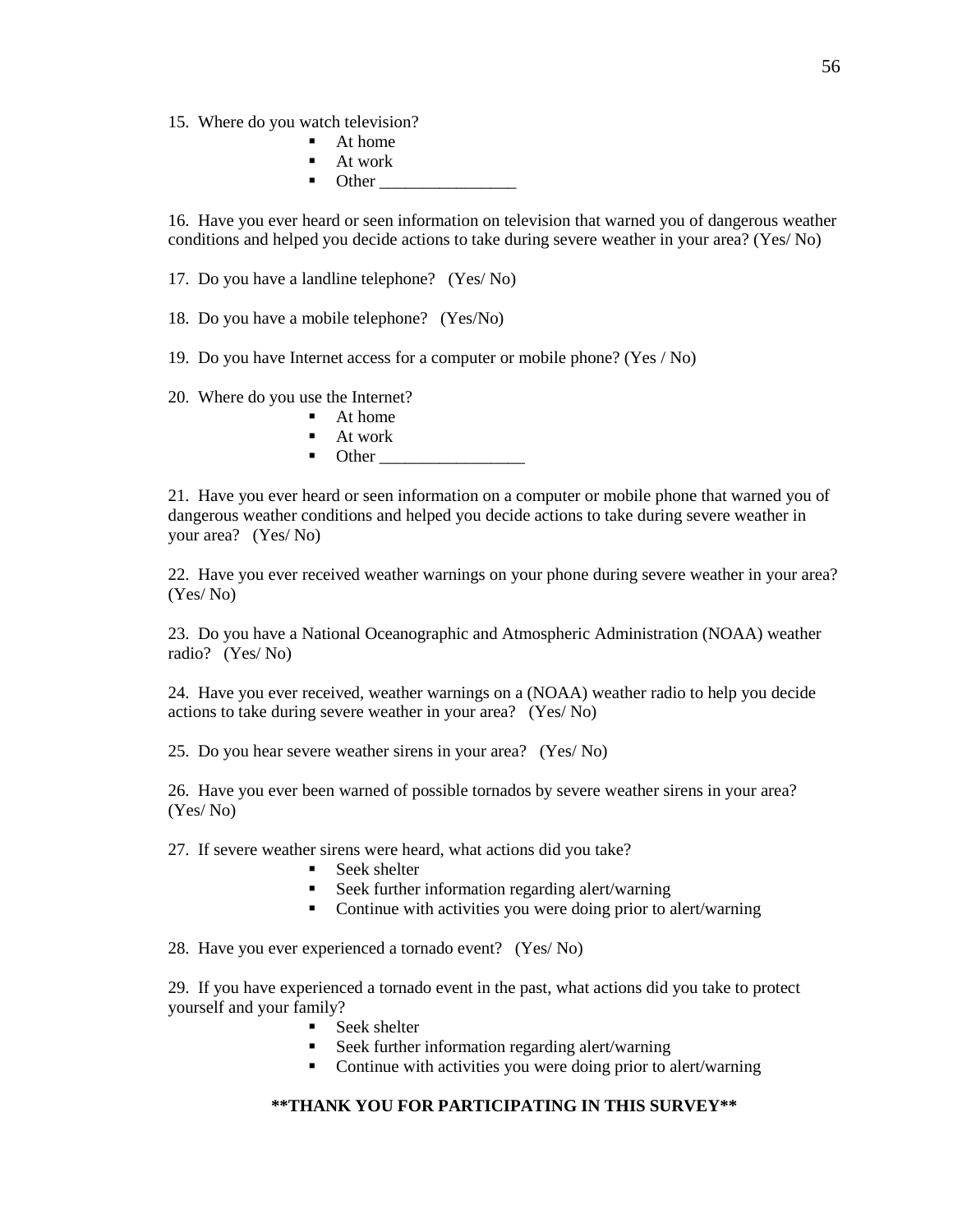15. Where do you watch television?

- At home
- At work
- Other ________________

16. Have you ever heard or seen information on television that warned you of dangerous weather conditions and helped you decide actions to take during severe weather in your area? (Yes/ No)

17. Do you have a landline telephone? (Yes/ No)

18. Do you have a mobile telephone? (Yes/No)

19. Do you have Internet access for a computer or mobile phone? (Yes / No)

20. Where do you use the Internet?

- At home
- At work
- Other _________________

21. Have you ever heard or seen information on a computer or mobile phone that warned you of dangerous weather conditions and helped you decide actions to take during severe weather in your area? (Yes/ No)

22. Have you ever received weather warnings on your phone during severe weather in your area? (Yes/ No)

23. Do you have a National Oceanographic and Atmospheric Administration (NOAA) weather radio? (Yes/ No)

24. Have you ever received, weather warnings on a (NOAA) weather radio to help you decide actions to take during severe weather in your area? (Yes/ No)

25. Do you hear severe weather sirens in your area? (Yes/ No)

26. Have you ever been warned of possible tornados by severe weather sirens in your area? (Yes/ No)

27. If severe weather sirens were heard, what actions did you take?

- Seek shelter
- Seek further information regarding alert/warning
- Continue with activities you were doing prior to alert/warning

28. Have you ever experienced a tornado event? (Yes/ No)

29. If you have experienced a tornado event in the past, what actions did you take to protect yourself and your family?

- Seek shelter
- Seek further information regarding alert/warning
- Continue with activities you were doing prior to alert/warning

**\*\*THANK YOU FOR PARTICIPATING IN THIS SURVEY\*\***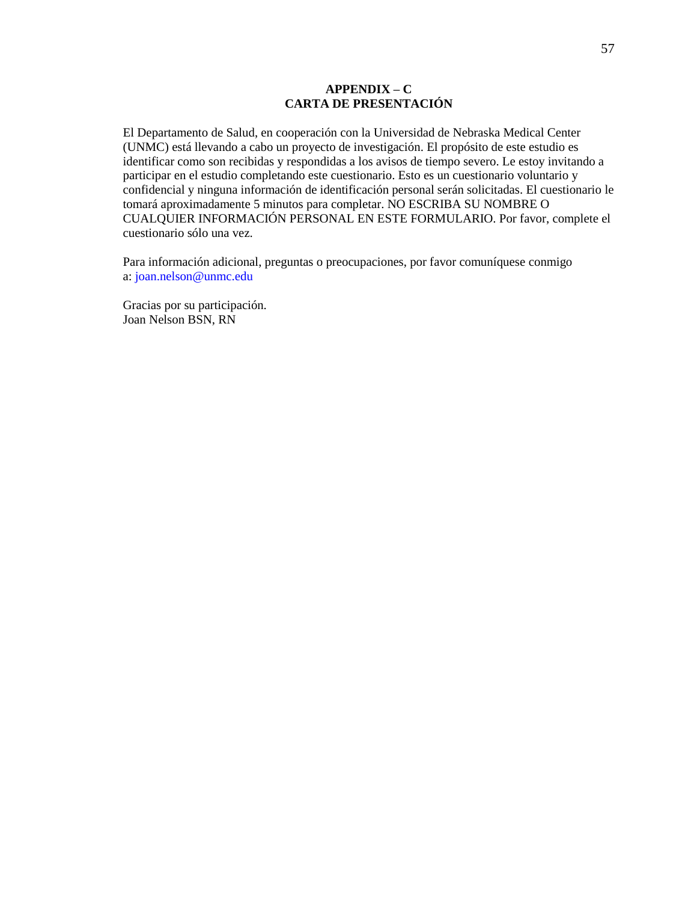# APPENDIX – C
# CARTA DE PRESENTACIÓN

El Departamento de Salud, en cooperación con la Universidad de Nebraska Medical Center (UNMC) está llevando a cabo un proyecto de investigación. El propósito de este estudio es identificar como son recibidas y respondidas a los avisos de tiempo severo. Le estoy invitando a participar en el estudio completando este cuestionario. Esto es un cuestionario voluntario y confidencial y ninguna información de identificación personal serán solicitadas. El cuestionario le tomará aproximadamente 5 minutos para completar. NO ESCRIBA SU NOMBRE O CUALQUIER INFORMACIÓN PERSONAL EN ESTE FORMULARIO. Por favor, complete el cuestionario sólo una vez.

Para información adicional, preguntas o preocupaciones, por favor comuníquese conmigo a: joan.nelson@unmc.edu

Gracias por su participación.
Joan Nelson BSN, RN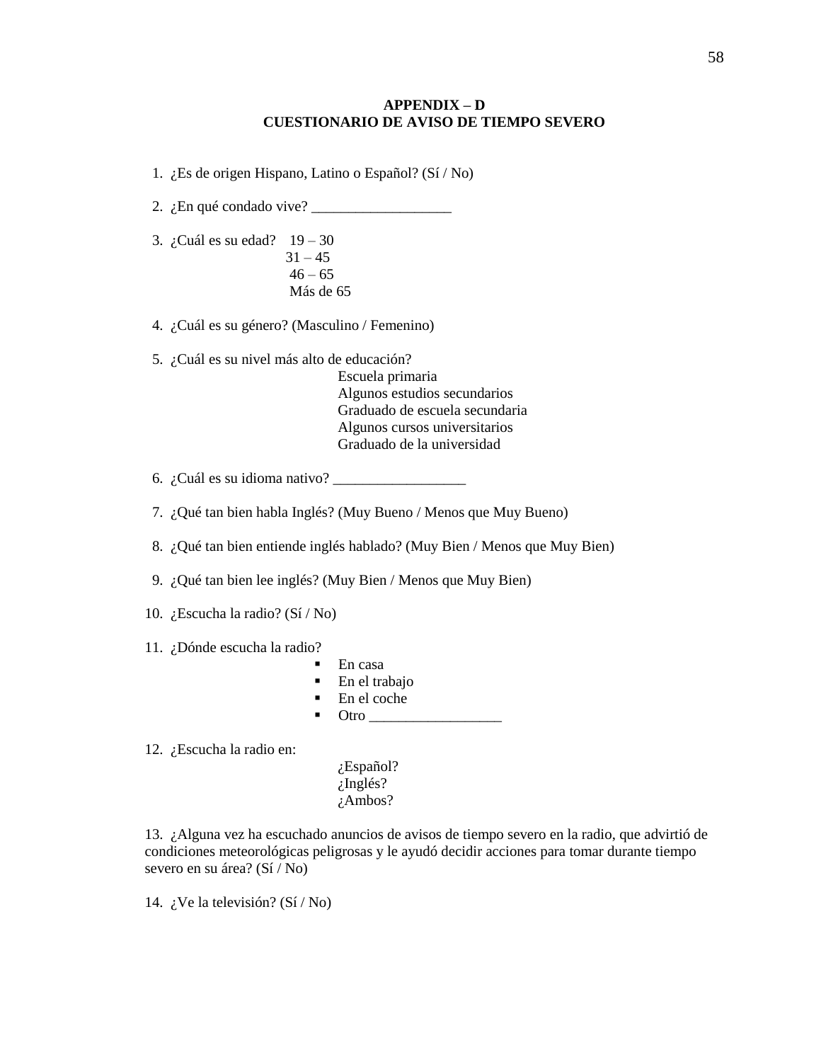# APPENDIX – D
## CUESTIONARIO DE AVISO DE TIEMPO SEVERO

1. ¿Es de origen Hispano, Latino o Español? (Sí / No)

2. ¿En qué condado vive? ___________________

3. ¿Cuál es su edad?
   - 19 – 30
   - 31 – 45
   - 46 – 65
   - Más de 65

4. ¿Cuál es su género? (Masculino / Femenino)

5. ¿Cuál es su nivel más alto de educación?
   - Escuela primaria
   - Algunos estudios secundarios
   - Graduado de escuela secundaria
   - Algunos cursos universitarios
   - Graduado de la universidad

6. ¿Cuál es su idioma nativo? __________________

7. ¿Qué tan bien habla Inglés? (Muy Bueno / Menos que Muy Bueno)

8. ¿Qué tan bien entiende inglés hablado? (Muy Bien / Menos que Muy Bien)

9. ¿Qué tan bien lee inglés? (Muy Bien / Menos que Muy Bien)

10. ¿Escucha la radio? (Sí / No)

11. ¿Dónde escucha la radio?
    - En casa
    - En el trabajo
    - En el coche
    - Otro __________________

12. ¿Escucha la radio en:
    - ¿Español?
    - ¿Inglés?
    - ¿Ambos?

13. ¿Alguna vez ha escuchado anuncios de avisos de tiempo severo en la radio, que advirtió de condiciones meteorológicas peligrosas y le ayudó decidir acciones para tomar durante tiempo severo en su área? (Sí / No)

14. ¿Ve la televisión? (Sí / No)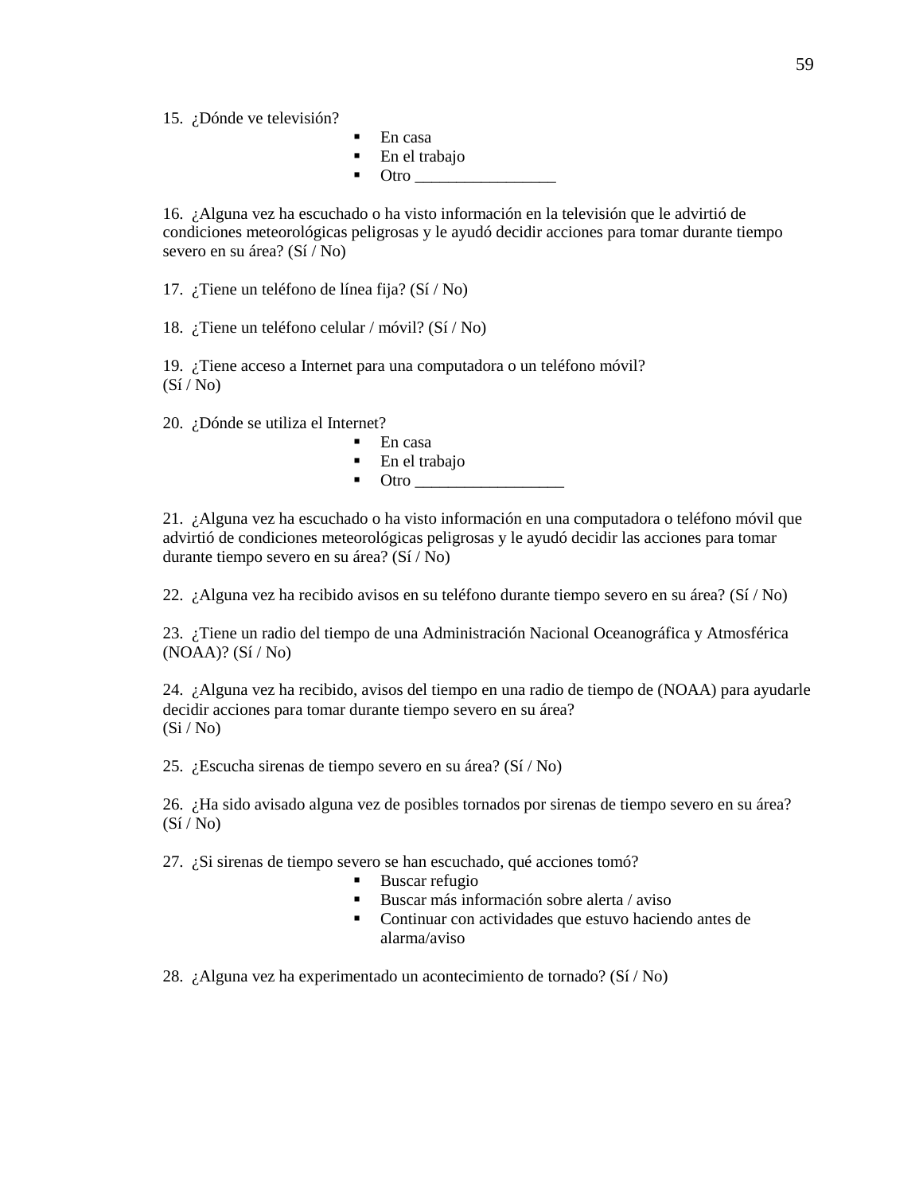15. ¿Dónde ve televisión?

- En casa
- En el trabajo
- Otro _________________

16. ¿Alguna vez ha escuchado o ha visto información en la televisión que le advirtió de condiciones meteorológicas peligrosas y le ayudó decidir acciones para tomar durante tiempo severo en su área? (Sí / No)

17. ¿Tiene un teléfono de línea fija? (Sí / No)

18. ¿Tiene un teléfono celular / móvil? (Sí / No)

19. ¿Tiene acceso a Internet para una computadora o un teléfono móvil? (Sí / No)

20. ¿Dónde se utiliza el Internet?

- En casa
- En el trabajo
- Otro __________________

21. ¿Alguna vez ha escuchado o ha visto información en una computadora o teléfono móvil que advirtió de condiciones meteorológicas peligrosas y le ayudó decidir las acciones para tomar durante tiempo severo en su área? (Sí / No)

22. ¿Alguna vez ha recibido avisos en su teléfono durante tiempo severo en su área? (Sí / No)

23. ¿Tiene un radio del tiempo de una Administración Nacional Oceanográfica y Atmosférica (NOAA)? (Sí / No)

24. ¿Alguna vez ha recibido, avisos del tiempo en una radio de tiempo de (NOAA) para ayudarle decidir acciones para tomar durante tiempo severo en su área? (Si / No)

25. ¿Escucha sirenas de tiempo severo en su área? (Sí / No)

26. ¿Ha sido avisado alguna vez de posibles tornados por sirenas de tiempo severo en su área? (Sí / No)

27. ¿Si sirenas de tiempo severo se han escuchado, qué acciones tomó?

- Buscar refugio
- Buscar más información sobre alerta / aviso
- Continuar con actividades que estuvo haciendo antes de alarma/aviso

28. ¿Alguna vez ha experimentado un acontecimiento de tornado? (Sí / No)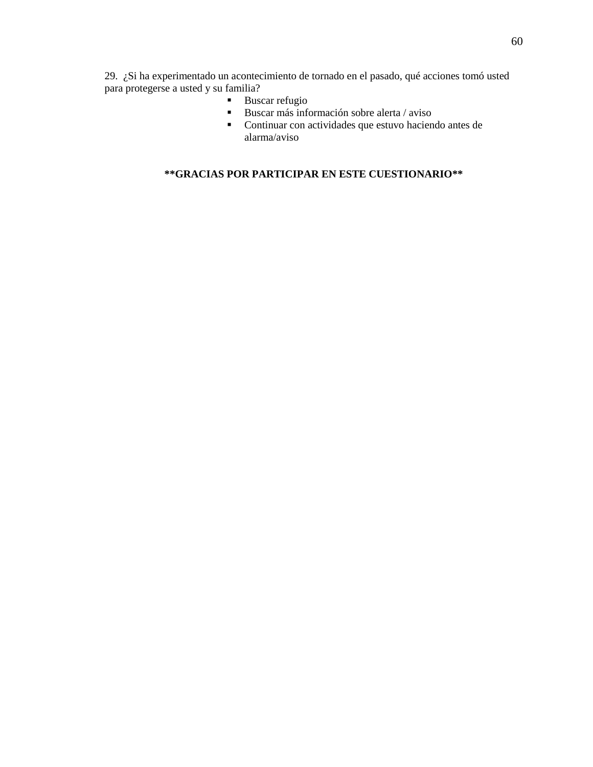29. ¿Si ha experimentado un acontecimiento de tornado en el pasado, qué acciones tomó usted para protegerse a usted y su familia?

- Buscar refugio
- Buscar más información sobre alerta / aviso
- Continuar con actividades que estuvo haciendo antes de alarma/aviso

**\*\*GRACIAS POR PARTICIPAR EN ESTE CUESTIONARIO\*\***